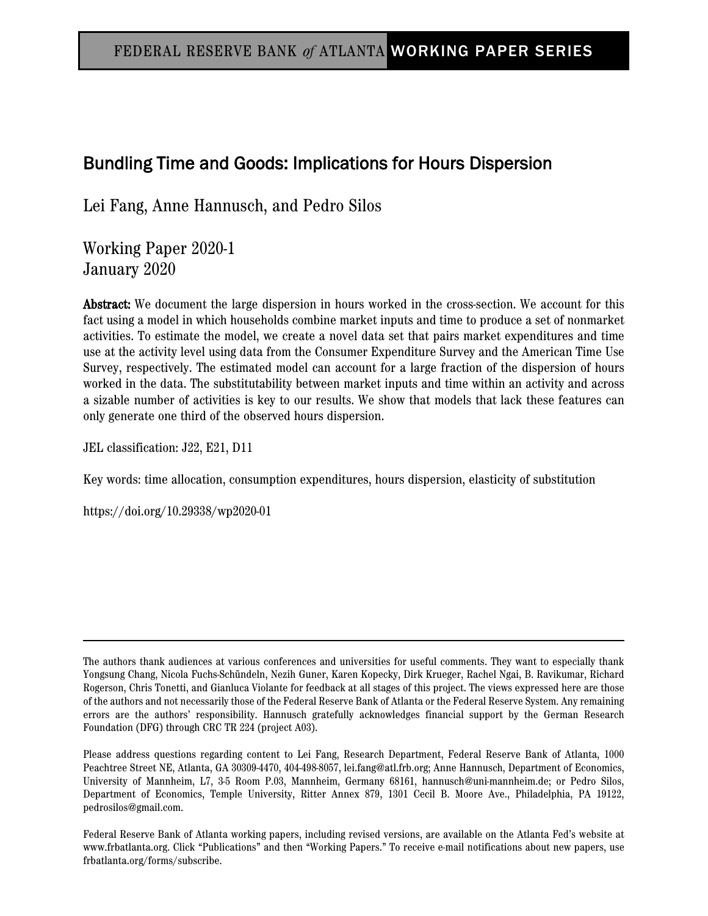FEDERAL RESERVE BANK *of* ATLANTA WORKING PAPER SERIES

# Bundling Time and Goods: Implications for Hours Dispersion

Lei Fang, Anne Hannusch, and Pedro Silos

Working Paper 2020-1
January 2020

**Abstract:** We document the large dispersion in hours worked in the cross-section. We account for this fact using a model in which households combine market inputs and time to produce a set of nonmarket activities. To estimate the model, we create a novel data set that pairs market expenditures and time use at the activity level using data from the Consumer Expenditure Survey and the American Time Use Survey, respectively. The estimated model can account for a large fraction of the dispersion of hours worked in the data. The substitutability between market inputs and time within an activity and across a sizable number of activities is key to our results. We show that models that lack these features can only generate one third of the observed hours dispersion.

JEL classification: J22, E21, D11

Key words: time allocation, consumption expenditures, hours dispersion, elasticity of substitution

https://doi.org/10.29338/wp2020-01

---

The authors thank audiences at various conferences and universities for useful comments. They want to especially thank Yongsung Chang, Nicola Fuchs-Schündeln, Nezih Guner, Karen Kopecky, Dirk Krueger, Rachel Ngai, B. Ravikumar, Richard Rogerson, Chris Tonetti, and Gianluca Violante for feedback at all stages of this project. The views expressed here are those of the authors and not necessarily those of the Federal Reserve Bank of Atlanta or the Federal Reserve System. Any remaining errors are the authors' responsibility. Hannusch gratefully acknowledges financial support by the German Research Foundation (DFG) through CRC TR 224 (project A03).

Please address questions regarding content to Lei Fang, Research Department, Federal Reserve Bank of Atlanta, 1000 Peachtree Street NE, Atlanta, GA 30309-4470, 404-498-8057, lei.fang@atl.frb.org; Anne Hannusch, Department of Economics, University of Mannheim, L7, 3-5 Room P.03, Mannheim, Germany 68161, hannusch@uni-mannheim.de; or Pedro Silos, Department of Economics, Temple University, Ritter Annex 879, 1301 Cecil B. Moore Ave., Philadelphia, PA 19122, pedrosilos@gmail.com.

Federal Reserve Bank of Atlanta working papers, including revised versions, are available on the Atlanta Fed's website at www.frbatlanta.org. Click "Publications" and then "Working Papers." To receive e-mail notifications about new papers, use frbatlanta.org/forms/subscribe.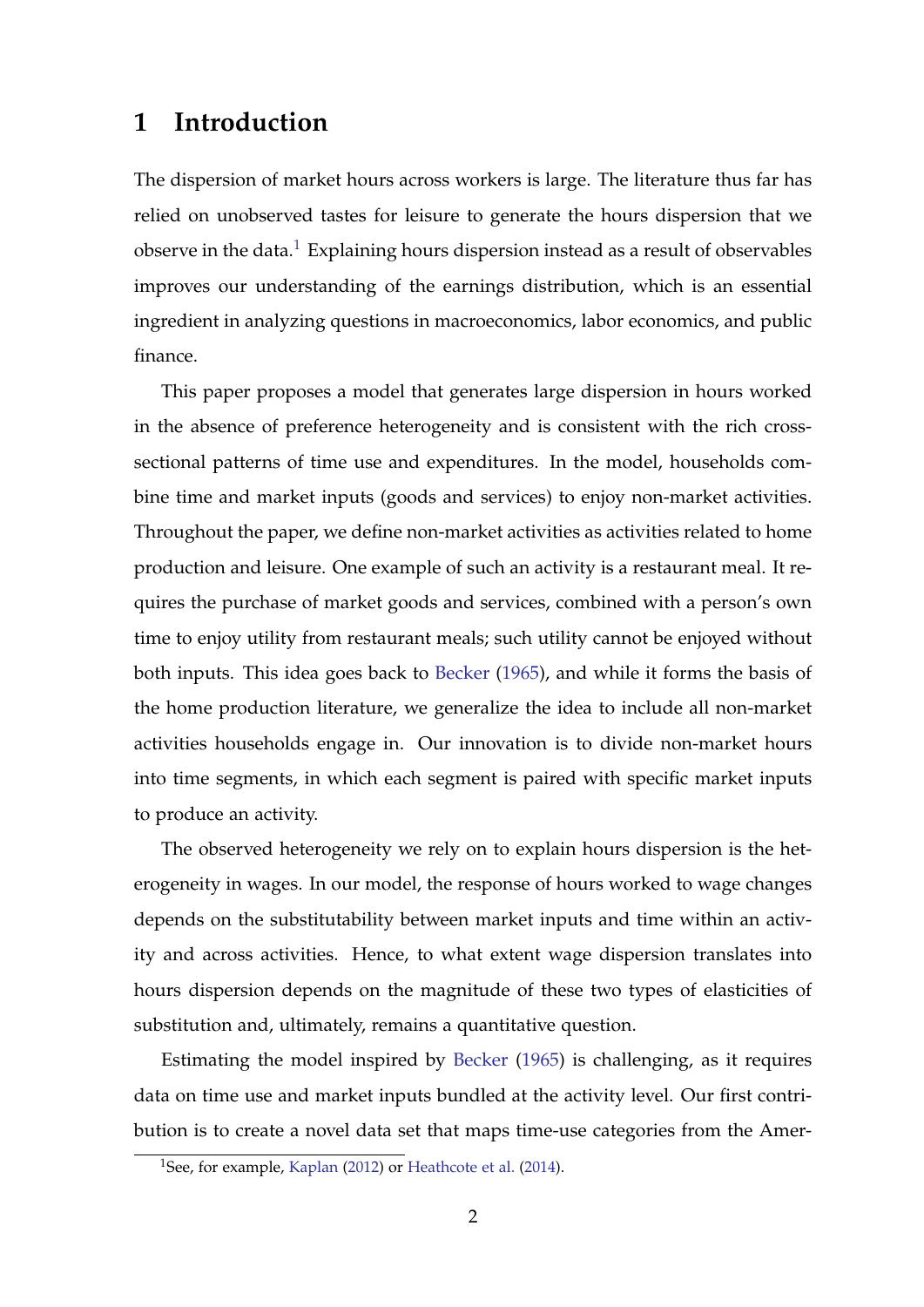# 1 Introduction

The dispersion of market hours across workers is large. The literature thus far has relied on unobserved tastes for leisure to generate the hours dispersion that we observe in the data.[1] Explaining hours dispersion instead as a result of observables improves our understanding of the earnings distribution, which is an essential ingredient in analyzing questions in macroeconomics, labor economics, and public finance.

This paper proposes a model that generates large dispersion in hours worked in the absence of preference heterogeneity and is consistent with the rich cross-sectional patterns of time use and expenditures. In the model, households combine time and market inputs (goods and services) to enjoy non-market activities. Throughout the paper, we define non-market activities as activities related to home production and leisure. One example of such an activity is a restaurant meal. It requires the purchase of market goods and services, combined with a person's own time to enjoy utility from restaurant meals; such utility cannot be enjoyed without both inputs. This idea goes back to Becker (1965), and while it forms the basis of the home production literature, we generalize the idea to include all non-market activities households engage in. Our innovation is to divide non-market hours into time segments, in which each segment is paired with specific market inputs to produce an activity.

The observed heterogeneity we rely on to explain hours dispersion is the heterogeneity in wages. In our model, the response of hours worked to wage changes depends on the substitutability between market inputs and time within an activity and across activities. Hence, to what extent wage dispersion translates into hours dispersion depends on the magnitude of these two types of elasticities of substitution and, ultimately, remains a quantitative question.

Estimating the model inspired by Becker (1965) is challenging, as it requires data on time use and market inputs bundled at the activity level. Our first contribution is to create a novel data set that maps time-use categories from the Amer-

[1] See, for example, Kaplan (2012) or Heathcote et al. (2014).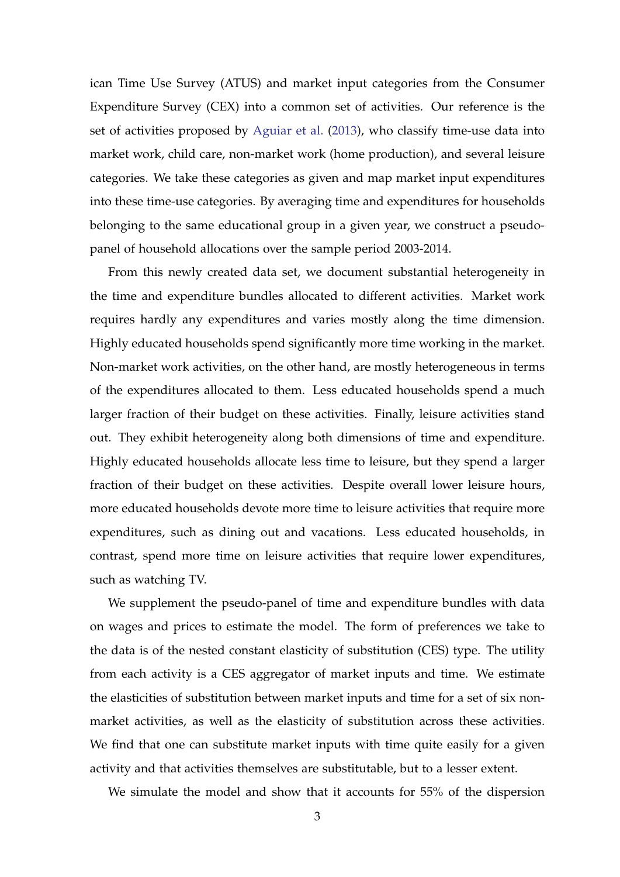ican Time Use Survey (ATUS) and market input categories from the Consumer Expenditure Survey (CEX) into a common set of activities. Our reference is the set of activities proposed by Aguiar et al. (2013), who classify time-use data into market work, child care, non-market work (home production), and several leisure categories. We take these categories as given and map market input expenditures into these time-use categories. By averaging time and expenditures for households belonging to the same educational group in a given year, we construct a pseudo-panel of household allocations over the sample period 2003-2014.

From this newly created data set, we document substantial heterogeneity in the time and expenditure bundles allocated to different activities. Market work requires hardly any expenditures and varies mostly along the time dimension. Highly educated households spend significantly more time working in the market. Non-market work activities, on the other hand, are mostly heterogeneous in terms of the expenditures allocated to them. Less educated households spend a much larger fraction of their budget on these activities. Finally, leisure activities stand out. They exhibit heterogeneity along both dimensions of time and expenditure. Highly educated households allocate less time to leisure, but they spend a larger fraction of their budget on these activities. Despite overall lower leisure hours, more educated households devote more time to leisure activities that require more expenditures, such as dining out and vacations. Less educated households, in contrast, spend more time on leisure activities that require lower expenditures, such as watching TV.

We supplement the pseudo-panel of time and expenditure bundles with data on wages and prices to estimate the model. The form of preferences we take to the data is of the nested constant elasticity of substitution (CES) type. The utility from each activity is a CES aggregator of market inputs and time. We estimate the elasticities of substitution between market inputs and time for a set of six non-market activities, as well as the elasticity of substitution across these activities. We find that one can substitute market inputs with time quite easily for a given activity and that activities themselves are substitutable, but to a lesser extent.

We simulate the model and show that it accounts for 55% of the dispersion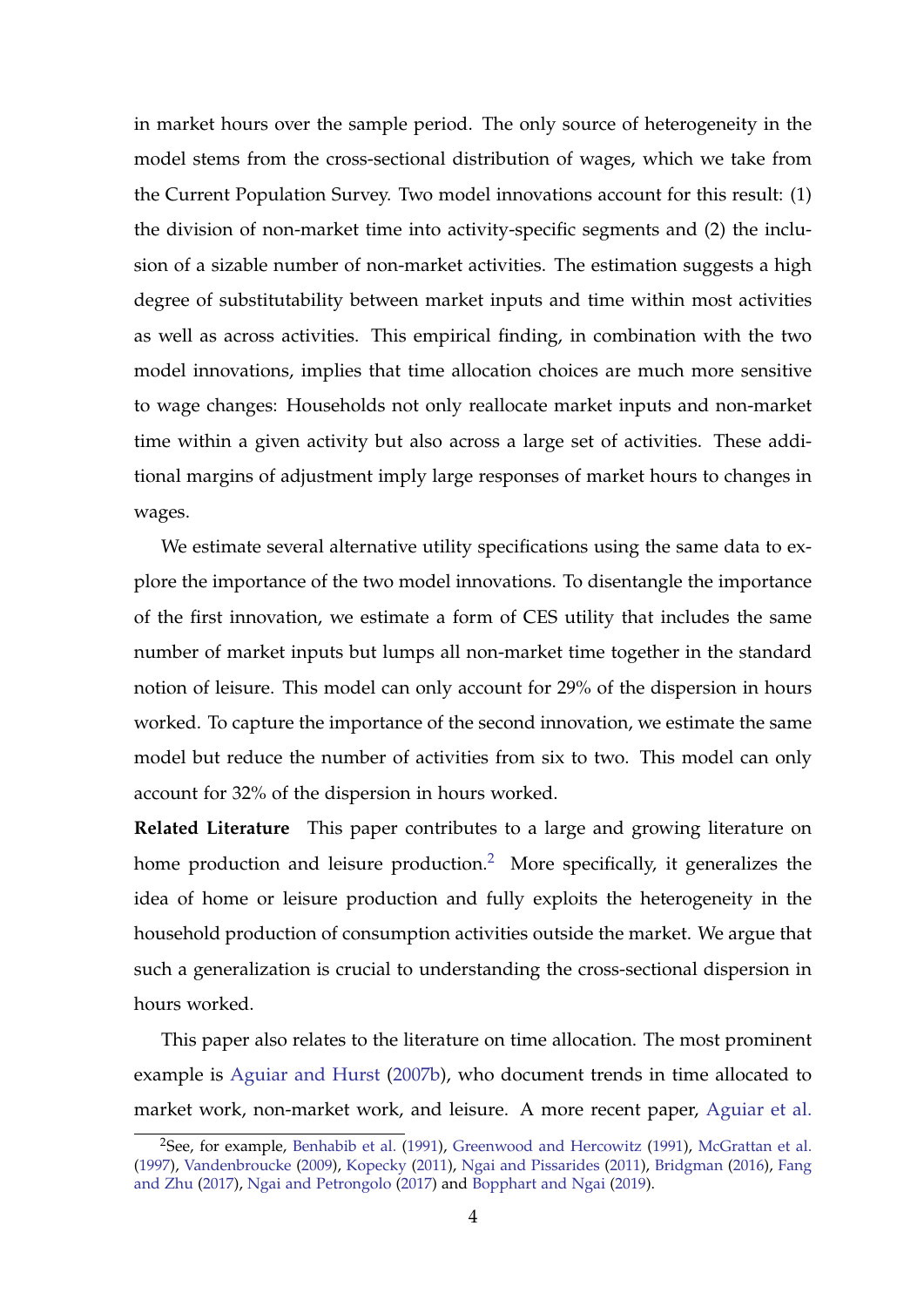in market hours over the sample period. The only source of heterogeneity in the model stems from the cross-sectional distribution of wages, which we take from the Current Population Survey. Two model innovations account for this result: (1) the division of non-market time into activity-specific segments and (2) the inclusion of a sizable number of non-market activities. The estimation suggests a high degree of substitutability between market inputs and time within most activities as well as across activities. This empirical finding, in combination with the two model innovations, implies that time allocation choices are much more sensitive to wage changes: Households not only reallocate market inputs and non-market time within a given activity but also across a large set of activities. These additional margins of adjustment imply large responses of market hours to changes in wages.

We estimate several alternative utility specifications using the same data to explore the importance of the two model innovations. To disentangle the importance of the first innovation, we estimate a form of CES utility that includes the same number of market inputs but lumps all non-market time together in the standard notion of leisure. This model can only account for 29% of the dispersion in hours worked. To capture the importance of the second innovation, we estimate the same model but reduce the number of activities from six to two. This model can only account for 32% of the dispersion in hours worked.

**Related Literature** This paper contributes to a large and growing literature on home production and leisure production.[2] More specifically, it generalizes the idea of home or leisure production and fully exploits the heterogeneity in the household production of consumption activities outside the market. We argue that such a generalization is crucial to understanding the cross-sectional dispersion in hours worked.

This paper also relates to the literature on time allocation. The most prominent example is Aguiar and Hurst (2007b), who document trends in time allocated to market work, non-market work, and leisure. A more recent paper, Aguiar et al.

[2] See, for example, Benhabib et al. (1991), Greenwood and Hercowitz (1991), McGrattan et al. (1997), Vandenbroucke (2009), Kopecky (2011), Ngai and Pissarides (2011), Bridgman (2016), Fang and Zhu (2017), Ngai and Petrongolo (2017) and Bopphart and Ngai (2019).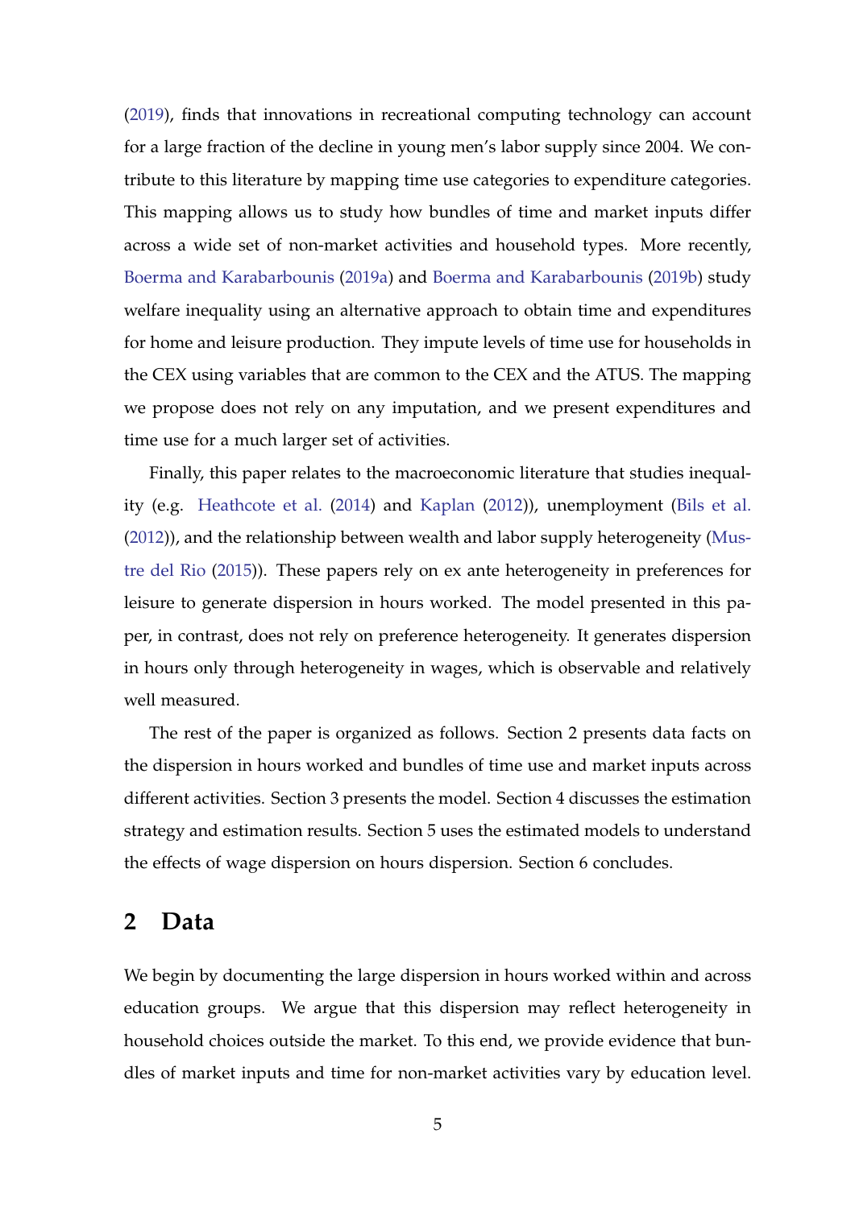(2019), finds that innovations in recreational computing technology can account for a large fraction of the decline in young men's labor supply since 2004. We contribute to this literature by mapping time use categories to expenditure categories. This mapping allows us to study how bundles of time and market inputs differ across a wide set of non-market activities and household types. More recently, Boerma and Karabarbounis (2019a) and Boerma and Karabarbounis (2019b) study welfare inequality using an alternative approach to obtain time and expenditures for home and leisure production. They impute levels of time use for households in the CEX using variables that are common to the CEX and the ATUS. The mapping we propose does not rely on any imputation, and we present expenditures and time use for a much larger set of activities.

Finally, this paper relates to the macroeconomic literature that studies inequality (e.g. Heathcote et al. (2014) and Kaplan (2012)), unemployment (Bils et al. (2012)), and the relationship between wealth and labor supply heterogeneity (Mustre del Rio (2015)). These papers rely on ex ante heterogeneity in preferences for leisure to generate dispersion in hours worked. The model presented in this paper, in contrast, does not rely on preference heterogeneity. It generates dispersion in hours only through heterogeneity in wages, which is observable and relatively well measured.

The rest of the paper is organized as follows. Section 2 presents data facts on the dispersion in hours worked and bundles of time use and market inputs across different activities. Section 3 presents the model. Section 4 discusses the estimation strategy and estimation results. Section 5 uses the estimated models to understand the effects of wage dispersion on hours dispersion. Section 6 concludes.

## 2 Data

We begin by documenting the large dispersion in hours worked within and across education groups. We argue that this dispersion may reflect heterogeneity in household choices outside the market. To this end, we provide evidence that bundles of market inputs and time for non-market activities vary by education level.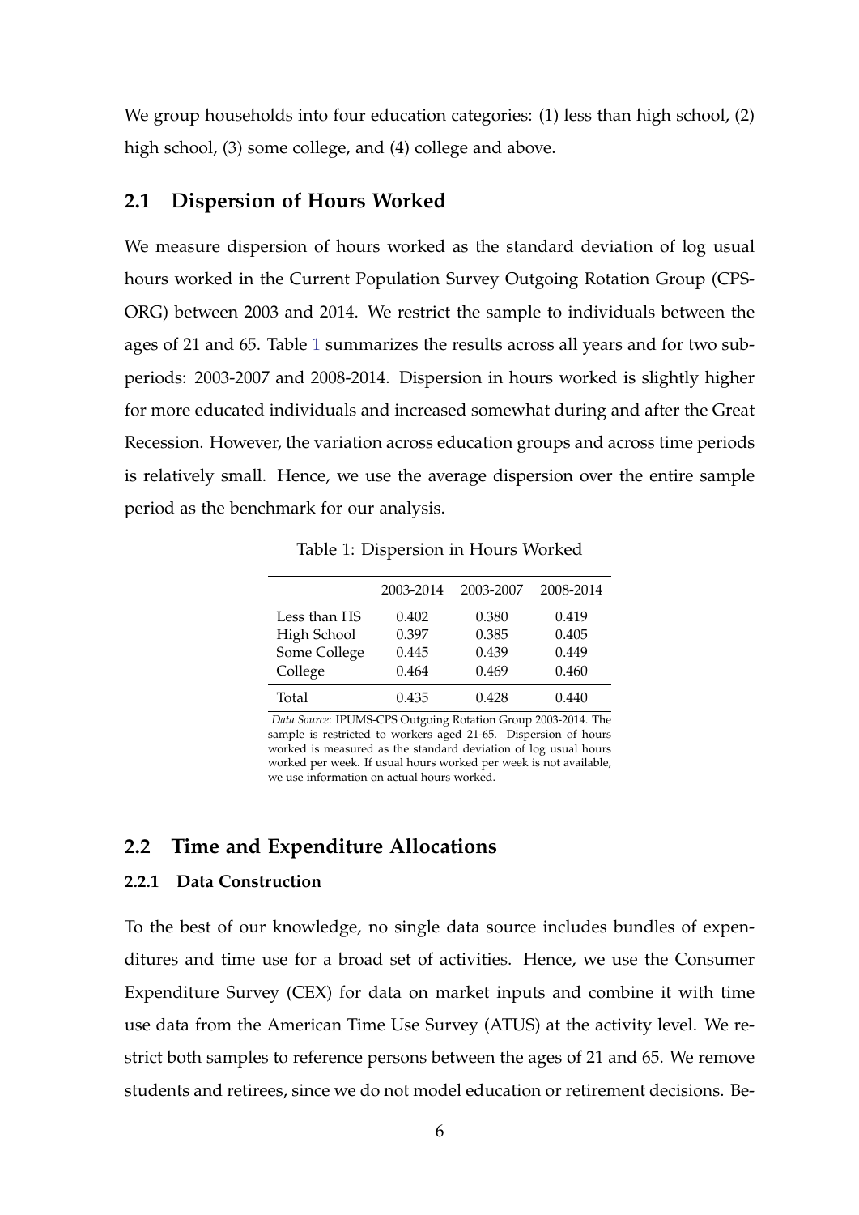We group households into four education categories: (1) less than high school, (2) high school, (3) some college, and (4) college and above.

## 2.1 Dispersion of Hours Worked

We measure dispersion of hours worked as the standard deviation of log usual hours worked in the Current Population Survey Outgoing Rotation Group (CPS-ORG) between 2003 and 2014. We restrict the sample to individuals between the ages of 21 and 65. Table 1 summarizes the results across all years and for two subperiods: 2003-2007 and 2008-2014. Dispersion in hours worked is slightly higher for more educated individuals and increased somewhat during and after the Great Recession. However, the variation across education groups and across time periods is relatively small. Hence, we use the average dispersion over the entire sample period as the benchmark for our analysis.

Table 1: Dispersion in Hours Worked

| | 2003-2014 | 2003-2007 | 2008-2014 |
|---|---|---|---|
| Less than HS | 0.402 | 0.380 | 0.419 |
| High School | 0.397 | 0.385 | 0.405 |
| Some College | 0.445 | 0.439 | 0.449 |
| College | 0.464 | 0.469 | 0.460 |
| Total | 0.435 | 0.428 | 0.440 |

*Data Source*: IPUMS-CPS Outgoing Rotation Group 2003-2014. The sample is restricted to workers aged 21-65. Dispersion of hours worked is measured as the standard deviation of log usual hours worked per week. If usual hours worked per week is not available, we use information on actual hours worked.

## 2.2 Time and Expenditure Allocations

### 2.2.1 Data Construction

To the best of our knowledge, no single data source includes bundles of expenditures and time use for a broad set of activities. Hence, we use the Consumer Expenditure Survey (CEX) for data on market inputs and combine it with time use data from the American Time Use Survey (ATUS) at the activity level. We restrict both samples to reference persons between the ages of 21 and 65. We remove students and retirees, since we do not model education or retirement decisions. Be-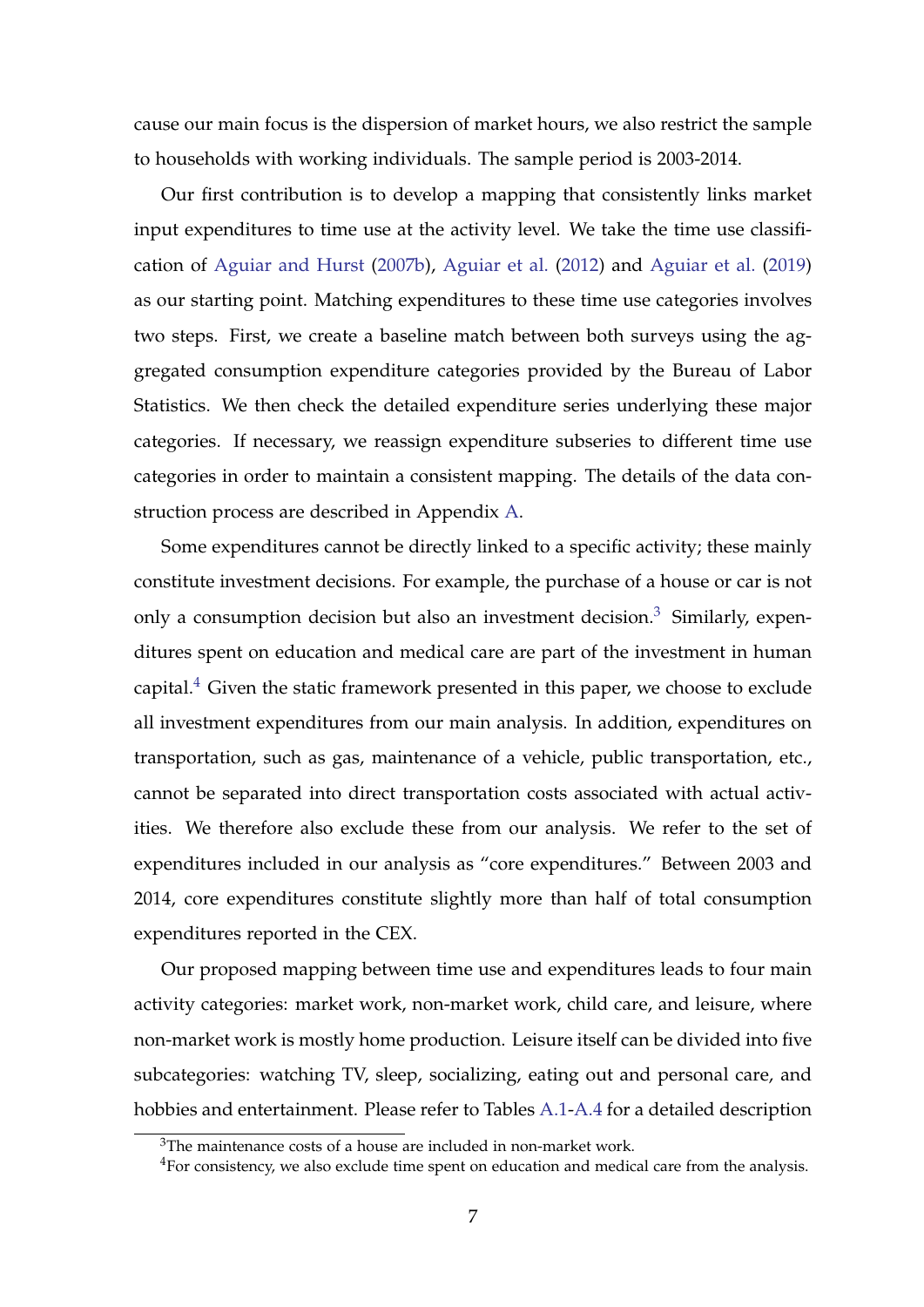cause our main focus is the dispersion of market hours, we also restrict the sample to households with working individuals. The sample period is 2003-2014.

Our first contribution is to develop a mapping that consistently links market input expenditures to time use at the activity level. We take the time use classification of Aguiar and Hurst (2007b), Aguiar et al. (2012) and Aguiar et al. (2019) as our starting point. Matching expenditures to these time use categories involves two steps. First, we create a baseline match between both surveys using the aggregated consumption expenditure categories provided by the Bureau of Labor Statistics. We then check the detailed expenditure series underlying these major categories. If necessary, we reassign expenditure subseries to different time use categories in order to maintain a consistent mapping. The details of the data construction process are described in Appendix A.

Some expenditures cannot be directly linked to a specific activity; these mainly constitute investment decisions. For example, the purchase of a house or car is not only a consumption decision but also an investment decision.[3] Similarly, expenditures spent on education and medical care are part of the investment in human capital.[4] Given the static framework presented in this paper, we choose to exclude all investment expenditures from our main analysis. In addition, expenditures on transportation, such as gas, maintenance of a vehicle, public transportation, etc., cannot be separated into direct transportation costs associated with actual activities. We therefore also exclude these from our analysis. We refer to the set of expenditures included in our analysis as "core expenditures." Between 2003 and 2014, core expenditures constitute slightly more than half of total consumption expenditures reported in the CEX.

Our proposed mapping between time use and expenditures leads to four main activity categories: market work, non-market work, child care, and leisure, where non-market work is mostly home production. Leisure itself can be divided into five subcategories: watching TV, sleep, socializing, eating out and personal care, and hobbies and entertainment. Please refer to Tables A.1-A.4 for a detailed description

[3] The maintenance costs of a house are included in non-market work.

[4] For consistency, we also exclude time spent on education and medical care from the analysis.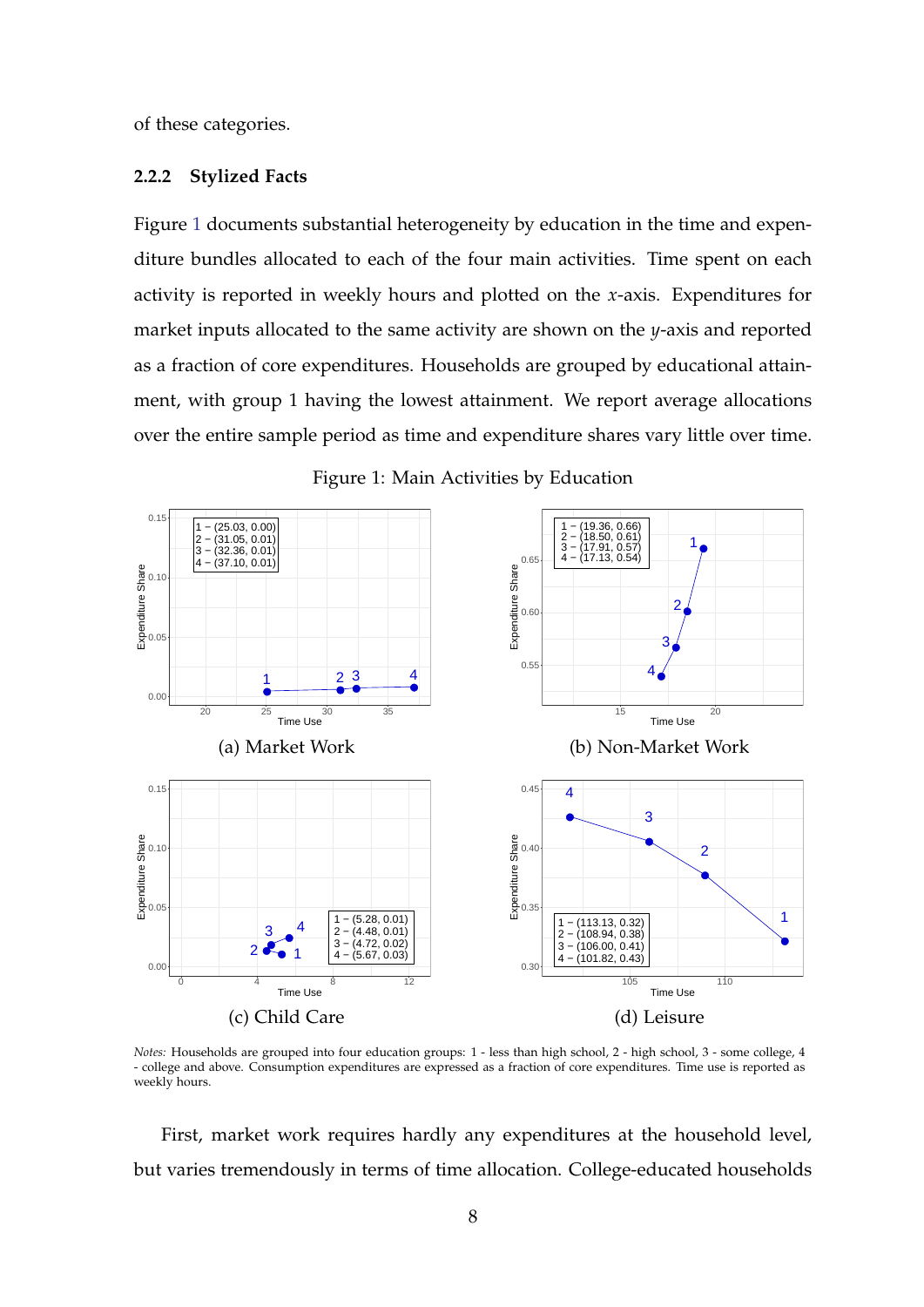of these categories.

### 2.2.2 Stylized Facts

Figure 1 documents substantial heterogeneity by education in the time and expenditure bundles allocated to each of the four main activities. Time spent on each activity is reported in weekly hours and plotted on the $x$-axis. Expenditures for market inputs allocated to the same activity are shown on the $y$-axis and reported as a fraction of core expenditures. Households are grouped by educational attainment, with group 1 having the lowest attainment. We report average allocations over the entire sample period as time and expenditure shares vary little over time.

Figure 1: Main Activities by Education

(a) Market Work

| Group | (Time Use, Expenditure Share) |
|---|---|
| 1 | (25.03, 0.00) |
| 2 | (31.05, 0.01) |
| 3 | (32.36, 0.01) |
| 4 | (37.10, 0.01) |

(b) Non-Market Work

| Group | (Time Use, Expenditure Share) |
|---|---|
| 1 | (19.36, 0.66) |
| 2 | (18.50, 0.61) |
| 3 | (17.91, 0.57) |
| 4 | (17.13, 0.54) |

(c) Child Care

| Group | (Time Use, Expenditure Share) |
|---|---|
| 1 | (5.28, 0.01) |
| 2 | (4.48, 0.01) |
| 3 | (4.72, 0.02) |
| 4 | (5.67, 0.03) |

(d) Leisure

| Group | (Time Use, Expenditure Share) |
|---|---|
| 1 | (113.13, 0.32) |
| 2 | (108.94, 0.38) |
| 3 | (106.00, 0.41) |
| 4 | (101.82, 0.43) |

*Notes:* Households are grouped into four education groups: 1 - less than high school, 2 - high school, 3 - some college, 4 - college and above. Consumption expenditures are expressed as a fraction of core expenditures. Time use is reported as weekly hours.

First, market work requires hardly any expenditures at the household level, but varies tremendously in terms of time allocation. College-educated households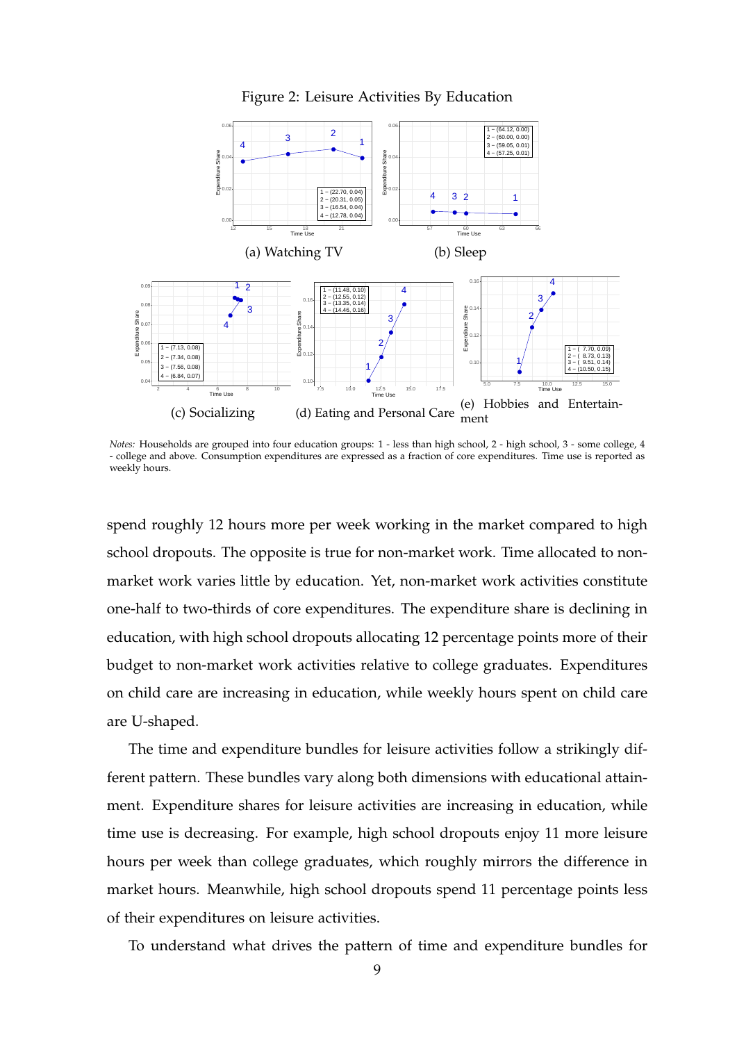Figure 2: Leisure Activities By Education

(a) Watching TV

(b) Sleep

(c) Socializing

(d) Eating and Personal Care

(e) Hobbies and Entertainment

*Notes:* Households are grouped into four education groups: 1 - less than high school, 2 - high school, 3 - some college, 4 - college and above. Consumption expenditures are expressed as a fraction of core expenditures. Time use is reported as weekly hours.

spend roughly 12 hours more per week working in the market compared to high school dropouts. The opposite is true for non-market work. Time allocated to non-market work varies little by education. Yet, non-market work activities constitute one-half to two-thirds of core expenditures. The expenditure share is declining in education, with high school dropouts allocating 12 percentage points more of their budget to non-market work activities relative to college graduates. Expenditures on child care are increasing in education, while weekly hours spent on child care are U-shaped.

The time and expenditure bundles for leisure activities follow a strikingly different pattern. These bundles vary along both dimensions with educational attainment. Expenditure shares for leisure activities are increasing in education, while time use is decreasing. For example, high school dropouts enjoy 11 more leisure hours per week than college graduates, which roughly mirrors the difference in market hours. Meanwhile, high school dropouts spend 11 percentage points less of their expenditures on leisure activities.

To understand what drives the pattern of time and expenditure bundles for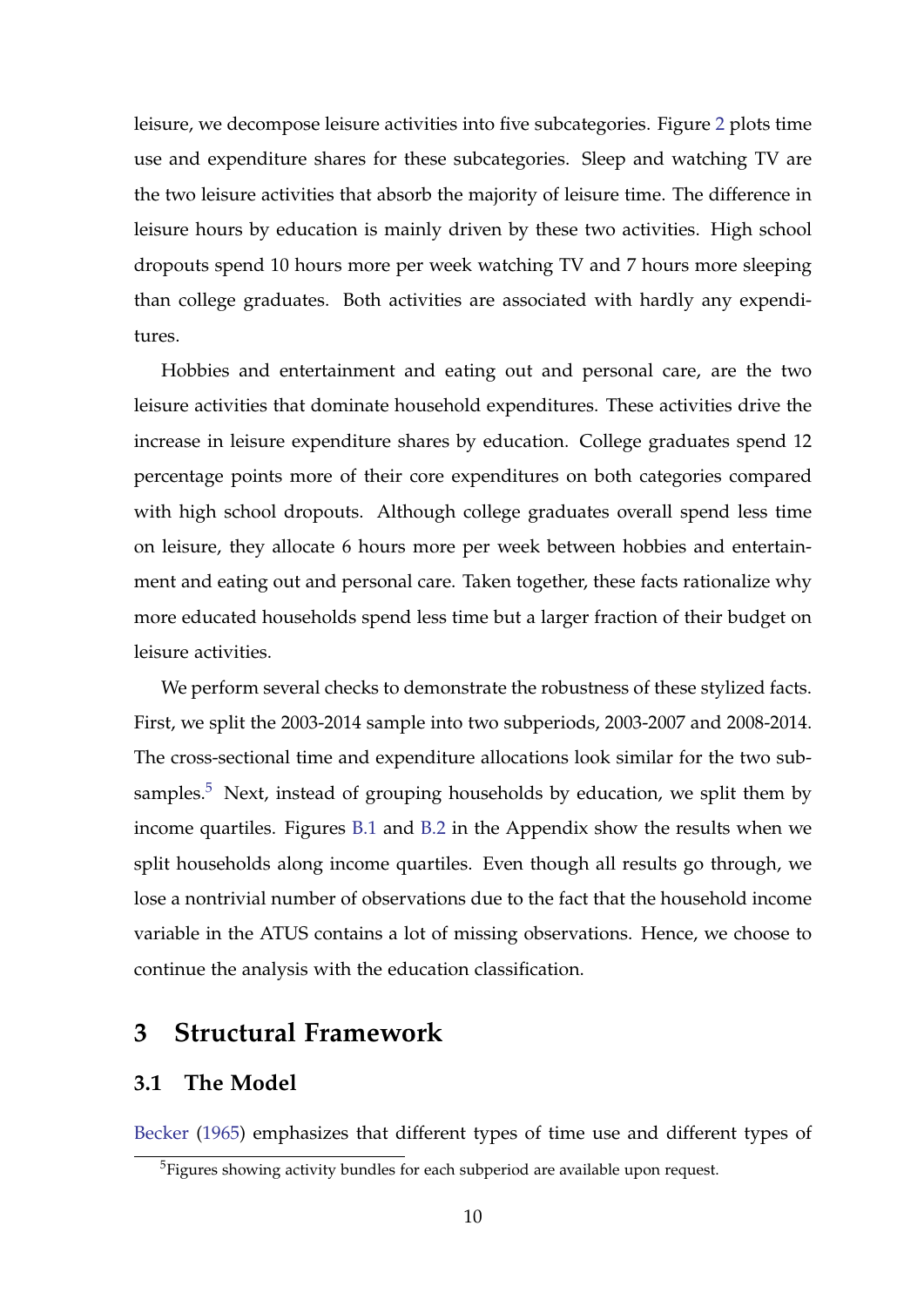leisure, we decompose leisure activities into five subcategories. Figure 2 plots time use and expenditure shares for these subcategories. Sleep and watching TV are the two leisure activities that absorb the majority of leisure time. The difference in leisure hours by education is mainly driven by these two activities. High school dropouts spend 10 hours more per week watching TV and 7 hours more sleeping than college graduates. Both activities are associated with hardly any expenditures.

Hobbies and entertainment and eating out and personal care, are the two leisure activities that dominate household expenditures. These activities drive the increase in leisure expenditure shares by education. College graduates spend 12 percentage points more of their core expenditures on both categories compared with high school dropouts. Although college graduates overall spend less time on leisure, they allocate 6 hours more per week between hobbies and entertainment and eating out and personal care. Taken together, these facts rationalize why more educated households spend less time but a larger fraction of their budget on leisure activities.

We perform several checks to demonstrate the robustness of these stylized facts. First, we split the 2003-2014 sample into two subperiods, 2003-2007 and 2008-2014. The cross-sectional time and expenditure allocations look similar for the two subsamples.[5] Next, instead of grouping households by education, we split them by income quartiles. Figures B.1 and B.2 in the Appendix show the results when we split households along income quartiles. Even though all results go through, we lose a nontrivial number of observations due to the fact that the household income variable in the ATUS contains a lot of missing observations. Hence, we choose to continue the analysis with the education classification.

## 3 Structural Framework

### 3.1 The Model

Becker (1965) emphasizes that different types of time use and different types of

[5] Figures showing activity bundles for each subperiod are available upon request.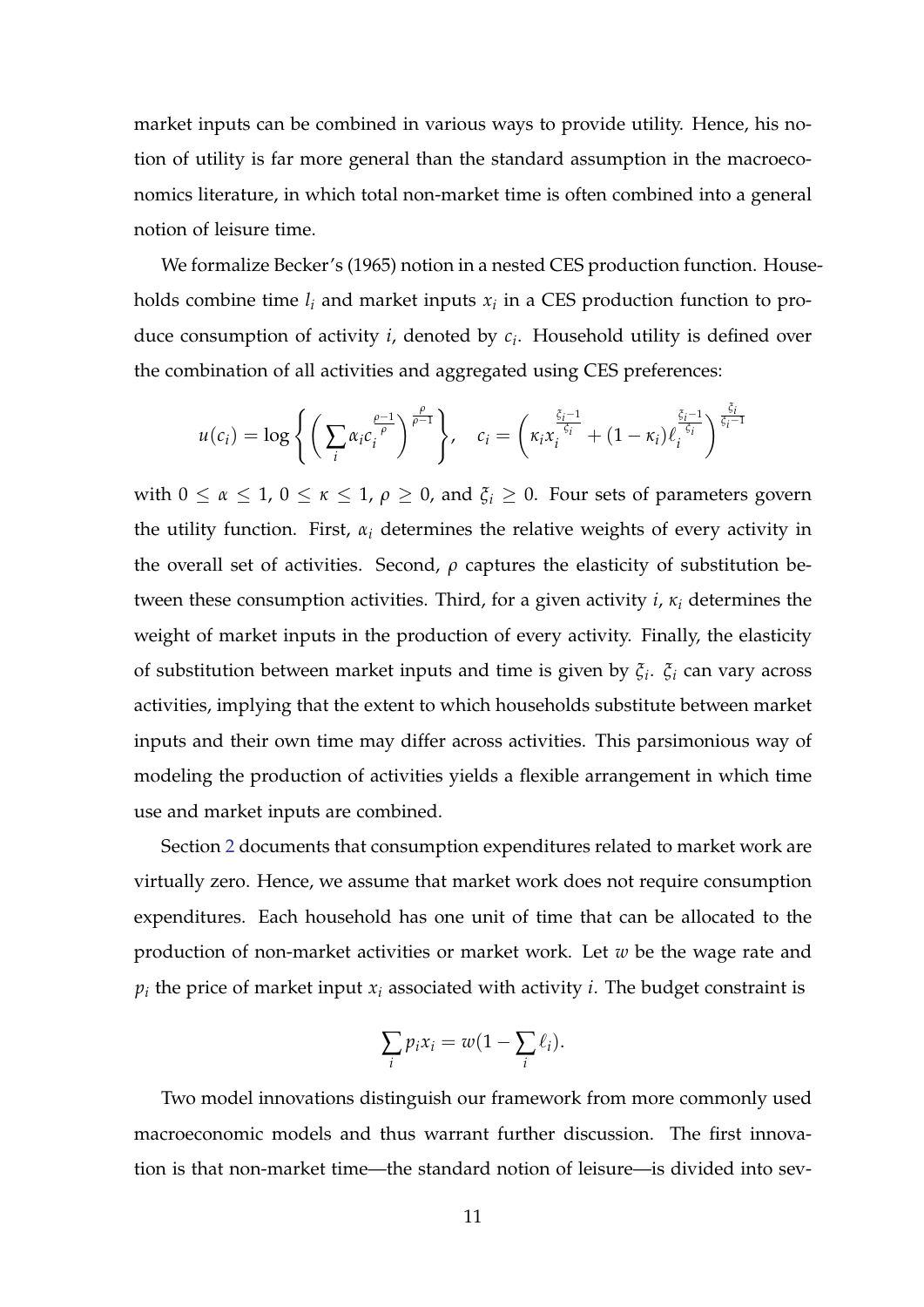market inputs can be combined in various ways to provide utility. Hence, his notion of utility is far more general than the standard assumption in the macroeconomics literature, in which total non-market time is often combined into a general notion of leisure time.

We formalize Becker's (1965) notion in a nested CES production function. Households combine time $l_i$ and market inputs $x_i$ in a CES production function to produce consumption of activity $i$, denoted by $c_i$. Household utility is defined over the combination of all activities and aggregated using CES preferences:

$$u(c_i) = \log \left\{ \left( \sum_i \alpha_i c_i^{\frac{\rho-1}{\rho}} \right)^{\frac{\rho}{\rho-1}} \right\}, \quad c_i = \left( \kappa_i x_i^{\frac{\xi_i-1}{\xi_i}} + (1-\kappa_i) \ell_i^{\frac{\xi_i-1}{\xi_i}} \right)^{\frac{\xi_i}{\xi_i-1}}$$

with $0 \leq \alpha \leq 1$, $0 \leq \kappa \leq 1$, $\rho \geq 0$, and $\xi_i \geq 0$. Four sets of parameters govern the utility function. First, $\alpha_i$ determines the relative weights of every activity in the overall set of activities. Second, $\rho$ captures the elasticity of substitution between these consumption activities. Third, for a given activity $i$, $\kappa_i$ determines the weight of market inputs in the production of every activity. Finally, the elasticity of substitution between market inputs and time is given by $\xi_i$. $\xi_i$ can vary across activities, implying that the extent to which households substitute between market inputs and their own time may differ across activities. This parsimonious way of modeling the production of activities yields a flexible arrangement in which time use and market inputs are combined.

Section 2 documents that consumption expenditures related to market work are virtually zero. Hence, we assume that market work does not require consumption expenditures. Each household has one unit of time that can be allocated to the production of non-market activities or market work. Let $w$ be the wage rate and $p_i$ the price of market input $x_i$ associated with activity $i$. The budget constraint is

$$\sum_i p_i x_i = w(1 - \sum_i \ell_i).$$

Two model innovations distinguish our framework from more commonly used macroeconomic models and thus warrant further discussion. The first innovation is that non-market time—the standard notion of leisure—is divided into sev-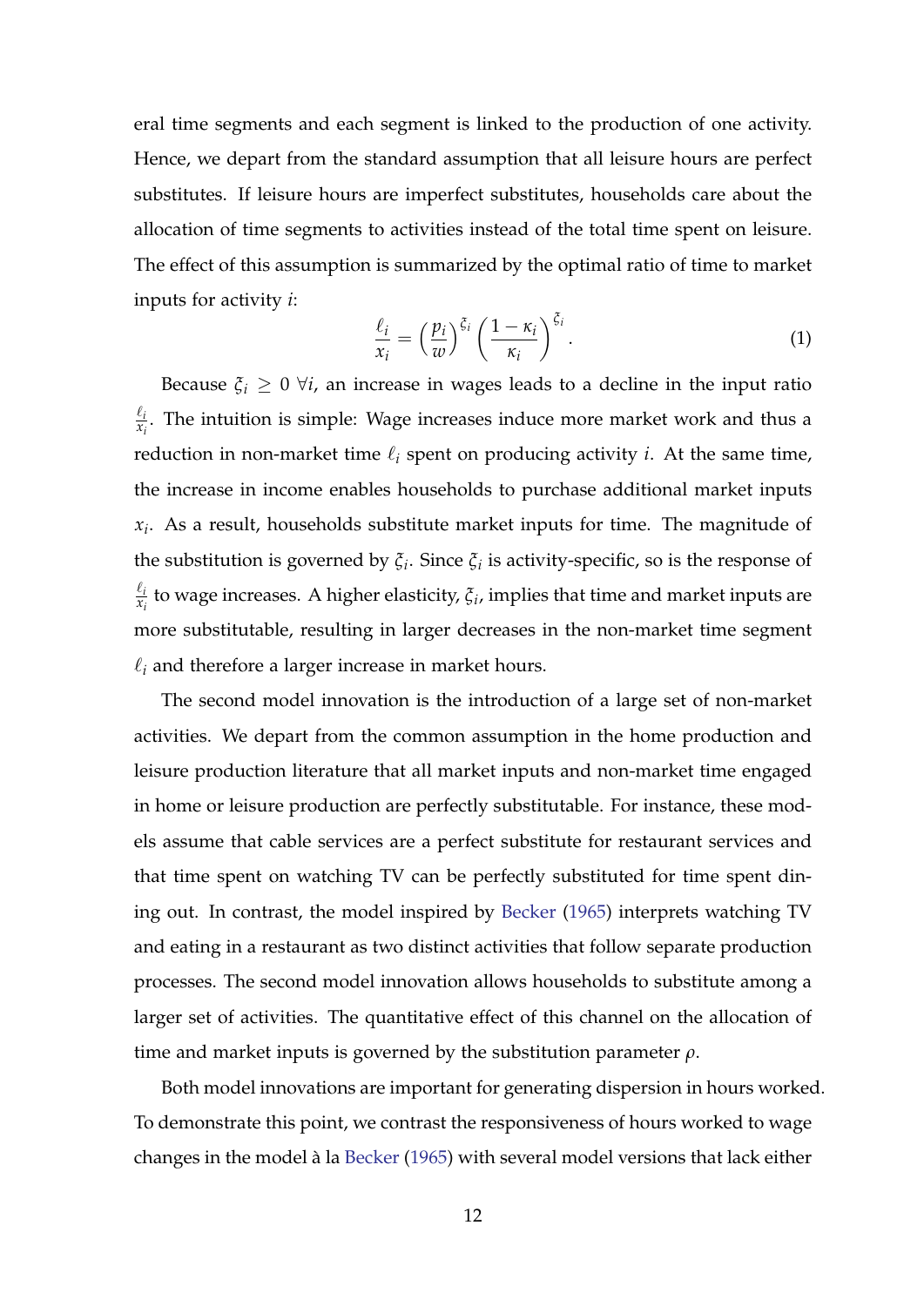eral time segments and each segment is linked to the production of one activity. Hence, we depart from the standard assumption that all leisure hours are perfect substitutes. If leisure hours are imperfect substitutes, households care about the allocation of time segments to activities instead of the total time spent on leisure. The effect of this assumption is summarized by the optimal ratio of time to market inputs for activity $i$:

$$\frac{\ell_i}{x_i} = \left(\frac{p_i}{w}\right)^{\xi_i} \left(\frac{1-\kappa_i}{\kappa_i}\right)^{\xi_i}. \tag{1}$$

Because $\xi_i \geq 0 \; \forall i$, an increase in wages leads to a decline in the input ratio $\frac{\ell_i}{x_i}$. The intuition is simple: Wage increases induce more market work and thus a reduction in non-market time $\ell_i$ spent on producing activity $i$. At the same time, the increase in income enables households to purchase additional market inputs $x_i$. As a result, households substitute market inputs for time. The magnitude of the substitution is governed by $\xi_i$. Since $\xi_i$ is activity-specific, so is the response of $\frac{\ell_i}{x_i}$ to wage increases. A higher elasticity, $\xi_i$, implies that time and market inputs are more substitutable, resulting in larger decreases in the non-market time segment $\ell_i$ and therefore a larger increase in market hours.

The second model innovation is the introduction of a large set of non-market activities. We depart from the common assumption in the home production and leisure production literature that all market inputs and non-market time engaged in home or leisure production are perfectly substitutable. For instance, these models assume that cable services are a perfect substitute for restaurant services and that time spent on watching TV can be perfectly substituted for time spent dining out. In contrast, the model inspired by Becker (1965) interprets watching TV and eating in a restaurant as two distinct activities that follow separate production processes. The second model innovation allows households to substitute among a larger set of activities. The quantitative effect of this channel on the allocation of time and market inputs is governed by the substitution parameter $\rho$.

Both model innovations are important for generating dispersion in hours worked. To demonstrate this point, we contrast the responsiveness of hours worked to wage changes in the model à la Becker (1965) with several model versions that lack either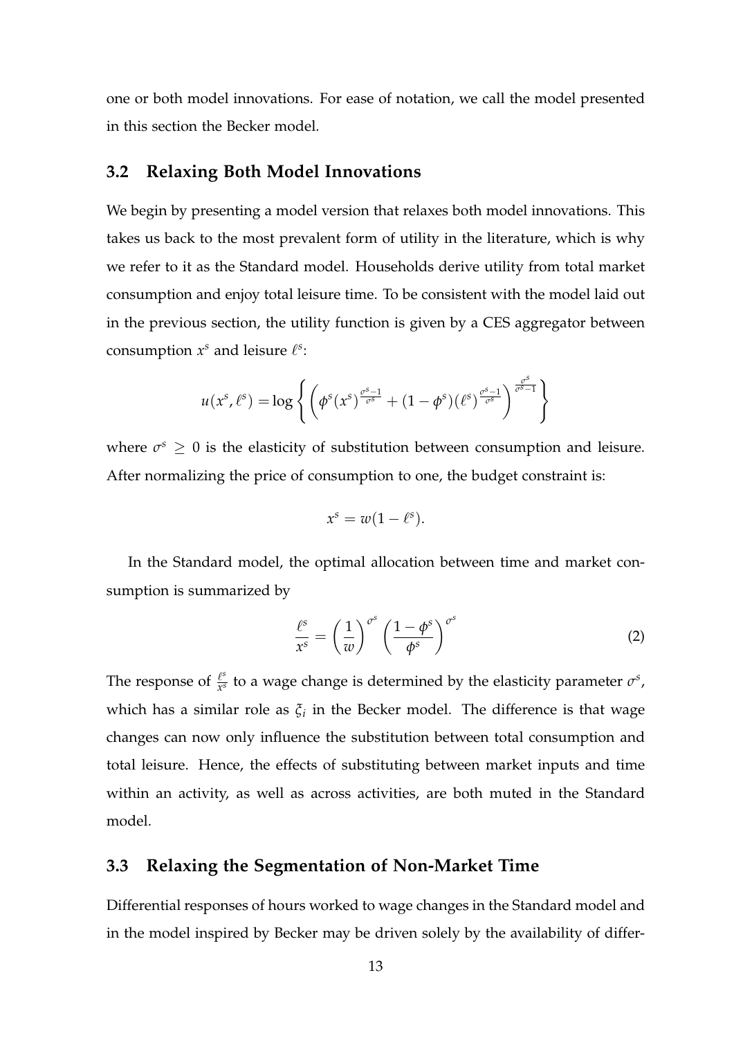one or both model innovations. For ease of notation, we call the model presented in this section the Becker model.

## 3.2 Relaxing Both Model Innovations

We begin by presenting a model version that relaxes both model innovations. This takes us back to the most prevalent form of utility in the literature, which is why we refer to it as the Standard model. Households derive utility from total market consumption and enjoy total leisure time. To be consistent with the model laid out in the previous section, the utility function is given by a CES aggregator between consumption $x^s$ and leisure $\ell^s$:

$$u(x^s, \ell^s) = \log\left\{\left(\phi^s (x^s)^{\frac{\sigma^s-1}{\sigma^s}} + (1-\phi^s)(\ell^s)^{\frac{\sigma^s-1}{\sigma^s}}\right)^{\frac{\sigma^s}{\sigma^s-1}}\right\}$$

where $\sigma^s \geq 0$ is the elasticity of substitution between consumption and leisure. After normalizing the price of consumption to one, the budget constraint is:

$$x^s = w(1-\ell^s).$$

In the Standard model, the optimal allocation between time and market consumption is summarized by

$$\frac{\ell^s}{x^s} = \left(\frac{1}{w}\right)^{\sigma^s} \left(\frac{1-\phi^s}{\phi^s}\right)^{\sigma^s} \tag{2}$$

The response of $\frac{\ell^s}{x^s}$ to a wage change is determined by the elasticity parameter $\sigma^s$, which has a similar role as $\xi_i$ in the Becker model. The difference is that wage changes can now only influence the substitution between total consumption and total leisure. Hence, the effects of substituting between market inputs and time within an activity, as well as across activities, are both muted in the Standard model.

## 3.3 Relaxing the Segmentation of Non-Market Time

Differential responses of hours worked to wage changes in the Standard model and in the model inspired by Becker may be driven solely by the availability of differ-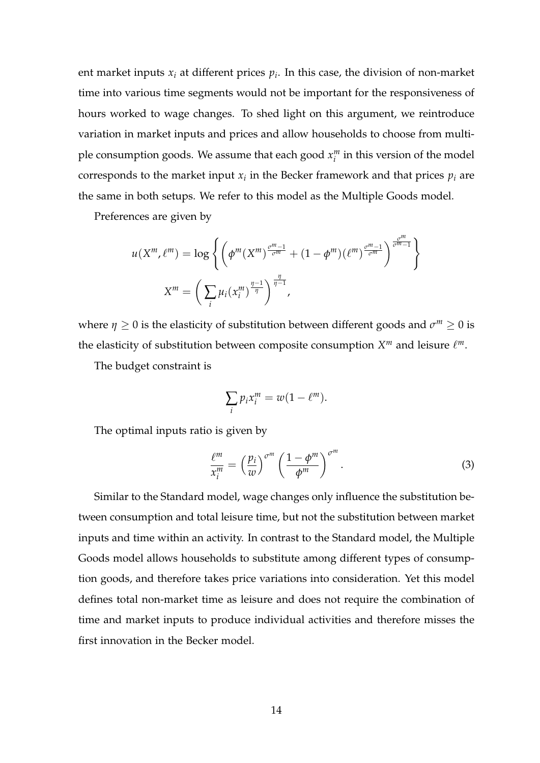ent market inputs $x_i$ at different prices $p_i$. In this case, the division of non-market time into various time segments would not be important for the responsiveness of hours worked to wage changes. To shed light on this argument, we reintroduce variation in market inputs and prices and allow households to choose from multiple consumption goods. We assume that each good $x_i^m$ in this version of the model corresponds to the market input $x_i$ in the Becker framework and that prices $p_i$ are the same in both setups. We refer to this model as the Multiple Goods model.

Preferences are given by

$$u(X^m, \ell^m) = \log \left\{ \left( \phi^m (X^m)^{\frac{\sigma^m - 1}{\sigma^m}} + (1 - \phi^m)(\ell^m)^{\frac{\sigma^m - 1}{\sigma^m}} \right)^{\frac{\sigma^m}{\sigma^m - 1}} \right\}$$

$$X^m = \left( \sum_i \mu_i (x_i^m)^{\frac{\eta - 1}{\eta}} \right)^{\frac{\eta}{\eta - 1}},$$

where $\eta \geq 0$ is the elasticity of substitution between different goods and $\sigma^m \geq 0$ is the elasticity of substitution between composite consumption $X^m$ and leisure $\ell^m$.

The budget constraint is

$$\sum_i p_i x_i^m = w(1 - \ell^m).$$

The optimal inputs ratio is given by

$$\frac{\ell^m}{x_i^m} = \left( \frac{p_i}{w} \right)^{\sigma^m} \left( \frac{1 - \phi^m}{\phi^m} \right)^{\sigma^m}. \tag{3}$$

Similar to the Standard model, wage changes only influence the substitution between consumption and total leisure time, but not the substitution between market inputs and time within an activity. In contrast to the Standard model, the Multiple Goods model allows households to substitute among different types of consumption goods, and therefore takes price variations into consideration. Yet this model defines total non-market time as leisure and does not require the combination of time and market inputs to produce individual activities and therefore misses the first innovation in the Becker model.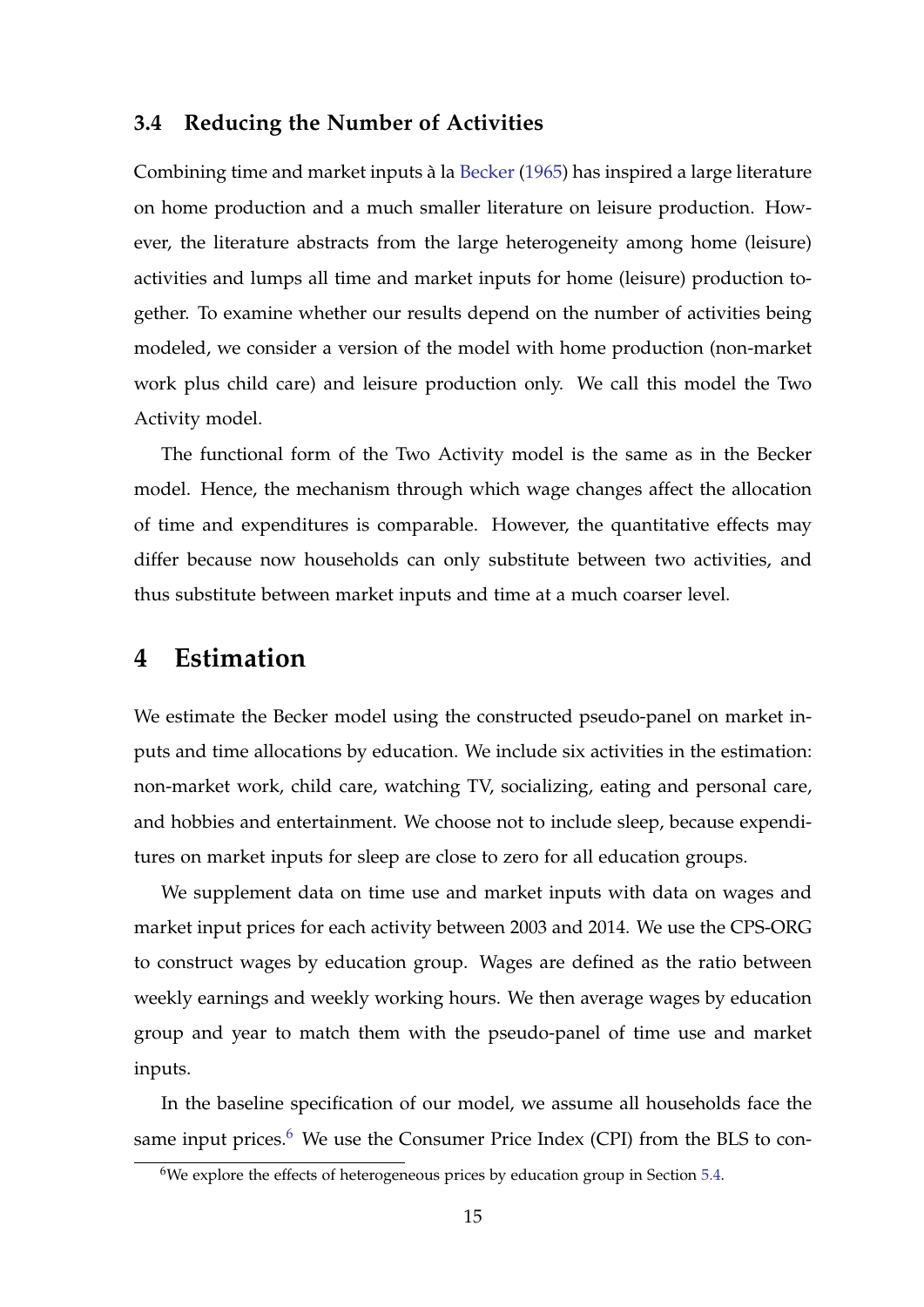### 3.4 Reducing the Number of Activities

Combining time and market inputs à la Becker (1965) has inspired a large literature on home production and a much smaller literature on leisure production. However, the literature abstracts from the large heterogeneity among home (leisure) activities and lumps all time and market inputs for home (leisure) production together. To examine whether our results depend on the number of activities being modeled, we consider a version of the model with home production (non-market work plus child care) and leisure production only. We call this model the Two Activity model.

The functional form of the Two Activity model is the same as in the Becker model. Hence, the mechanism through which wage changes affect the allocation of time and expenditures is comparable. However, the quantitative effects may differ because now households can only substitute between two activities, and thus substitute between market inputs and time at a much coarser level.

## 4 Estimation

We estimate the Becker model using the constructed pseudo-panel on market inputs and time allocations by education. We include six activities in the estimation: non-market work, child care, watching TV, socializing, eating and personal care, and hobbies and entertainment. We choose not to include sleep, because expenditures on market inputs for sleep are close to zero for all education groups.

We supplement data on time use and market inputs with data on wages and market input prices for each activity between 2003 and 2014. We use the CPS-ORG to construct wages by education group. Wages are defined as the ratio between weekly earnings and weekly working hours. We then average wages by education group and year to match them with the pseudo-panel of time use and market inputs.

In the baseline specification of our model, we assume all households face the same input prices.[6] We use the Consumer Price Index (CPI) from the BLS to con-

[6] We explore the effects of heterogeneous prices by education group in Section 5.4.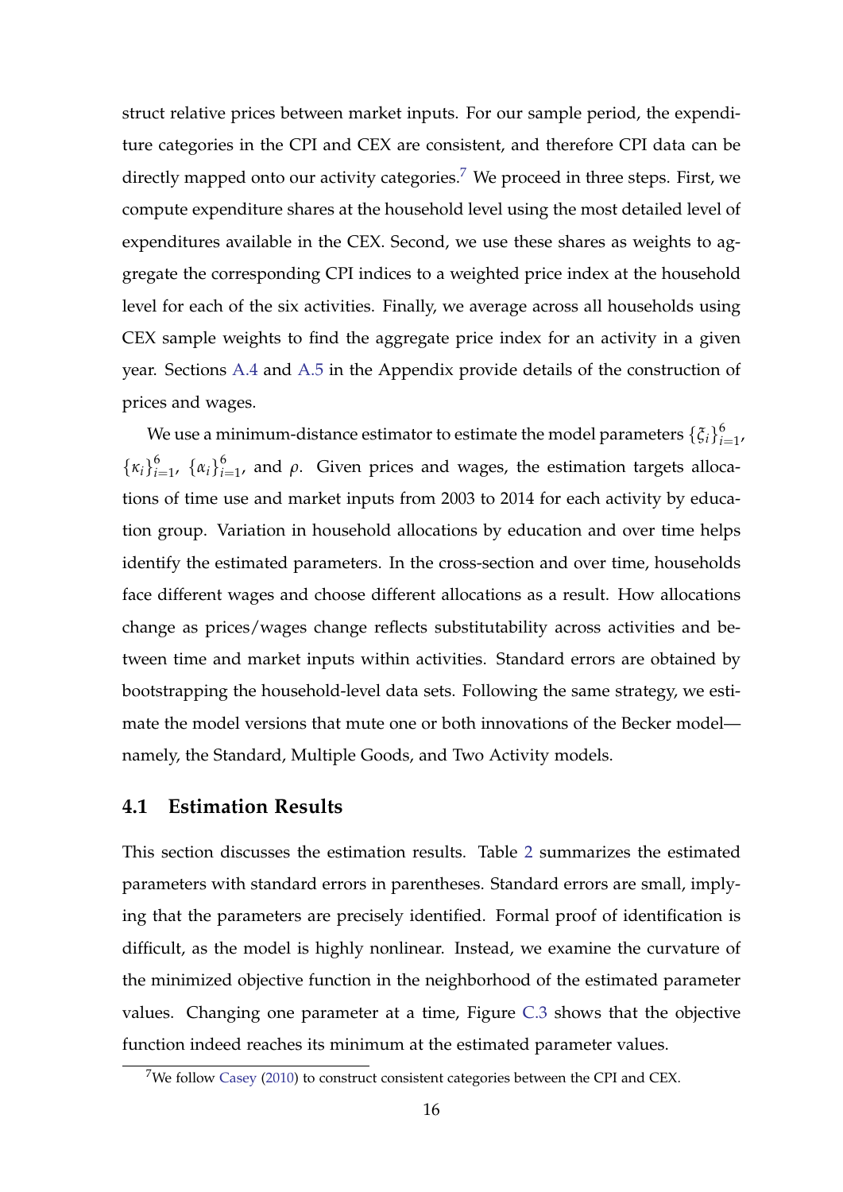struct relative prices between market inputs. For our sample period, the expenditure categories in the CPI and CEX are consistent, and therefore CPI data can be directly mapped onto our activity categories.[7] We proceed in three steps. First, we compute expenditure shares at the household level using the most detailed level of expenditures available in the CEX. Second, we use these shares as weights to aggregate the corresponding CPI indices to a weighted price index at the household level for each of the six activities. Finally, we average across all households using CEX sample weights to find the aggregate price index for an activity in a given year. Sections A.4 and A.5 in the Appendix provide details of the construction of prices and wages.

We use a minimum-distance estimator to estimate the model parameters $\{\xi_i\}_{i=1}^{6}$, $\{\kappa_i\}_{i=1}^{6}$, $\{\alpha_i\}_{i=1}^{6}$, and $\rho$. Given prices and wages, the estimation targets allocations of time use and market inputs from 2003 to 2014 for each activity by education group. Variation in household allocations by education and over time helps identify the estimated parameters. In the cross-section and over time, households face different wages and choose different allocations as a result. How allocations change as prices/wages change reflects substitutability across activities and between time and market inputs within activities. Standard errors are obtained by bootstrapping the household-level data sets. Following the same strategy, we estimate the model versions that mute one or both innovations of the Becker model—namely, the Standard, Multiple Goods, and Two Activity models.

## 4.1 Estimation Results

This section discusses the estimation results. Table 2 summarizes the estimated parameters with standard errors in parentheses. Standard errors are small, implying that the parameters are precisely identified. Formal proof of identification is difficult, as the model is highly nonlinear. Instead, we examine the curvature of the minimized objective function in the neighborhood of the estimated parameter values. Changing one parameter at a time, Figure C.3 shows that the objective function indeed reaches its minimum at the estimated parameter values.

[7] We follow Casey (2010) to construct consistent categories between the CPI and CEX.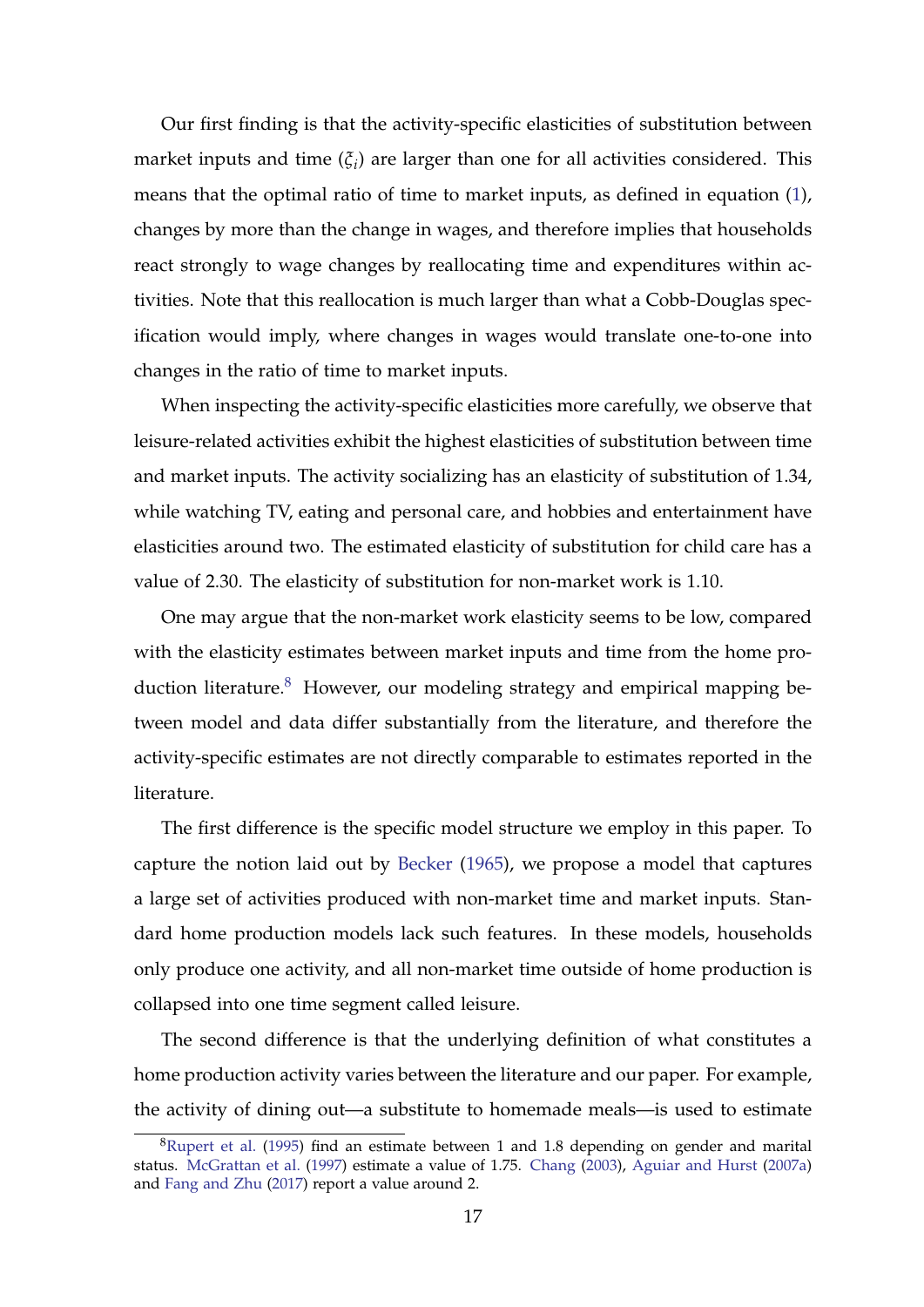Our first finding is that the activity-specific elasticities of substitution between market inputs and time ($\xi_i$) are larger than one for all activities considered. This means that the optimal ratio of time to market inputs, as defined in equation (1), changes by more than the change in wages, and therefore implies that households react strongly to wage changes by reallocating time and expenditures within activities. Note that this reallocation is much larger than what a Cobb-Douglas specification would imply, where changes in wages would translate one-to-one into changes in the ratio of time to market inputs.

When inspecting the activity-specific elasticities more carefully, we observe that leisure-related activities exhibit the highest elasticities of substitution between time and market inputs. The activity socializing has an elasticity of substitution of 1.34, while watching TV, eating and personal care, and hobbies and entertainment have elasticities around two. The estimated elasticity of substitution for child care has a value of 2.30. The elasticity of substitution for non-market work is 1.10.

One may argue that the non-market work elasticity seems to be low, compared with the elasticity estimates between market inputs and time from the home production literature.[8] However, our modeling strategy and empirical mapping between model and data differ substantially from the literature, and therefore the activity-specific estimates are not directly comparable to estimates reported in the literature.

The first difference is the specific model structure we employ in this paper. To capture the notion laid out by Becker (1965), we propose a model that captures a large set of activities produced with non-market time and market inputs. Standard home production models lack such features. In these models, households only produce one activity, and all non-market time outside of home production is collapsed into one time segment called leisure.

The second difference is that the underlying definition of what constitutes a home production activity varies between the literature and our paper. For example, the activity of dining out—a substitute to homemade meals—is used to estimate

[8] Rupert et al. (1995) find an estimate between 1 and 1.8 depending on gender and marital status. McGrattan et al. (1997) estimate a value of 1.75. Chang (2003), Aguiar and Hurst (2007a) and Fang and Zhu (2017) report a value around 2.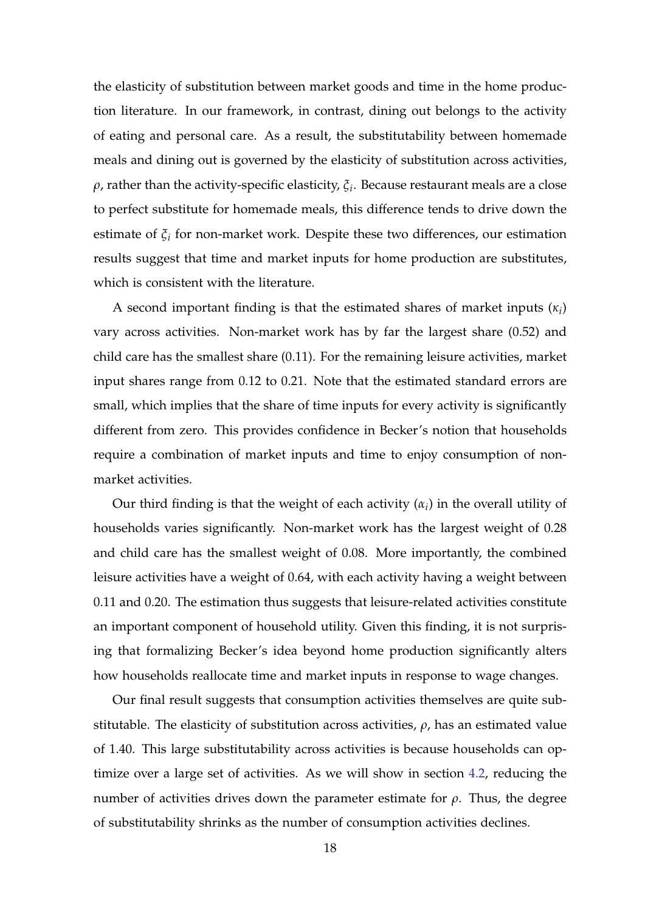the elasticity of substitution between market goods and time in the home production literature. In our framework, in contrast, dining out belongs to the activity of eating and personal care. As a result, the substitutability between homemade meals and dining out is governed by the elasticity of substitution across activities, $\rho$, rather than the activity-specific elasticity, $\xi_i$. Because restaurant meals are a close to perfect substitute for homemade meals, this difference tends to drive down the estimate of $\xi_i$ for non-market work. Despite these two differences, our estimation results suggest that time and market inputs for home production are substitutes, which is consistent with the literature.

A second important finding is that the estimated shares of market inputs ($\kappa_i$) vary across activities. Non-market work has by far the largest share (0.52) and child care has the smallest share (0.11). For the remaining leisure activities, market input shares range from 0.12 to 0.21. Note that the estimated standard errors are small, which implies that the share of time inputs for every activity is significantly different from zero. This provides confidence in Becker's notion that households require a combination of market inputs and time to enjoy consumption of non-market activities.

Our third finding is that the weight of each activity ($\alpha_i$) in the overall utility of households varies significantly. Non-market work has the largest weight of 0.28 and child care has the smallest weight of 0.08. More importantly, the combined leisure activities have a weight of 0.64, with each activity having a weight between 0.11 and 0.20. The estimation thus suggests that leisure-related activities constitute an important component of household utility. Given this finding, it is not surprising that formalizing Becker's idea beyond home production significantly alters how households reallocate time and market inputs in response to wage changes.

Our final result suggests that consumption activities themselves are quite substitutable. The elasticity of substitution across activities, $\rho$, has an estimated value of 1.40. This large substitutability across activities is because households can optimize over a large set of activities. As we will show in section 4.2, reducing the number of activities drives down the parameter estimate for $\rho$. Thus, the degree of substitutability shrinks as the number of consumption activities declines.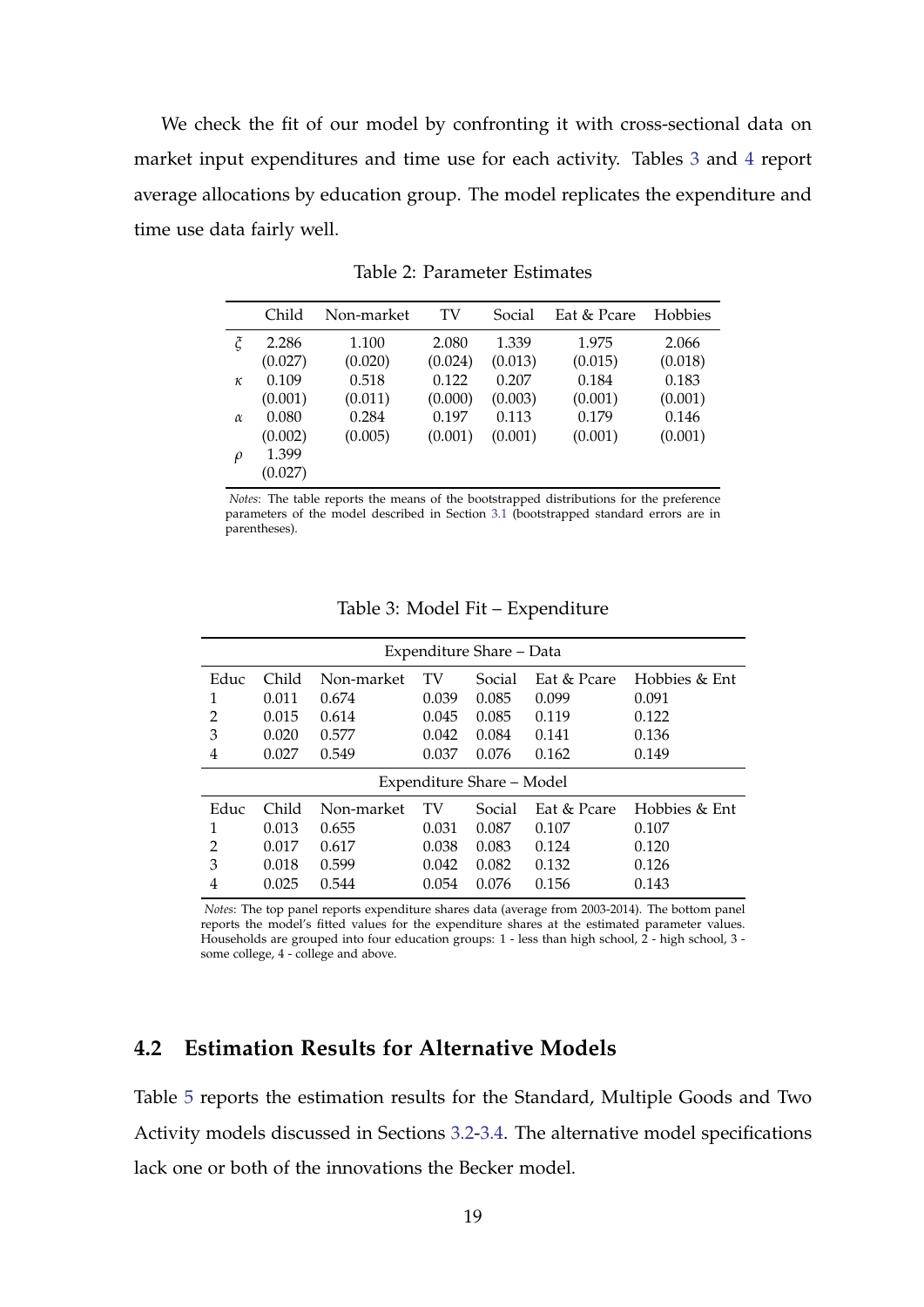We check the fit of our model by confronting it with cross-sectional data on market input expenditures and time use for each activity. Tables 3 and 4 report average allocations by education group. The model replicates the expenditure and time use data fairly well.

Table 2: Parameter Estimates

| | Child | Non-market | TV | Social | Eat & Pcare | Hobbies |
|---|---|---|---|---|---|---|
| $\xi$ | 2.286 | 1.100 | 2.080 | 1.339 | 1.975 | 2.066 |
| | (0.027) | (0.020) | (0.024) | (0.013) | (0.015) | (0.018) |
| $\kappa$ | 0.109 | 0.518 | 0.122 | 0.207 | 0.184 | 0.183 |
| | (0.001) | (0.011) | (0.000) | (0.003) | (0.001) | (0.001) |
| $\alpha$ | 0.080 | 0.284 | 0.197 | 0.113 | 0.179 | 0.146 |
| | (0.002) | (0.005) | (0.001) | (0.001) | (0.001) | (0.001) |
| $\rho$ | 1.399 | | | | | |
| | (0.027) | | | | | |

*Notes*: The table reports the means of the bootstrapped distributions for the preference parameters of the model described in Section 3.1 (bootstrapped standard errors are in parentheses).

Table 3: Model Fit – Expenditure

| Expenditure Share – Data | | | | | | |
|---|---|---|---|---|---|---|
| Educ | Child | Non-market | TV | Social | Eat & Pcare | Hobbies & Ent |
| 1 | 0.011 | 0.674 | 0.039 | 0.085 | 0.099 | 0.091 |
| 2 | 0.015 | 0.614 | 0.045 | 0.085 | 0.119 | 0.122 |
| 3 | 0.020 | 0.577 | 0.042 | 0.084 | 0.141 | 0.136 |
| 4 | 0.027 | 0.549 | 0.037 | 0.076 | 0.162 | 0.149 |
| **Expenditure Share – Model** | | | | | | |
| Educ | Child | Non-market | TV | Social | Eat & Pcare | Hobbies & Ent |
| 1 | 0.013 | 0.655 | 0.031 | 0.087 | 0.107 | 0.107 |
| 2 | 0.017 | 0.617 | 0.038 | 0.083 | 0.124 | 0.120 |
| 3 | 0.018 | 0.599 | 0.042 | 0.082 | 0.132 | 0.126 |
| 4 | 0.025 | 0.544 | 0.054 | 0.076 | 0.156 | 0.143 |

*Notes*: The top panel reports expenditure shares data (average from 2003-2014). The bottom panel reports the model's fitted values for the expenditure shares at the estimated parameter values. Households are grouped into four education groups: 1 - less than high school, 2 - high school, 3 - some college, 4 - college and above.

## 4.2 Estimation Results for Alternative Models

Table 5 reports the estimation results for the Standard, Multiple Goods and Two Activity models discussed in Sections 3.2-3.4. The alternative model specifications lack one or both of the innovations the Becker model.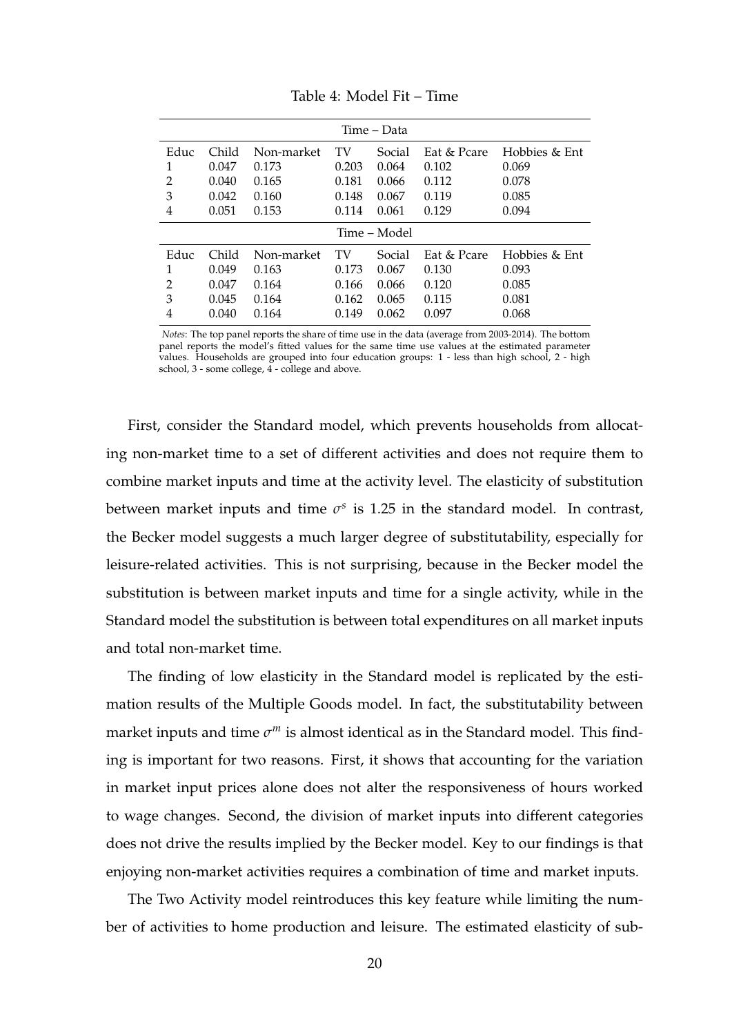Table 4: Model Fit – Time

| Time – Data | | | | | | |
|---|---|---|---|---|---|---|
| Educ | Child | Non-market | TV | Social | Eat & Pcare | Hobbies & Ent |
| 1 | 0.047 | 0.173 | 0.203 | 0.064 | 0.102 | 0.069 |
| 2 | 0.040 | 0.165 | 0.181 | 0.066 | 0.112 | 0.078 |
| 3 | 0.042 | 0.160 | 0.148 | 0.067 | 0.119 | 0.085 |
| 4 | 0.051 | 0.153 | 0.114 | 0.061 | 0.129 | 0.094 |
| **Time – Model** | | | | | | |
| Educ | Child | Non-market | TV | Social | Eat & Pcare | Hobbies & Ent |
| 1 | 0.049 | 0.163 | 0.173 | 0.067 | 0.130 | 0.093 |
| 2 | 0.047 | 0.164 | 0.166 | 0.066 | 0.120 | 0.085 |
| 3 | 0.045 | 0.164 | 0.162 | 0.065 | 0.115 | 0.081 |
| 4 | 0.040 | 0.164 | 0.149 | 0.062 | 0.097 | 0.068 |

*Notes*: The top panel reports the share of time use in the data (average from 2003-2014). The bottom panel reports the model's fitted values for the same time use values at the estimated parameter values. Households are grouped into four education groups: 1 - less than high school, 2 - high school, 3 - some college, 4 - college and above.

First, consider the Standard model, which prevents households from allocating non-market time to a set of different activities and does not require them to combine market inputs and time at the activity level. The elasticity of substitution between market inputs and time $\sigma^s$ is 1.25 in the standard model. In contrast, the Becker model suggests a much larger degree of substitutability, especially for leisure-related activities. This is not surprising, because in the Becker model the substitution is between market inputs and time for a single activity, while in the Standard model the substitution is between total expenditures on all market inputs and total non-market time.

The finding of low elasticity in the Standard model is replicated by the estimation results of the Multiple Goods model. In fact, the substitutability between market inputs and time $\sigma^m$ is almost identical as in the Standard model. This finding is important for two reasons. First, it shows that accounting for the variation in market input prices alone does not alter the responsiveness of hours worked to wage changes. Second, the division of market inputs into different categories does not drive the results implied by the Becker model. Key to our findings is that enjoying non-market activities requires a combination of time and market inputs.

The Two Activity model reintroduces this key feature while limiting the number of activities to home production and leisure. The estimated elasticity of sub-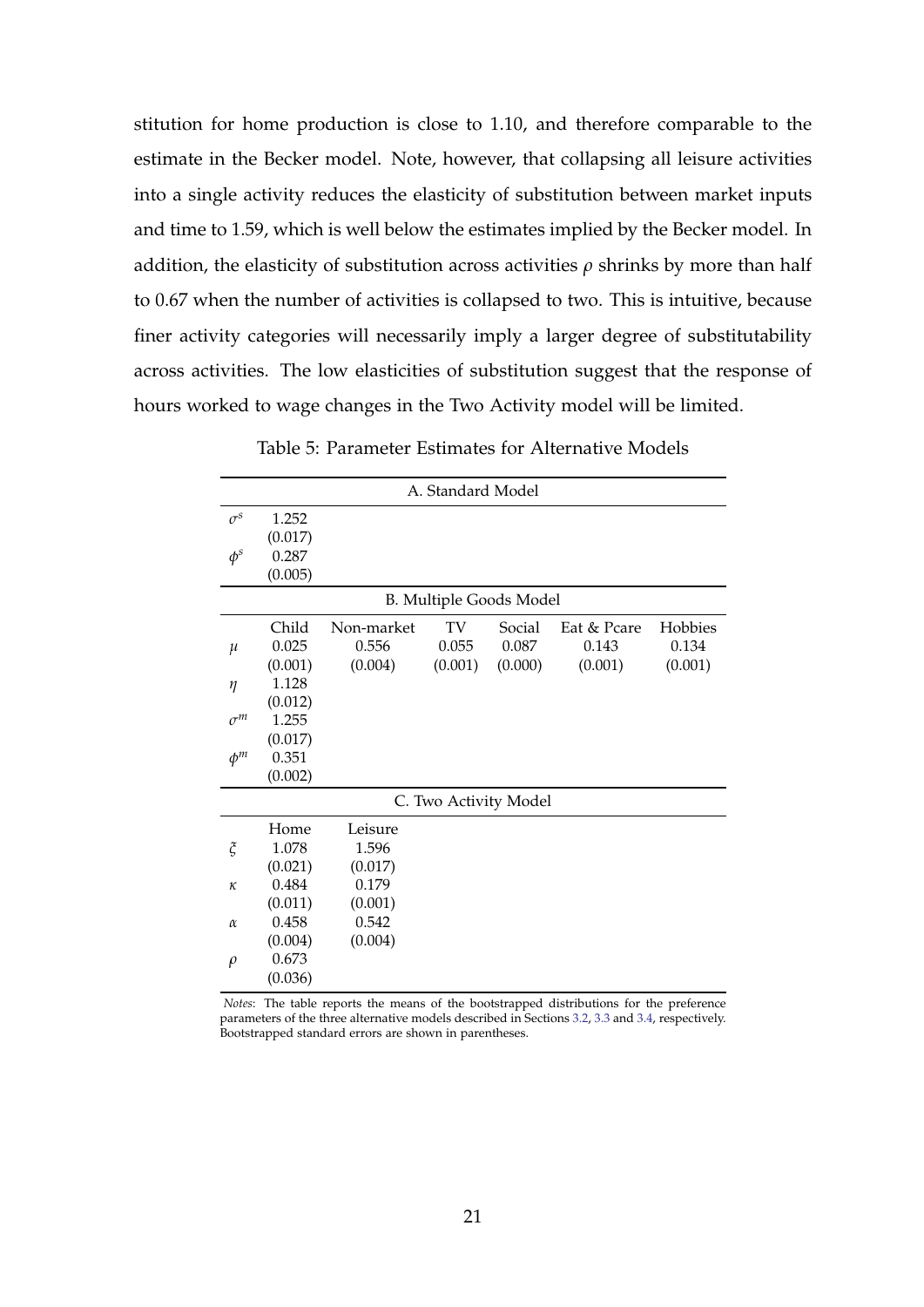stitution for home production is close to 1.10, and therefore comparable to the estimate in the Becker model. Note, however, that collapsing all leisure activities into a single activity reduces the elasticity of substitution between market inputs and time to 1.59, which is well below the estimates implied by the Becker model. In addition, the elasticity of substitution across activities $\rho$ shrinks by more than half to 0.67 when the number of activities is collapsed to two. This is intuitive, because finer activity categories will necessarily imply a larger degree of substitutability across activities. The low elasticities of substitution suggest that the response of hours worked to wage changes in the Two Activity model will be limited.

Table 5: Parameter Estimates for Alternative Models

| | A. Standard Model | | | | | |
|---|---|---|---|---|---|---|
| $\sigma^s$ | 1.252 | | | | | |
| | (0.017) | | | | | |
| $\phi^s$ | 0.287 | | | | | |
| | (0.005) | | | | | |
| | **B. Multiple Goods Model** | | | | | |
| | Child | Non-market | TV | Social | Eat & Pcare | Hobbies |
| $\mu$ | 0.025 | 0.556 | 0.055 | 0.087 | 0.143 | 0.134 |
| | (0.001) | (0.004) | (0.001) | (0.000) | (0.001) | (0.001) |
| $\eta$ | 1.128 | | | | | |
| | (0.012) | | | | | |
| $\sigma^m$ | 1.255 | | | | | |
| | (0.017) | | | | | |
| $\phi^m$ | 0.351 | | | | | |
| | (0.002) | | | | | |
| | **C. Two Activity Model** | | | | | |
| | Home | Leisure | | | | |
| $\xi$ | 1.078 | 1.596 | | | | |
| | (0.021) | (0.017) | | | | |
| $\kappa$ | 0.484 | 0.179 | | | | |
| | (0.011) | (0.001) | | | | |
| $\alpha$ | 0.458 | 0.542 | | | | |
| | (0.004) | (0.004) | | | | |
| $\rho$ | 0.673 | | | | | |
| | (0.036) | | | | | |

*Notes*: The table reports the means of the bootstrapped distributions for the preference parameters of the three alternative models described in Sections 3.2, 3.3 and 3.4, respectively. Bootstrapped standard errors are shown in parentheses.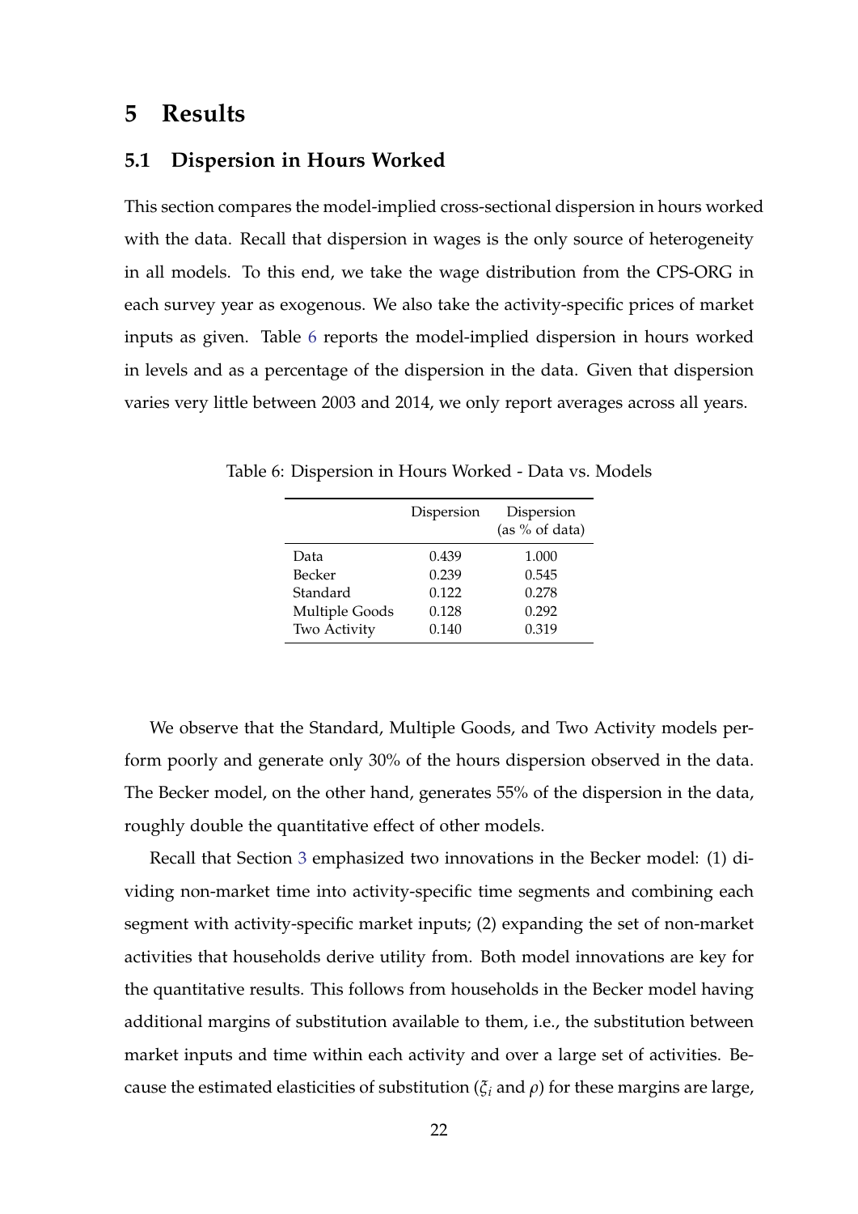# 5 Results

## 5.1 Dispersion in Hours Worked

This section compares the model-implied cross-sectional dispersion in hours worked with the data. Recall that dispersion in wages is the only source of heterogeneity in all models. To this end, we take the wage distribution from the CPS-ORG in each survey year as exogenous. We also take the activity-specific prices of market inputs as given. Table 6 reports the model-implied dispersion in hours worked in levels and as a percentage of the dispersion in the data. Given that dispersion varies very little between 2003 and 2014, we only report averages across all years.

Table 6: Dispersion in Hours Worked - Data vs. Models

| | Dispersion | Dispersion (as % of data) |
|---|---|---|
| Data | 0.439 | 1.000 |
| Becker | 0.239 | 0.545 |
| Standard | 0.122 | 0.278 |
| Multiple Goods | 0.128 | 0.292 |
| Two Activity | 0.140 | 0.319 |

We observe that the Standard, Multiple Goods, and Two Activity models perform poorly and generate only 30% of the hours dispersion observed in the data. The Becker model, on the other hand, generates 55% of the dispersion in the data, roughly double the quantitative effect of other models.

Recall that Section 3 emphasized two innovations in the Becker model: (1) dividing non-market time into activity-specific time segments and combining each segment with activity-specific market inputs; (2) expanding the set of non-market activities that households derive utility from. Both model innovations are key for the quantitative results. This follows from households in the Becker model having additional margins of substitution available to them, i.e., the substitution between market inputs and time within each activity and over a large set of activities. Because the estimated elasticities of substitution ($\xi_i$ and $\rho$) for these margins are large,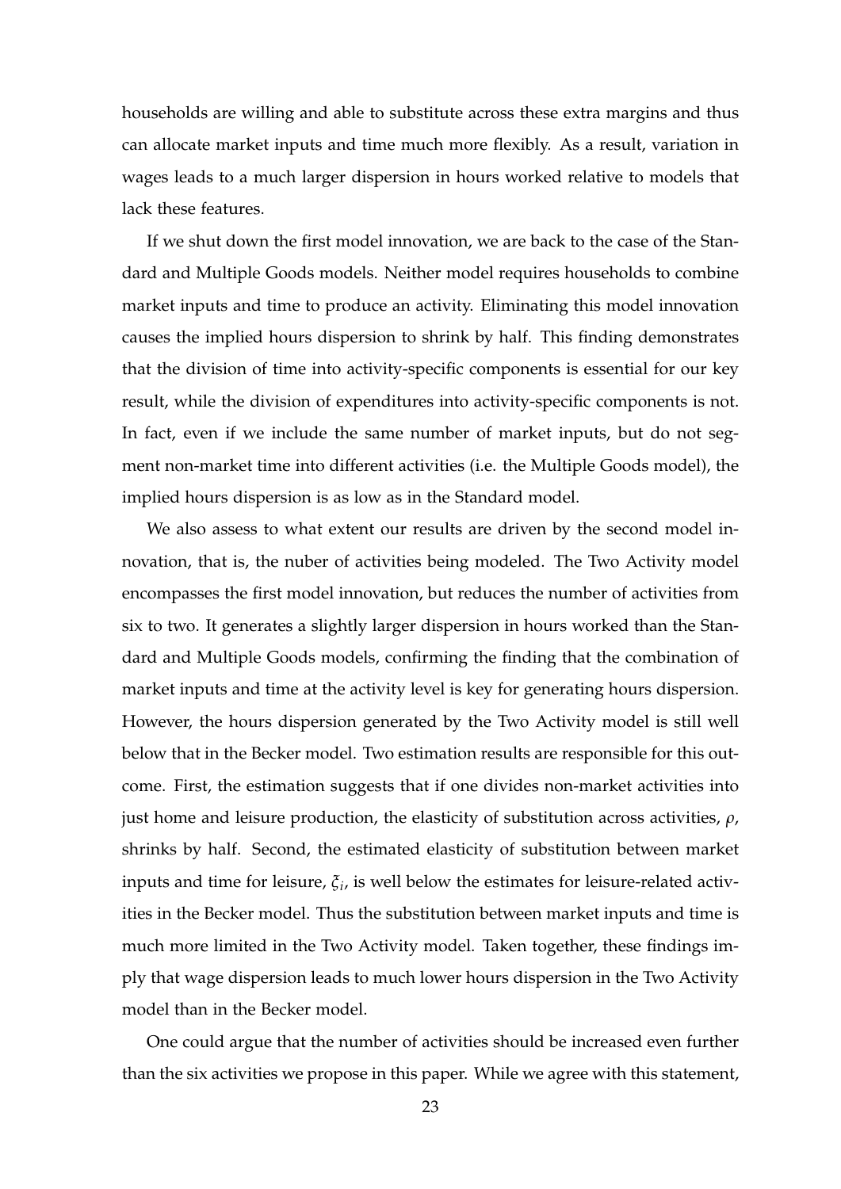households are willing and able to substitute across these extra margins and thus can allocate market inputs and time much more flexibly. As a result, variation in wages leads to a much larger dispersion in hours worked relative to models that lack these features.

If we shut down the first model innovation, we are back to the case of the Standard and Multiple Goods models. Neither model requires households to combine market inputs and time to produce an activity. Eliminating this model innovation causes the implied hours dispersion to shrink by half. This finding demonstrates that the division of time into activity-specific components is essential for our key result, while the division of expenditures into activity-specific components is not. In fact, even if we include the same number of market inputs, but do not segment non-market time into different activities (i.e. the Multiple Goods model), the implied hours dispersion is as low as in the Standard model.

We also assess to what extent our results are driven by the second model innovation, that is, the nuber of activities being modeled. The Two Activity model encompasses the first model innovation, but reduces the number of activities from six to two. It generates a slightly larger dispersion in hours worked than the Standard and Multiple Goods models, confirming the finding that the combination of market inputs and time at the activity level is key for generating hours dispersion. However, the hours dispersion generated by the Two Activity model is still well below that in the Becker model. Two estimation results are responsible for this outcome. First, the estimation suggests that if one divides non-market activities into just home and leisure production, the elasticity of substitution across activities, $\rho$, shrinks by half. Second, the estimated elasticity of substitution between market inputs and time for leisure, $\xi_i$, is well below the estimates for leisure-related activities in the Becker model. Thus the substitution between market inputs and time is much more limited in the Two Activity model. Taken together, these findings imply that wage dispersion leads to much lower hours dispersion in the Two Activity model than in the Becker model.

One could argue that the number of activities should be increased even further than the six activities we propose in this paper. While we agree with this statement,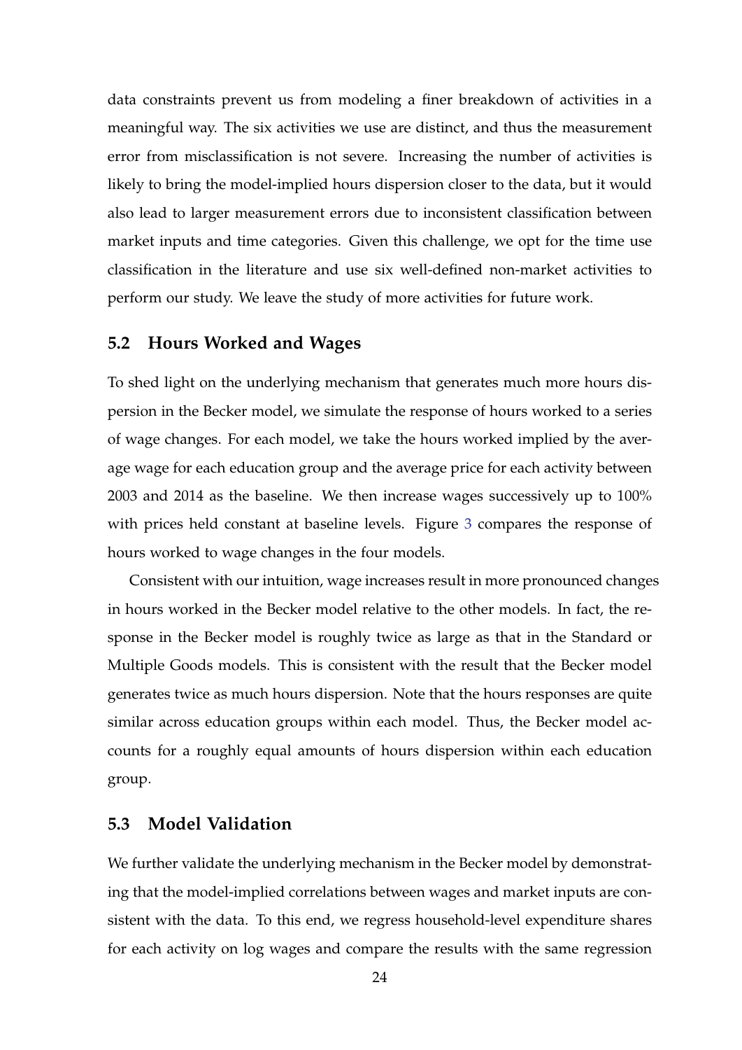data constraints prevent us from modeling a finer breakdown of activities in a meaningful way. The six activities we use are distinct, and thus the measurement error from misclassification is not severe. Increasing the number of activities is likely to bring the model-implied hours dispersion closer to the data, but it would also lead to larger measurement errors due to inconsistent classification between market inputs and time categories. Given this challenge, we opt for the time use classification in the literature and use six well-defined non-market activities to perform our study. We leave the study of more activities for future work.

## 5.2 Hours Worked and Wages

To shed light on the underlying mechanism that generates much more hours dispersion in the Becker model, we simulate the response of hours worked to a series of wage changes. For each model, we take the hours worked implied by the average wage for each education group and the average price for each activity between 2003 and 2014 as the baseline. We then increase wages successively up to 100% with prices held constant at baseline levels. Figure 3 compares the response of hours worked to wage changes in the four models.

Consistent with our intuition, wage increases result in more pronounced changes in hours worked in the Becker model relative to the other models. In fact, the response in the Becker model is roughly twice as large as that in the Standard or Multiple Goods models. This is consistent with the result that the Becker model generates twice as much hours dispersion. Note that the hours responses are quite similar across education groups within each model. Thus, the Becker model accounts for a roughly equal amounts of hours dispersion within each education group.

## 5.3 Model Validation

We further validate the underlying mechanism in the Becker model by demonstrating that the model-implied correlations between wages and market inputs are consistent with the data. To this end, we regress household-level expenditure shares for each activity on log wages and compare the results with the same regression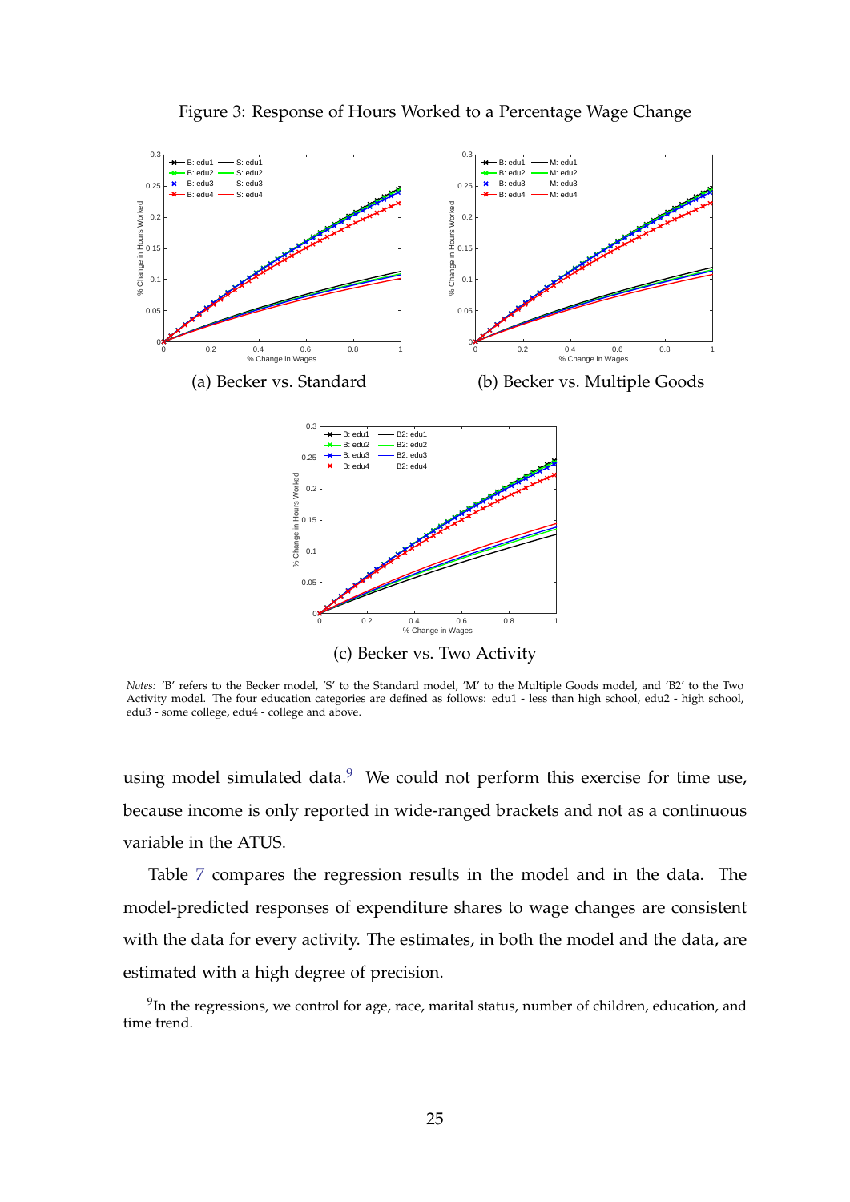Figure 3: Response of Hours Worked to a Percentage Wage Change

(a) Becker vs. Standard

(b) Becker vs. Multiple Goods

(c) Becker vs. Two Activity

*Notes:* 'B' refers to the Becker model, 'S' to the Standard model, 'M' to the Multiple Goods model, and 'B2' to the Two Activity model. The four education categories are defined as follows: edu1 - less than high school, edu2 - high school, edu3 - some college, edu4 - college and above.

using model simulated data.[9] We could not perform this exercise for time use, because income is only reported in wide-ranged brackets and not as a continuous variable in the ATUS.

Table 7 compares the regression results in the model and in the data. The model-predicted responses of expenditure shares to wage changes are consistent with the data for every activity. The estimates, in both the model and the data, are estimated with a high degree of precision.

[9] In the regressions, we control for age, race, marital status, number of children, education, and time trend.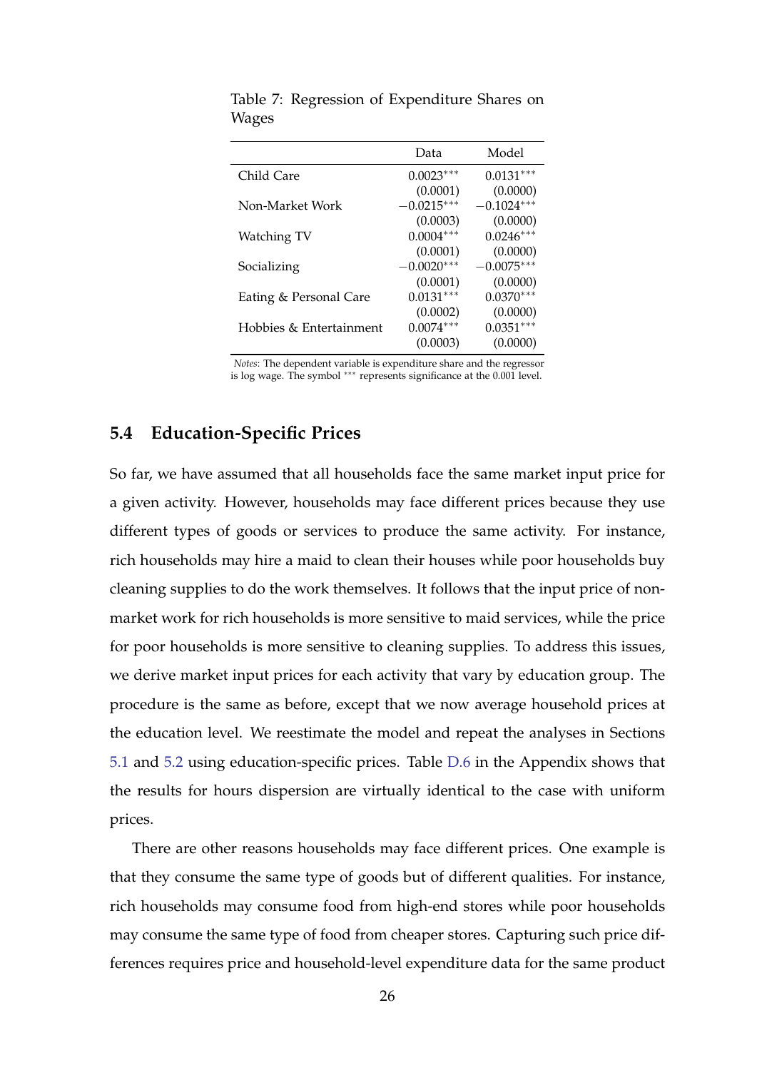Table 7: Regression of Expenditure Shares on Wages

| | Data | Model |
|---|---|---|
| Child Care | $0.0023^{***}$ | $0.0131^{***}$ |
| | (0.0001) | (0.0000) |
| Non-Market Work | $-0.0215^{***}$ | $-0.1024^{***}$ |
| | (0.0003) | (0.0000) |
| Watching TV | $0.0004^{***}$ | $0.0246^{***}$ |
| | (0.0001) | (0.0000) |
| Socializing | $-0.0020^{***}$ | $-0.0075^{***}$ |
| | (0.0001) | (0.0000) |
| Eating & Personal Care | $0.0131^{***}$ | $0.0370^{***}$ |
| | (0.0002) | (0.0000) |
| Hobbies & Entertainment | $0.0074^{***}$ | $0.0351^{***}$ |
| | (0.0003) | (0.0000) |

*Notes*: The dependent variable is expenditure share and the regressor is log wage. The symbol *** represents significance at the 0.001 level.

### 5.4 Education-Specific Prices

So far, we have assumed that all households face the same market input price for a given activity. However, households may face different prices because they use different types of goods or services to produce the same activity. For instance, rich households may hire a maid to clean their houses while poor households buy cleaning supplies to do the work themselves. It follows that the input price of non-market work for rich households is more sensitive to maid services, while the price for poor households is more sensitive to cleaning supplies. To address this issues, we derive market input prices for each activity that vary by education group. The procedure is the same as before, except that we now average household prices at the education level. We reestimate the model and repeat the analyses in Sections 5.1 and 5.2 using education-specific prices. Table D.6 in the Appendix shows that the results for hours dispersion are virtually identical to the case with uniform prices.

There are other reasons households may face different prices. One example is that they consume the same type of goods but of different qualities. For instance, rich households may consume food from high-end stores while poor households may consume the same type of food from cheaper stores. Capturing such price differences requires price and household-level expenditure data for the same product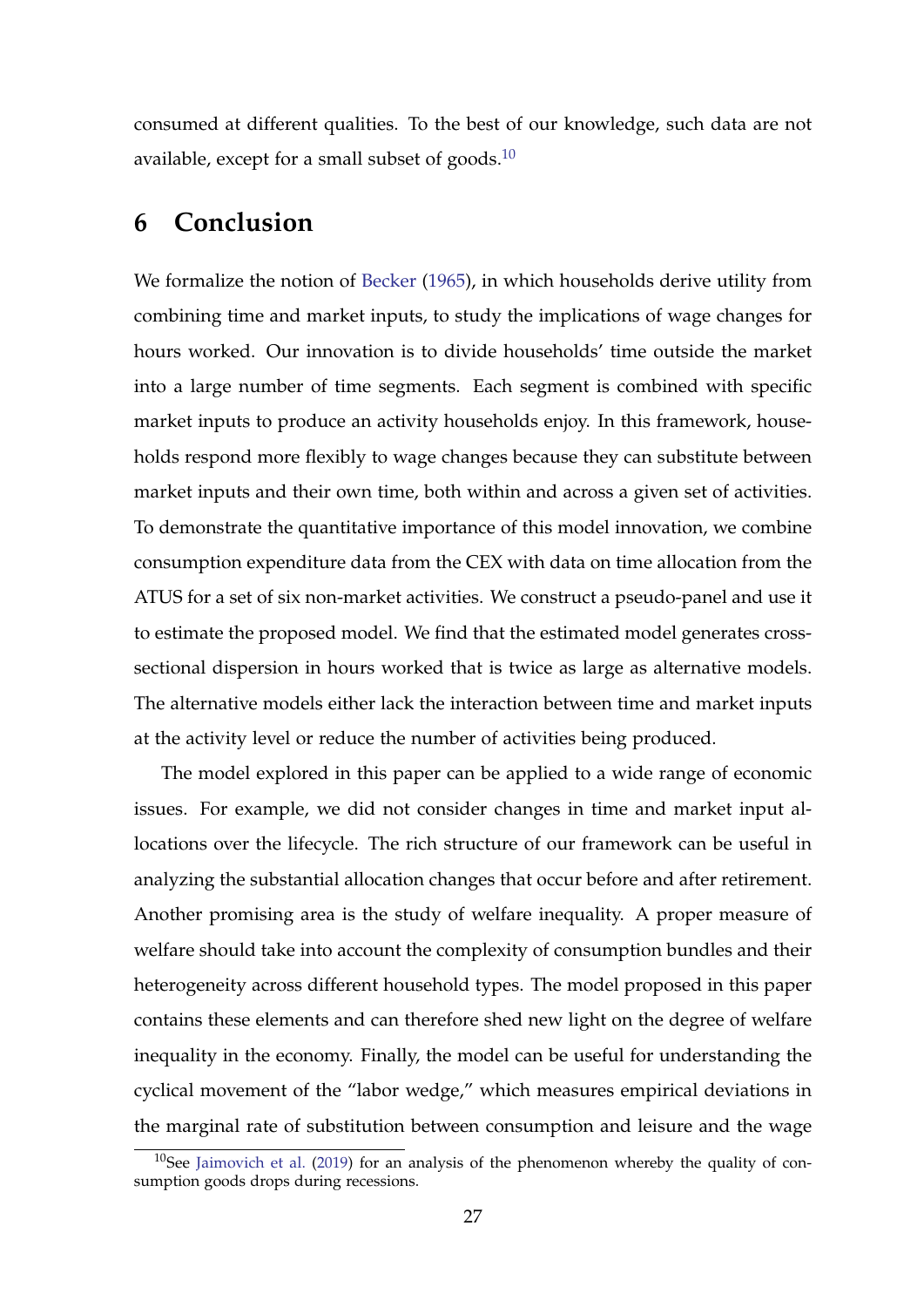consumed at different qualities. To the best of our knowledge, such data are not available, except for a small subset of goods.[10]

# 6 Conclusion

We formalize the notion of Becker (1965), in which households derive utility from combining time and market inputs, to study the implications of wage changes for hours worked. Our innovation is to divide households' time outside the market into a large number of time segments. Each segment is combined with specific market inputs to produce an activity households enjoy. In this framework, households respond more flexibly to wage changes because they can substitute between market inputs and their own time, both within and across a given set of activities. To demonstrate the quantitative importance of this model innovation, we combine consumption expenditure data from the CEX with data on time allocation from the ATUS for a set of six non-market activities. We construct a pseudo-panel and use it to estimate the proposed model. We find that the estimated model generates cross-sectional dispersion in hours worked that is twice as large as alternative models. The alternative models either lack the interaction between time and market inputs at the activity level or reduce the number of activities being produced.

The model explored in this paper can be applied to a wide range of economic issues. For example, we did not consider changes in time and market input allocations over the lifecycle. The rich structure of our framework can be useful in analyzing the substantial allocation changes that occur before and after retirement. Another promising area is the study of welfare inequality. A proper measure of welfare should take into account the complexity of consumption bundles and their heterogeneity across different household types. The model proposed in this paper contains these elements and can therefore shed new light on the degree of welfare inequality in the economy. Finally, the model can be useful for understanding the cyclical movement of the "labor wedge," which measures empirical deviations in the marginal rate of substitution between consumption and leisure and the wage

[10] See Jaimovich et al. (2019) for an analysis of the phenomenon whereby the quality of consumption goods drops during recessions.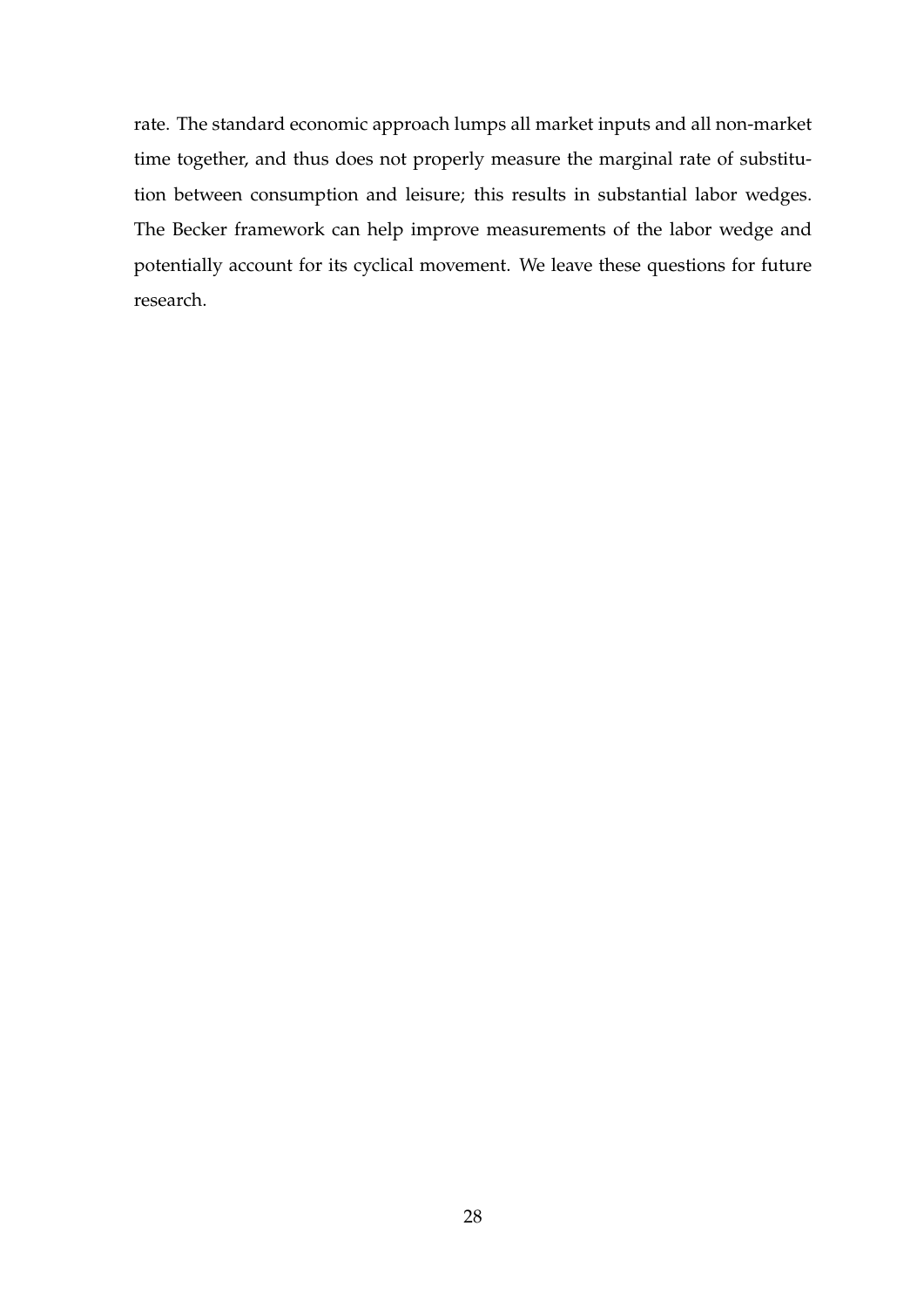rate. The standard economic approach lumps all market inputs and all non-market time together, and thus does not properly measure the marginal rate of substitution between consumption and leisure; this results in substantial labor wedges. The Becker framework can help improve measurements of the labor wedge and potentially account for its cyclical movement. We leave these questions for future research.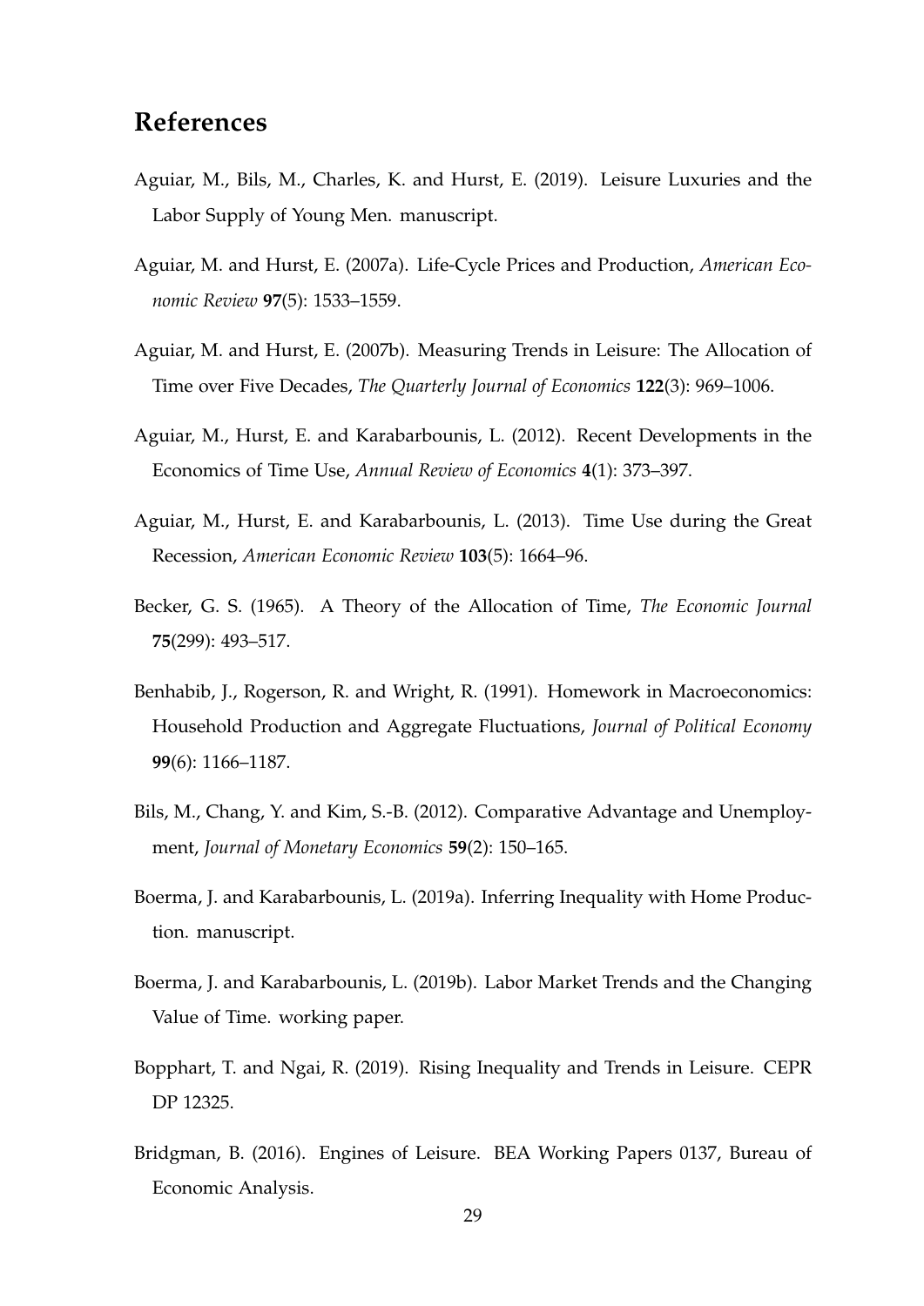## References

Aguiar, M., Bils, M., Charles, K. and Hurst, E. (2019). Leisure Luxuries and the Labor Supply of Young Men. manuscript.

Aguiar, M. and Hurst, E. (2007a). Life-Cycle Prices and Production, *American Economic Review* **97**(5): 1533–1559.

Aguiar, M. and Hurst, E. (2007b). Measuring Trends in Leisure: The Allocation of Time over Five Decades, *The Quarterly Journal of Economics* **122**(3): 969–1006.

Aguiar, M., Hurst, E. and Karabarbounis, L. (2012). Recent Developments in the Economics of Time Use, *Annual Review of Economics* **4**(1): 373–397.

Aguiar, M., Hurst, E. and Karabarbounis, L. (2013). Time Use during the Great Recession, *American Economic Review* **103**(5): 1664–96.

Becker, G. S. (1965). A Theory of the Allocation of Time, *The Economic Journal* **75**(299): 493–517.

Benhabib, J., Rogerson, R. and Wright, R. (1991). Homework in Macroeconomics: Household Production and Aggregate Fluctuations, *Journal of Political Economy* **99**(6): 1166–1187.

Bils, M., Chang, Y. and Kim, S.-B. (2012). Comparative Advantage and Unemployment, *Journal of Monetary Economics* **59**(2): 150–165.

Boerma, J. and Karabarbounis, L. (2019a). Inferring Inequality with Home Production. manuscript.

Boerma, J. and Karabarbounis, L. (2019b). Labor Market Trends and the Changing Value of Time. working paper.

Bopphart, T. and Ngai, R. (2019). Rising Inequality and Trends in Leisure. CEPR DP 12325.

Bridgman, B. (2016). Engines of Leisure. BEA Working Papers 0137, Bureau of Economic Analysis.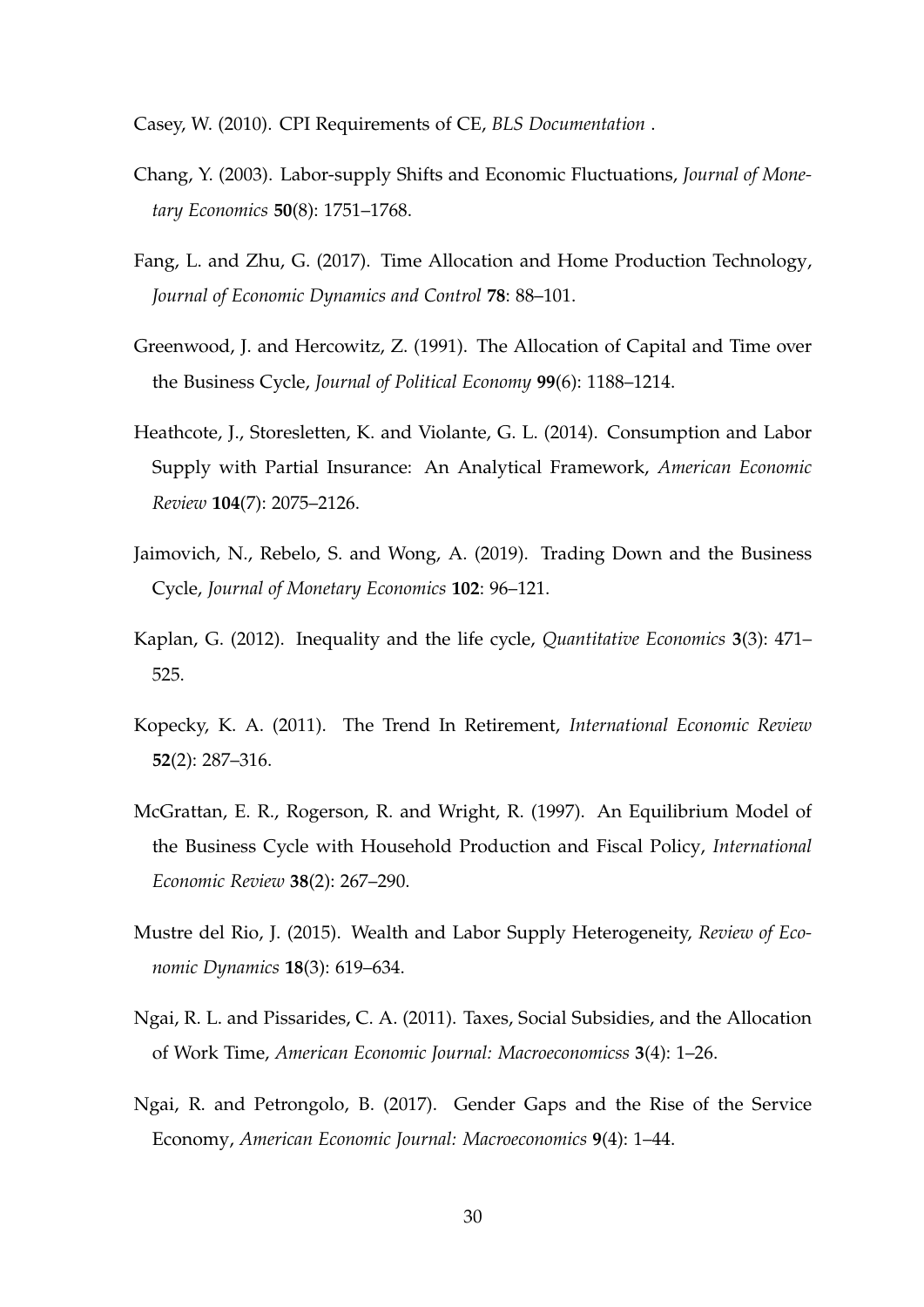Casey, W. (2010). CPI Requirements of CE, *BLS Documentation* .

Chang, Y. (2003). Labor-supply Shifts and Economic Fluctuations, *Journal of Monetary Economics* **50**(8): 1751–1768.

Fang, L. and Zhu, G. (2017). Time Allocation and Home Production Technology, *Journal of Economic Dynamics and Control* **78**: 88–101.

Greenwood, J. and Hercowitz, Z. (1991). The Allocation of Capital and Time over the Business Cycle, *Journal of Political Economy* **99**(6): 1188–1214.

Heathcote, J., Storesletten, K. and Violante, G. L. (2014). Consumption and Labor Supply with Partial Insurance: An Analytical Framework, *American Economic Review* **104**(7): 2075–2126.

Jaimovich, N., Rebelo, S. and Wong, A. (2019). Trading Down and the Business Cycle, *Journal of Monetary Economics* **102**: 96–121.

Kaplan, G. (2012). Inequality and the life cycle, *Quantitative Economics* **3**(3): 471–525.

Kopecky, K. A. (2011). The Trend In Retirement, *International Economic Review* **52**(2): 287–316.

McGrattan, E. R., Rogerson, R. and Wright, R. (1997). An Equilibrium Model of the Business Cycle with Household Production and Fiscal Policy, *International Economic Review* **38**(2): 267–290.

Mustre del Rio, J. (2015). Wealth and Labor Supply Heterogeneity, *Review of Economic Dynamics* **18**(3): 619–634.

Ngai, R. L. and Pissarides, C. A. (2011). Taxes, Social Subsidies, and the Allocation of Work Time, *American Economic Journal: Macroeconomicss* **3**(4): 1–26.

Ngai, R. and Petrongolo, B. (2017). Gender Gaps and the Rise of the Service Economy, *American Economic Journal: Macroeconomics* **9**(4): 1–44.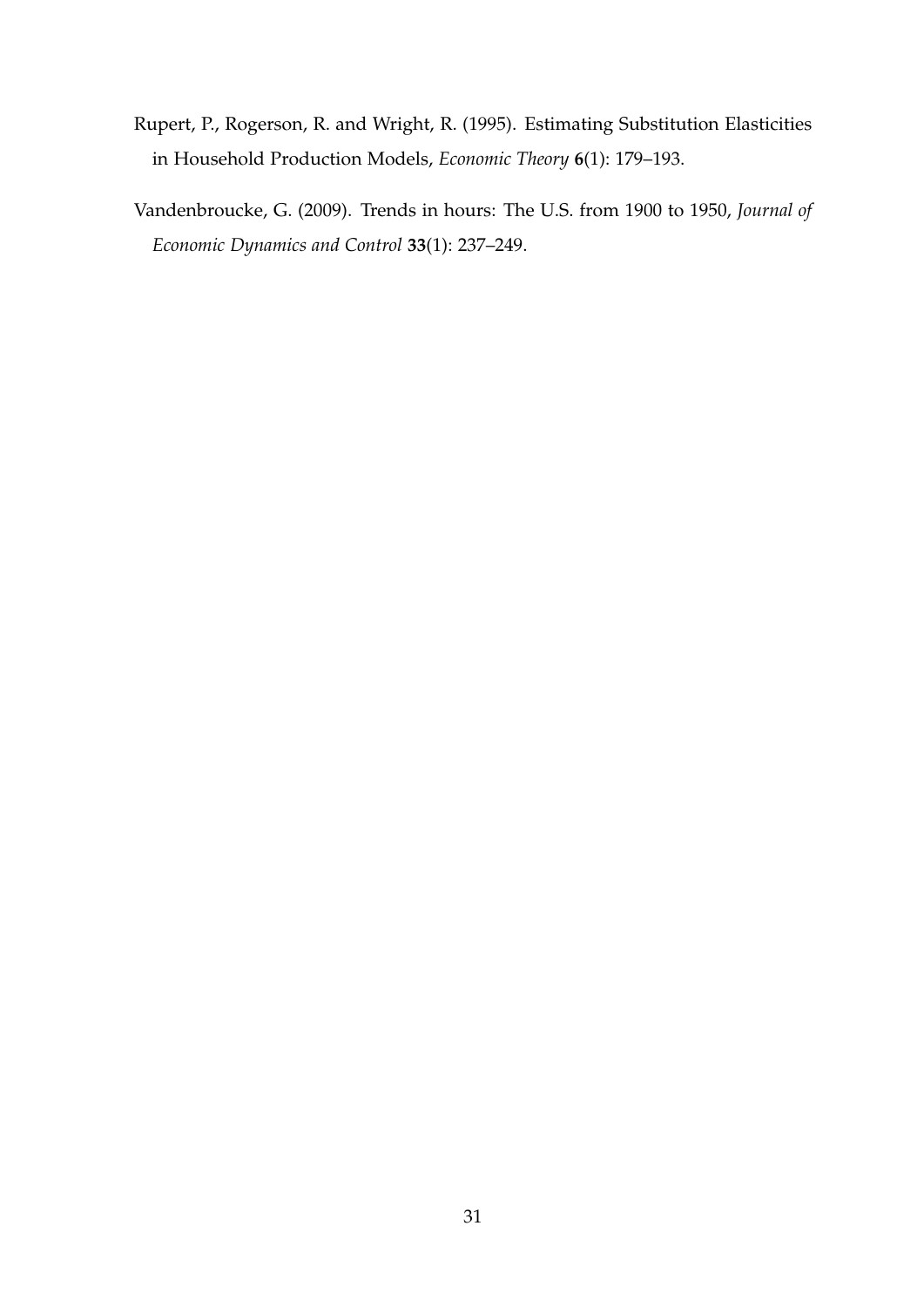Rupert, P., Rogerson, R. and Wright, R. (1995). Estimating Substitution Elasticities in Household Production Models, *Economic Theory* **6**(1): 179–193.

Vandenbroucke, G. (2009). Trends in hours: The U.S. from 1900 to 1950, *Journal of Economic Dynamics and Control* **33**(1): 237–249.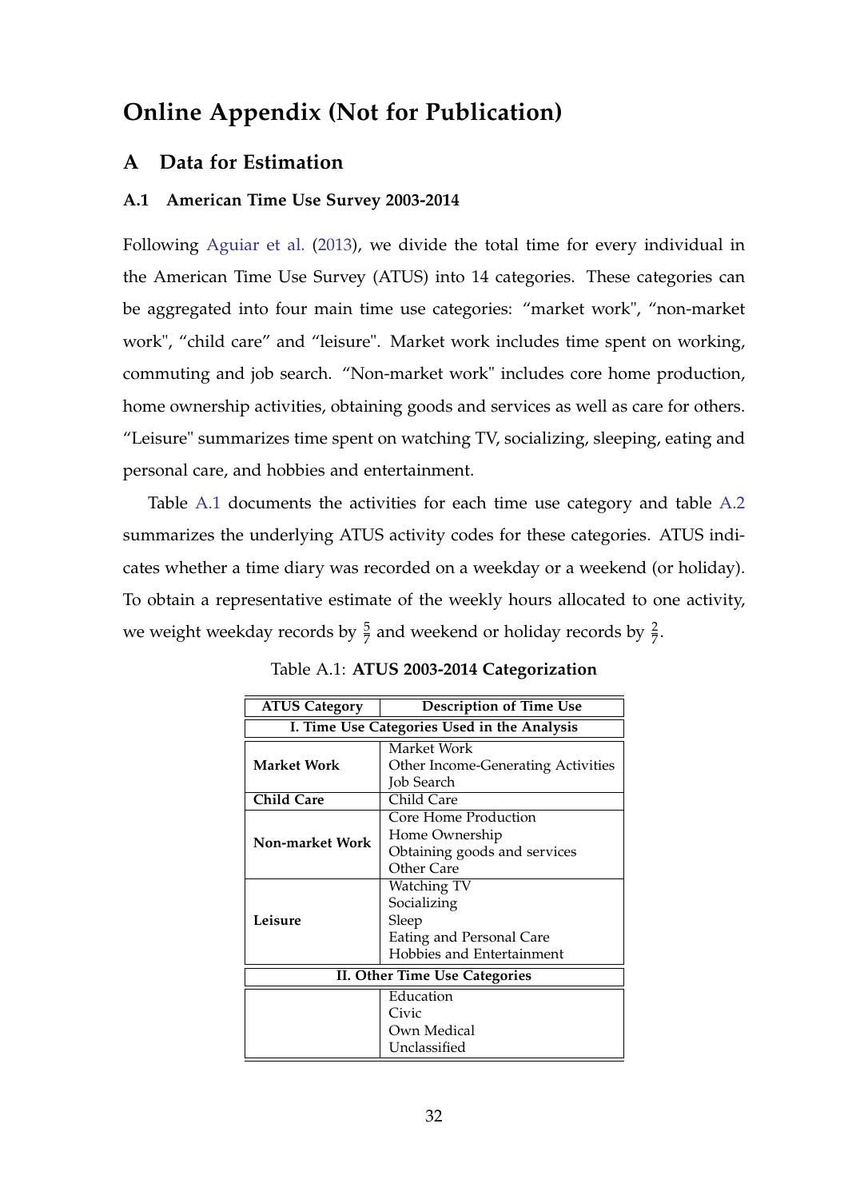# Online Appendix (Not for Publication)

## A Data for Estimation

### A.1 American Time Use Survey 2003-2014

Following Aguiar et al. (2013), we divide the total time for every individual in the American Time Use Survey (ATUS) into 14 categories. These categories can be aggregated into four main time use categories: "market work", "non-market work", "child care" and "leisure". Market work includes time spent on working, commuting and job search. "Non-market work" includes core home production, home ownership activities, obtaining goods and services as well as care for others. "Leisure" summarizes time spent on watching TV, socializing, sleeping, eating and personal care, and hobbies and entertainment.

Table A.1 documents the activities for each time use category and table A.2 summarizes the underlying ATUS activity codes for these categories. ATUS indicates whether a time diary was recorded on a weekday or a weekend (or holiday). To obtain a representative estimate of the weekly hours allocated to one activity, we weight weekday records by $\frac{5}{7}$ and weekend or holiday records by $\frac{2}{7}$.

Table A.1: **ATUS 2003-2014 Categorization**

| ATUS Category | Description of Time Use |
|---|---|
| **I. Time Use Categories Used in the Analysis** | |
| **Market Work** | Market Work<br>Other Income-Generating Activities<br>Job Search |
| **Child Care** | Child Care |
| **Non-market Work** | Core Home Production<br>Home Ownership<br>Obtaining goods and services<br>Other Care |
| **Leisure** | Watching TV<br>Socializing<br>Sleep<br>Eating and Personal Care<br>Hobbies and Entertainment |
| **II. Other Time Use Categories** | |
| | Education<br>Civic<br>Own Medical<br>Unclassified |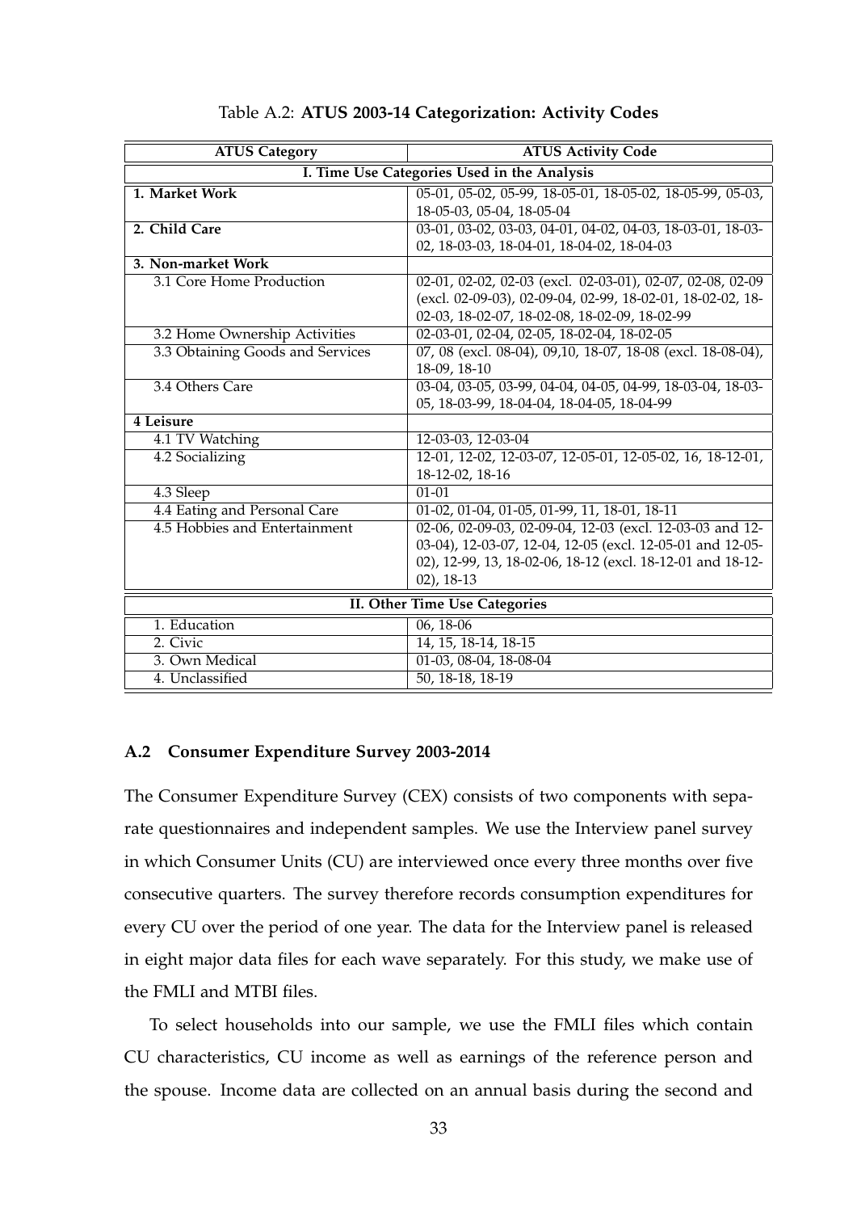Table A.2: **ATUS 2003-14 Categorization: Activity Codes**

| ATUS Category | ATUS Activity Code |
|---|---|
| **I. Time Use Categories Used in the Analysis** | |
| **1. Market Work** | 05-01, 05-02, 05-99, 18-05-01, 18-05-02, 18-05-99, 05-03, 18-05-03, 05-04, 18-05-04 |
| **2. Child Care** | 03-01, 03-02, 03-03, 04-01, 04-02, 04-03, 18-03-01, 18-03-02, 18-03-03, 18-04-01, 18-04-02, 18-04-03 |
| **3. Non-market Work** | |
| 3.1 Core Home Production | 02-01, 02-02, 02-03 (excl. 02-03-01), 02-07, 02-08, 02-09 (excl. 02-09-03), 02-09-04, 02-99, 18-02-01, 18-02-02, 18-02-03, 18-02-07, 18-02-08, 18-02-09, 18-02-99 |
| 3.2 Home Ownership Activities | 02-03-01, 02-04, 02-05, 18-02-04, 18-02-05 |
| 3.3 Obtaining Goods and Services | 07, 08 (excl. 08-04), 09,10, 18-07, 18-08 (excl. 18-08-04), 18-09, 18-10 |
| 3.4 Others Care | 03-04, 03-05, 03-99, 04-04, 04-05, 04-99, 18-03-04, 18-03-05, 18-03-99, 18-04-04, 18-04-05, 18-04-99 |
| **4 Leisure** | |
| 4.1 TV Watching | 12-03-03, 12-03-04 |
| 4.2 Socializing | 12-01, 12-02, 12-03-07, 12-05-01, 12-05-02, 16, 18-12-01, 18-12-02, 18-16 |
| 4.3 Sleep | 01-01 |
| 4.4 Eating and Personal Care | 01-02, 01-04, 01-05, 01-99, 11, 18-01, 18-11 |
| 4.5 Hobbies and Entertainment | 02-06, 02-09-03, 02-09-04, 12-03 (excl. 12-03-03 and 12-03-04), 12-03-07, 12-04, 12-05 (excl. 12-05-01 and 12-05-02), 12-99, 13, 18-02-06, 18-12 (excl. 18-12-01 and 18-12-02), 18-13 |
| **II. Other Time Use Categories** | |
| 1. Education | 06, 18-06 |
| 2. Civic | 14, 15, 18-14, 18-15 |
| 3. Own Medical | 01-03, 08-04, 18-08-04 |
| 4. Unclassified | 50, 18-18, 18-19 |

### A.2 Consumer Expenditure Survey 2003-2014

The Consumer Expenditure Survey (CEX) consists of two components with separate questionnaires and independent samples. We use the Interview panel survey in which Consumer Units (CU) are interviewed once every three months over five consecutive quarters. The survey therefore records consumption expenditures for every CU over the period of one year. The data for the Interview panel is released in eight major data files for each wave separately. For this study, we make use of the FMLI and MTBI files.

To select households into our sample, we use the FMLI files which contain CU characteristics, CU income as well as earnings of the reference person and the spouse. Income data are collected on an annual basis during the second and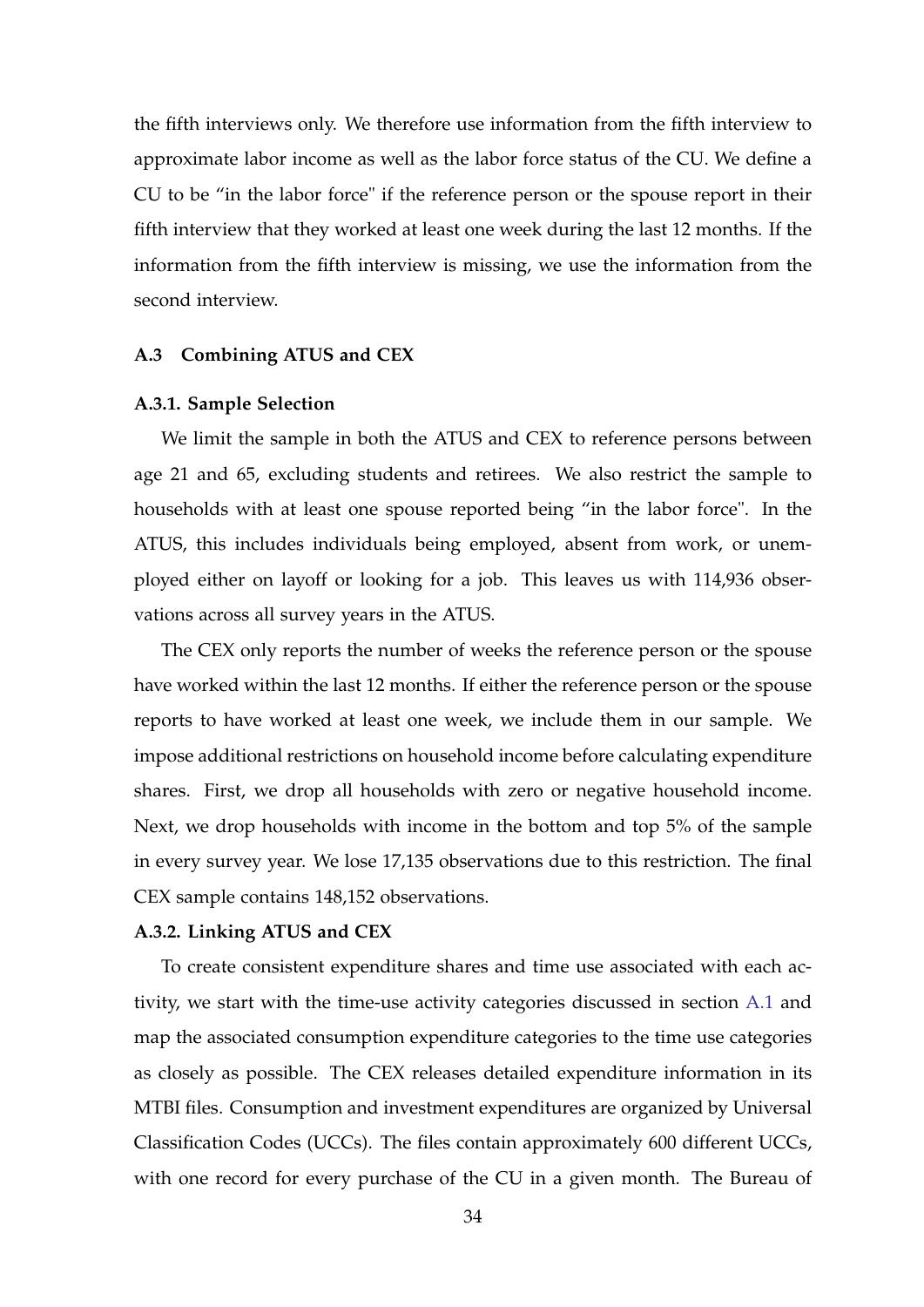the fifth interviews only. We therefore use information from the fifth interview to approximate labor income as well as the labor force status of the CU. We define a CU to be "in the labor force" if the reference person or the spouse report in their fifth interview that they worked at least one week during the last 12 months. If the information from the fifth interview is missing, we use the information from the second interview.

### A.3 Combining ATUS and CEX

#### A.3.1. Sample Selection

We limit the sample in both the ATUS and CEX to reference persons between age 21 and 65, excluding students and retirees. We also restrict the sample to households with at least one spouse reported being "in the labor force". In the ATUS, this includes individuals being employed, absent from work, or unemployed either on layoff or looking for a job. This leaves us with 114,936 observations across all survey years in the ATUS.

The CEX only reports the number of weeks the reference person or the spouse have worked within the last 12 months. If either the reference person or the spouse reports to have worked at least one week, we include them in our sample. We impose additional restrictions on household income before calculating expenditure shares. First, we drop all households with zero or negative household income. Next, we drop households with income in the bottom and top 5% of the sample in every survey year. We lose 17,135 observations due to this restriction. The final CEX sample contains 148,152 observations.

#### A.3.2. Linking ATUS and CEX

To create consistent expenditure shares and time use associated with each activity, we start with the time-use activity categories discussed in section A.1 and map the associated consumption expenditure categories to the time use categories as closely as possible. The CEX releases detailed expenditure information in its MTBI files. Consumption and investment expenditures are organized by Universal Classification Codes (UCCs). The files contain approximately 600 different UCCs, with one record for every purchase of the CU in a given month. The Bureau of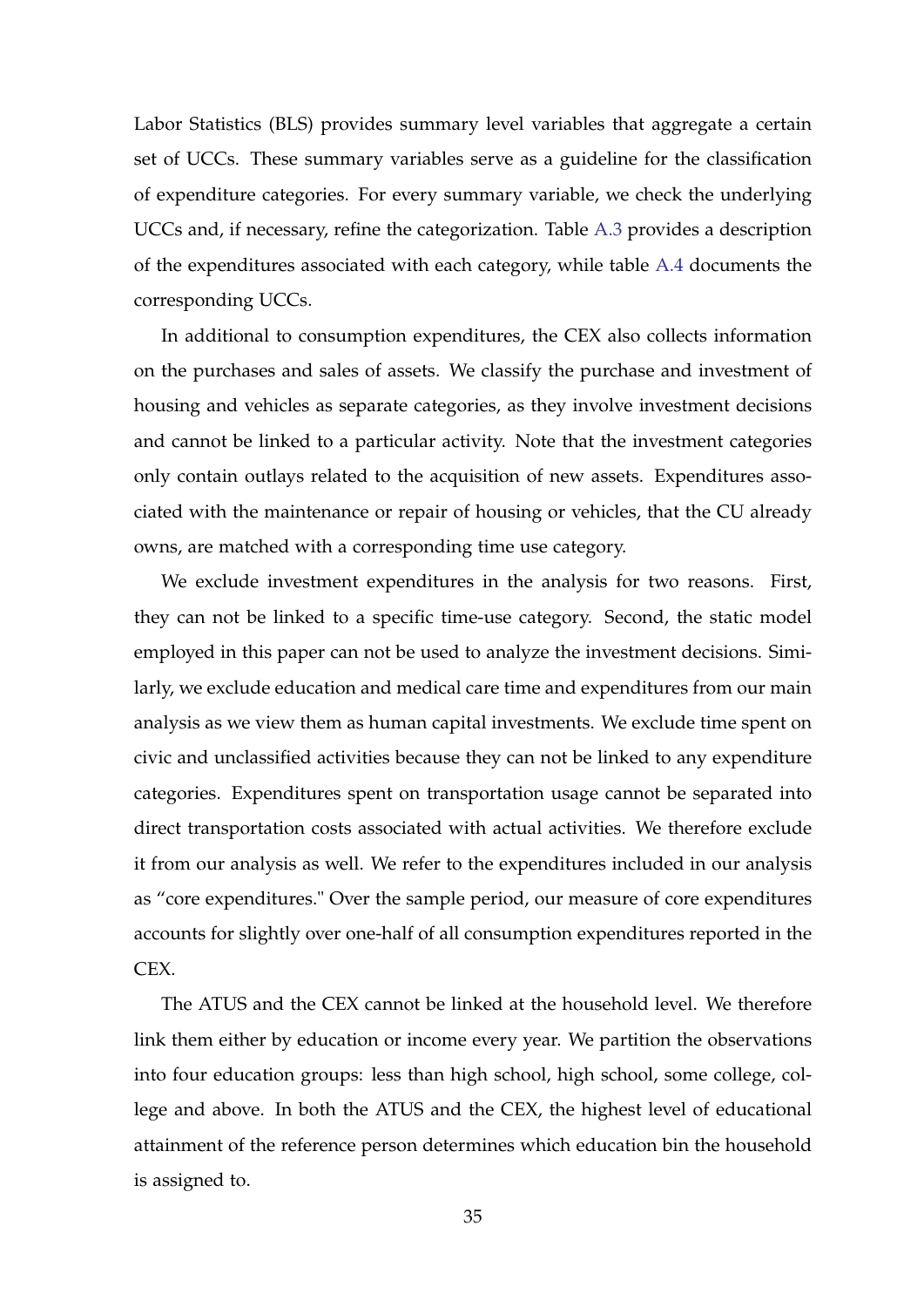Labor Statistics (BLS) provides summary level variables that aggregate a certain set of UCCs. These summary variables serve as a guideline for the classification of expenditure categories. For every summary variable, we check the underlying UCCs and, if necessary, refine the categorization. Table A.3 provides a description of the expenditures associated with each category, while table A.4 documents the corresponding UCCs.

In additional to consumption expenditures, the CEX also collects information on the purchases and sales of assets. We classify the purchase and investment of housing and vehicles as separate categories, as they involve investment decisions and cannot be linked to a particular activity. Note that the investment categories only contain outlays related to the acquisition of new assets. Expenditures associated with the maintenance or repair of housing or vehicles, that the CU already owns, are matched with a corresponding time use category.

We exclude investment expenditures in the analysis for two reasons. First, they can not be linked to a specific time-use category. Second, the static model employed in this paper can not be used to analyze the investment decisions. Similarly, we exclude education and medical care time and expenditures from our main analysis as we view them as human capital investments. We exclude time spent on civic and unclassified activities because they can not be linked to any expenditure categories. Expenditures spent on transportation usage cannot be separated into direct transportation costs associated with actual activities. We therefore exclude it from our analysis as well. We refer to the expenditures included in our analysis as "core expenditures." Over the sample period, our measure of core expenditures accounts for slightly over one-half of all consumption expenditures reported in the CEX.

The ATUS and the CEX cannot be linked at the household level. We therefore link them either by education or income every year. We partition the observations into four education groups: less than high school, high school, some college, college and above. In both the ATUS and the CEX, the highest level of educational attainment of the reference person determines which education bin the household is assigned to.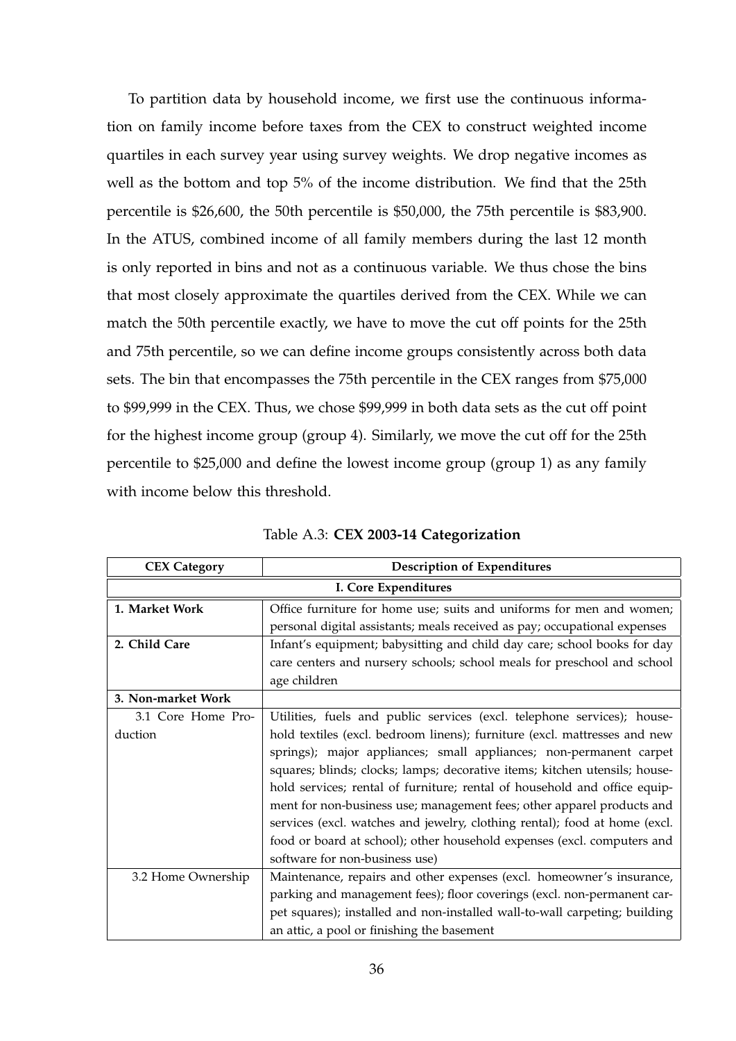To partition data by household income, we first use the continuous information on family income before taxes from the CEX to construct weighted income quartiles in each survey year using survey weights. We drop negative incomes as well as the bottom and top 5% of the income distribution. We find that the 25th percentile is $26,600, the 50th percentile is $50,000, the 75th percentile is $83,900. In the ATUS, combined income of all family members during the last 12 month is only reported in bins and not as a continuous variable. We thus chose the bins that most closely approximate the quartiles derived from the CEX. While we can match the 50th percentile exactly, we have to move the cut off points for the 25th and 75th percentile, so we can define income groups consistently across both data sets. The bin that encompasses the 75th percentile in the CEX ranges from $75,000 to $99,999 in the CEX. Thus, we chose $99,999 in both data sets as the cut off point for the highest income group (group 4). Similarly, we move the cut off for the 25th percentile to $25,000 and define the lowest income group (group 1) as any family with income below this threshold.

Table A.3: **CEX 2003-14 Categorization**

| CEX Category | Description of Expenditures |
|---|---|
| | **I. Core Expenditures** |
| **1. Market Work** | Office furniture for home use; suits and uniforms for men and women; personal digital assistants; meals received as pay; occupational expenses |
| **2. Child Care** | Infant's equipment; babysitting and child day care; school books for day care centers and nursery schools; school meals for preschool and school age children |
| **3. Non-market Work** | |
| 3.1 Core Home Production | Utilities, fuels and public services (excl. telephone services); household textiles (excl. bedroom linens); furniture (excl. mattresses and new springs); major appliances; small appliances; non-permanent carpet squares; blinds; clocks; lamps; decorative items; kitchen utensils; household services; rental of furniture; rental of household and office equipment for non-business use; management fees; other apparel products and services (excl. watches and jewelry, clothing rental); food at home (excl. food or board at school); other household expenses (excl. computers and software for non-business use) |
| 3.2 Home Ownership | Maintenance, repairs and other expenses (excl. homeowner's insurance, parking and management fees); floor coverings (excl. non-permanent carpet squares); installed and non-installed wall-to-wall carpeting; building an attic, a pool or finishing the basement |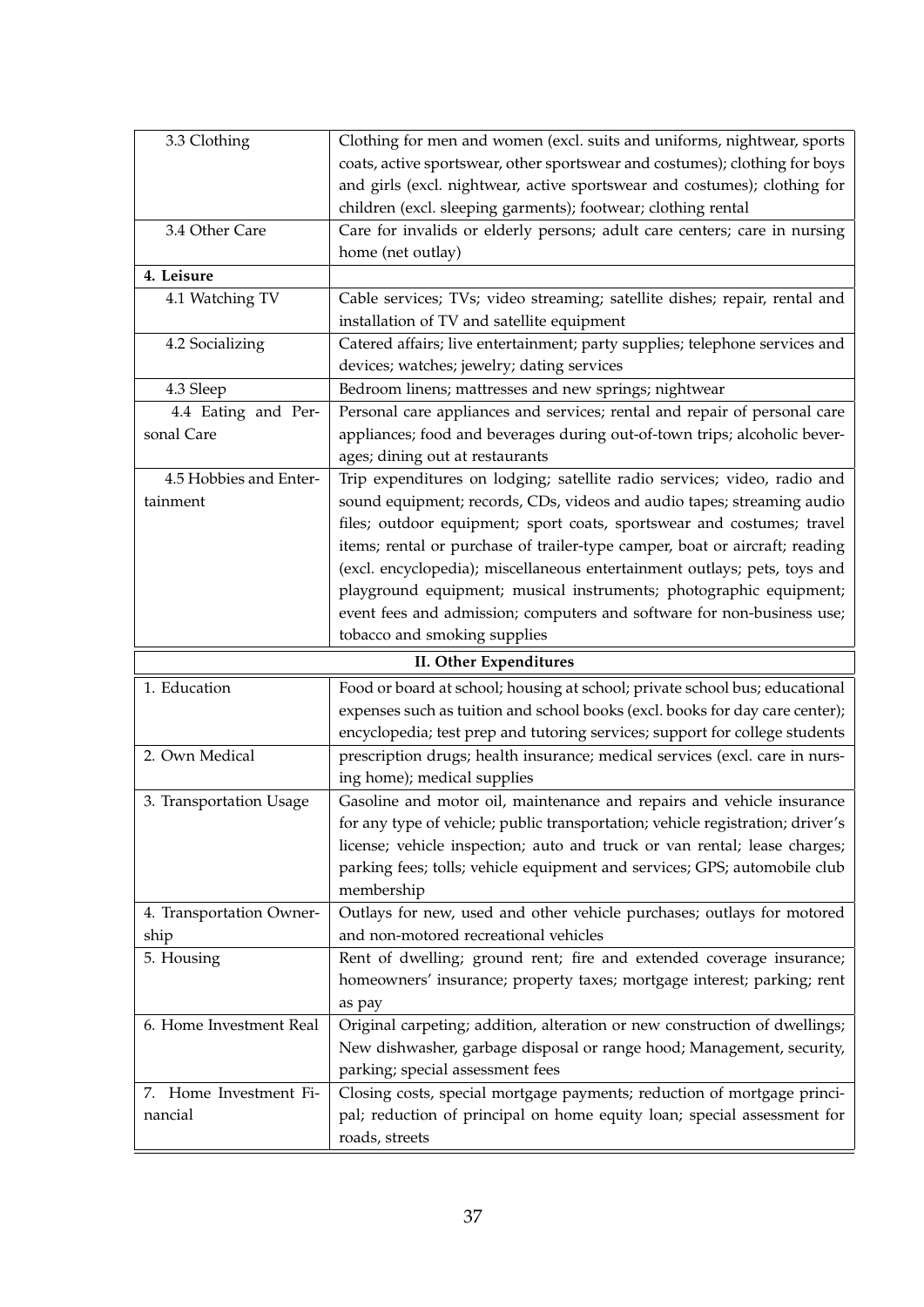| | |
|---|---|
| 3.3 Clothing | Clothing for men and women (excl. suits and uniforms, nightwear, sports coats, active sportswear, other sportswear and costumes); clothing for boys and girls (excl. nightwear, active sportswear and costumes); clothing for children (excl. sleeping garments); footwear; clothing rental |
| 3.4 Other Care | Care for invalids or elderly persons; adult care centers; care in nursing home (net outlay) |
| **4. Leisure** | |
| 4.1 Watching TV | Cable services; TVs; video streaming; satellite dishes; repair, rental and installation of TV and satellite equipment |
| 4.2 Socializing | Catered affairs; live entertainment; party supplies; telephone services and devices; watches; jewelry; dating services |
| 4.3 Sleep | Bedroom linens; mattresses and new springs; nightwear |
| 4.4 Eating and Personal Care | Personal care appliances and services; rental and repair of personal care appliances; food and beverages during out-of-town trips; alcoholic beverages; dining out at restaurants |
| 4.5 Hobbies and Entertainment | Trip expenditures on lodging; satellite radio services; video, radio and sound equipment; records, CDs, videos and audio tapes; streaming audio files; outdoor equipment; sport coats, sportswear and costumes; travel items; rental or purchase of trailer-type camper, boat or aircraft; reading (excl. encyclopedia); miscellaneous entertainment outlays; pets, toys and playground equipment; musical instruments; photographic equipment; event fees and admission; computers and software for non-business use; tobacco and smoking supplies |
| **II. Other Expenditures** | |
| 1. Education | Food or board at school; housing at school; private school bus; educational expenses such as tuition and school books (excl. books for day care center); encyclopedia; test prep and tutoring services; support for college students |
| 2. Own Medical | prescription drugs; health insurance; medical services (excl. care in nursing home); medical supplies |
| 3. Transportation Usage | Gasoline and motor oil, maintenance and repairs and vehicle insurance for any type of vehicle; public transportation; vehicle registration; driver's license; vehicle inspection; auto and truck or van rental; lease charges; parking fees; tolls; vehicle equipment and services; GPS; automobile club membership |
| 4. Transportation Ownership | Outlays for new, used and other vehicle purchases; outlays for motored and non-motored recreational vehicles |
| 5. Housing | Rent of dwelling; ground rent; fire and extended coverage insurance; homeowners' insurance; property taxes; mortgage interest; parking; rent as pay |
| 6. Home Investment Real | Original carpeting; addition, alteration or new construction of dwellings; New dishwasher, garbage disposal or range hood; Management, security, parking; special assessment fees |
| 7. Home Investment Financial | Closing costs, special mortgage payments; reduction of mortgage principal; reduction of principal on home equity loan; special assessment for roads, streets |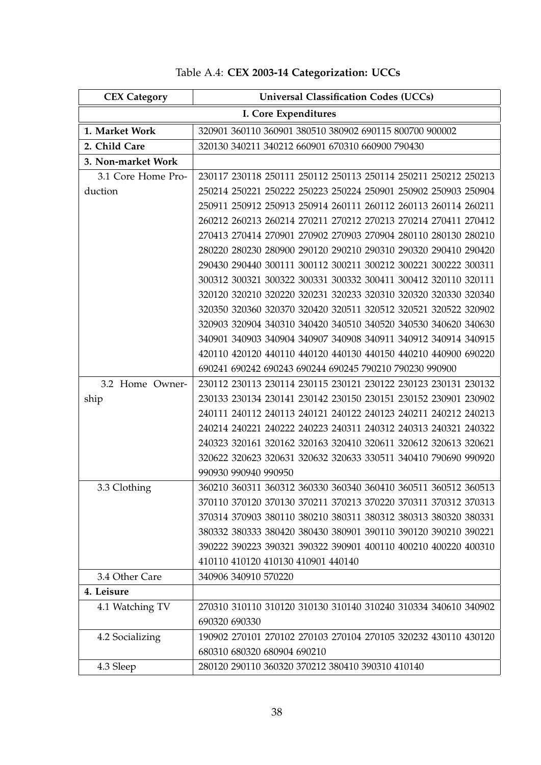Table A.4: **CEX 2003-14 Categorization: UCCs**

| CEX Category | Universal Classification Codes (UCCs) |
|---|---|
| **I. Core Expenditures** | |
| **1. Market Work** | 320901 360110 360901 380510 380902 690115 800700 900002 |
| **2. Child Care** | 320130 340211 340212 660901 670310 660900 790430 |
| **3. Non-market Work** | |
| 3.1 Core Home Production | 230117 230118 250111 250112 250113 250114 250211 250212 250213 250214 250221 250222 250223 250224 250901 250902 250903 250904 250911 250912 250913 250914 260111 260112 260113 260114 260211 260212 260213 260214 270211 270212 270213 270214 270411 270412 270413 270414 270901 270902 270903 270904 280110 280130 280210 280220 280230 280900 290120 290210 290310 290320 290410 290420 290430 290440 300111 300112 300211 300212 300221 300222 300311 300312 300321 300322 300331 300332 300411 300412 320110 320111 320120 320210 320220 320231 320233 320310 320320 320330 320340 320350 320360 320370 320420 320511 320512 320521 320522 320902 320903 320904 340310 340420 340510 340520 340530 340620 340630 340901 340903 340904 340907 340908 340911 340912 340914 340915 420110 420120 440110 440120 440130 440150 440210 440900 690220 690241 690242 690243 690244 690245 790210 790230 990900 |
| 3.2 Home Ownership | 230112 230113 230114 230115 230121 230122 230123 230131 230132 230133 230134 230141 230142 230150 230151 230152 230901 230902 240111 240112 240113 240121 240122 240123 240211 240212 240213 240214 240221 240222 240223 240311 240312 240313 240321 240322 240323 320161 320162 320163 320410 320611 320612 320613 320621 320622 320623 320631 320632 320633 330511 340410 790690 990920 990930 990940 990950 |
| 3.3 Clothing | 360210 360311 360312 360330 360340 360410 360511 360512 360513 370110 370120 370130 370211 370213 370220 370311 370312 370313 370314 370903 380110 380210 380311 380312 380313 380320 380331 380332 380333 380420 380430 380901 390110 390120 390210 390221 390222 390223 390321 390322 390901 400110 400210 400220 400310 410110 410120 410130 410901 440140 |
| 3.4 Other Care | 340906 340910 570220 |
| **4. Leisure** | |
| 4.1 Watching TV | 270310 310110 310120 310130 310140 310240 310334 340610 340902 690320 690330 |
| 4.2 Socializing | 190902 270101 270102 270103 270104 270105 320232 430110 430120 680310 680320 680904 690210 |
| 4.3 Sleep | 280120 290110 360320 370212 380410 390310 410140 |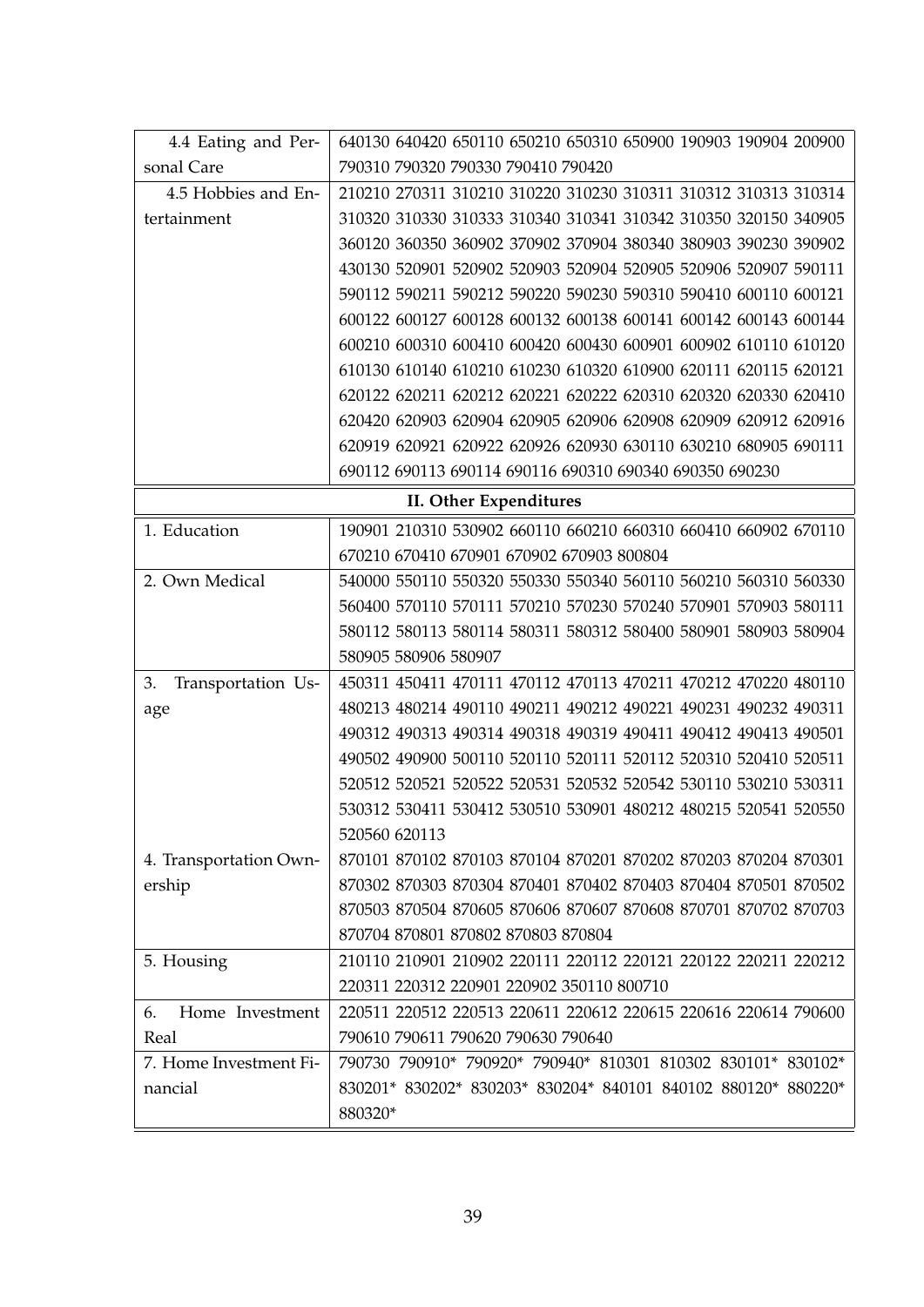| | |
|---|---|
| 4.4 Eating and Personal Care | 640130 640420 650110 650210 650310 650900 190903 190904 200900 790310 790320 790330 790410 790420 |
| 4.5 Hobbies and Entertainment | 210210 270311 310210 310220 310230 310311 310312 310313 310314 310320 310330 310333 310340 310341 310342 310350 320150 340905 360120 360350 360902 370902 370904 380340 380903 390230 390902 430130 520901 520902 520903 520904 520905 520906 520907 590111 590112 590211 590212 590220 590230 590310 590410 600110 600121 600122 600127 600128 600132 600138 600141 600142 600143 600144 600210 600310 600410 600420 600430 600901 600902 610110 610120 610130 610140 610210 610230 610320 610900 620111 620115 620121 620122 620211 620212 620221 620222 620310 620320 620330 620410 620420 620903 620904 620905 620906 620908 620909 620912 620916 620919 620921 620922 620926 620930 630110 630210 680905 690111 690112 690113 690114 690116 690310 690340 690350 690230 |
| **II. Other Expenditures** | |
| 1. Education | 190901 210310 530902 660110 660210 660310 660410 660902 670110 670210 670410 670901 670902 670903 800804 |
| 2. Own Medical | 540000 550110 550320 550330 550340 560110 560210 560310 560330 560400 570110 570111 570210 570230 570240 570901 570903 580111 580112 580113 580114 580311 580312 580400 580901 580903 580904 580905 580906 580907 |
| 3. Transportation Usage | 450311 450411 470111 470112 470113 470211 470212 470220 480110 480213 480214 490110 490211 490212 490221 490231 490232 490311 490312 490313 490314 490318 490319 490411 490412 490413 490501 490502 490900 500110 520110 520111 520112 520310 520410 520511 520512 520521 520522 520531 520532 520542 530110 530210 530311 530312 530411 530412 530510 530901 480212 480215 520541 520550 520560 620113 |
| 4. Transportation Ownership | 870101 870102 870103 870104 870201 870202 870203 870204 870301 870302 870303 870304 870401 870402 870403 870404 870501 870502 870503 870504 870605 870606 870607 870608 870701 870702 870703 870704 870801 870802 870803 870804 |
| 5. Housing | 210110 210901 210902 220111 220112 220121 220122 220211 220212 220311 220312 220901 220902 350110 800710 |
| 6. Home Investment Real | 220511 220512 220513 220611 220612 220615 220616 220614 790600 790610 790611 790620 790630 790640 |
| 7. Home Investment Financial | 790730 790910* 790920* 790940* 810301 810302 830101* 830102* 830201* 830202* 830203* 830204* 840101 840102 880120* 880220* 880320* |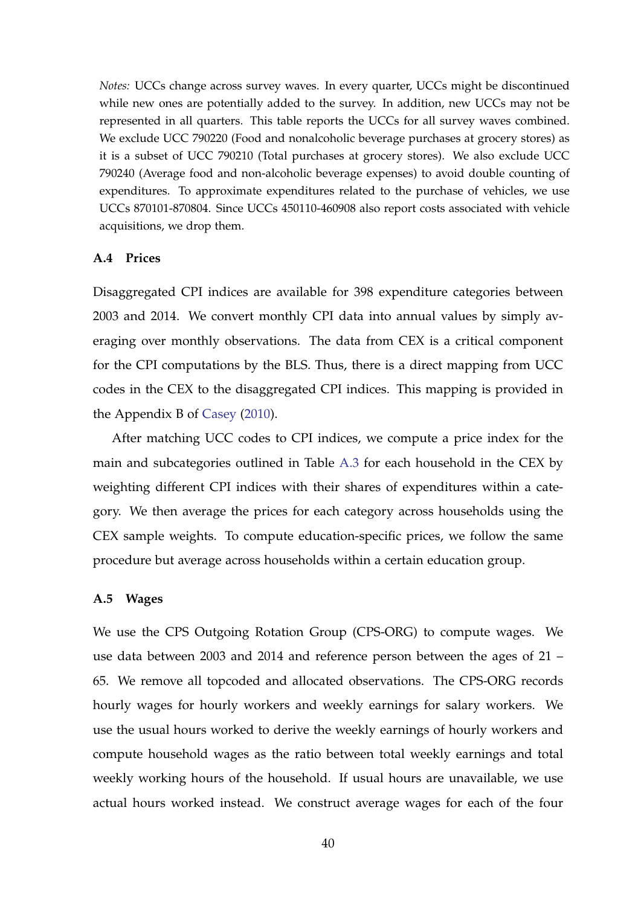*Notes:* UCCs change across survey waves. In every quarter, UCCs might be discontinued while new ones are potentially added to the survey. In addition, new UCCs may not be represented in all quarters. This table reports the UCCs for all survey waves combined. We exclude UCC 790220 (Food and nonalcoholic beverage purchases at grocery stores) as it is a subset of UCC 790210 (Total purchases at grocery stores). We also exclude UCC 790240 (Average food and non-alcoholic beverage expenses) to avoid double counting of expenditures. To approximate expenditures related to the purchase of vehicles, we use UCCs 870101-870804. Since UCCs 450110-460908 also report costs associated with vehicle acquisitions, we drop them.

### A.4 Prices

Disaggregated CPI indices are available for 398 expenditure categories between 2003 and 2014. We convert monthly CPI data into annual values by simply averaging over monthly observations. The data from CEX is a critical component for the CPI computations by the BLS. Thus, there is a direct mapping from UCC codes in the CEX to the disaggregated CPI indices. This mapping is provided in the Appendix B of Casey (2010).

After matching UCC codes to CPI indices, we compute a price index for the main and subcategories outlined in Table A.3 for each household in the CEX by weighting different CPI indices with their shares of expenditures within a category. We then average the prices for each category across households using the CEX sample weights. To compute education-specific prices, we follow the same procedure but average across households within a certain education group.

### A.5 Wages

We use the CPS Outgoing Rotation Group (CPS-ORG) to compute wages. We use data between 2003 and 2014 and reference person between the ages of 21 – 65. We remove all topcoded and allocated observations. The CPS-ORG records hourly wages for hourly workers and weekly earnings for salary workers. We use the usual hours worked to derive the weekly earnings of hourly workers and compute household wages as the ratio between total weekly earnings and total weekly working hours of the household. If usual hours are unavailable, we use actual hours worked instead. We construct average wages for each of the four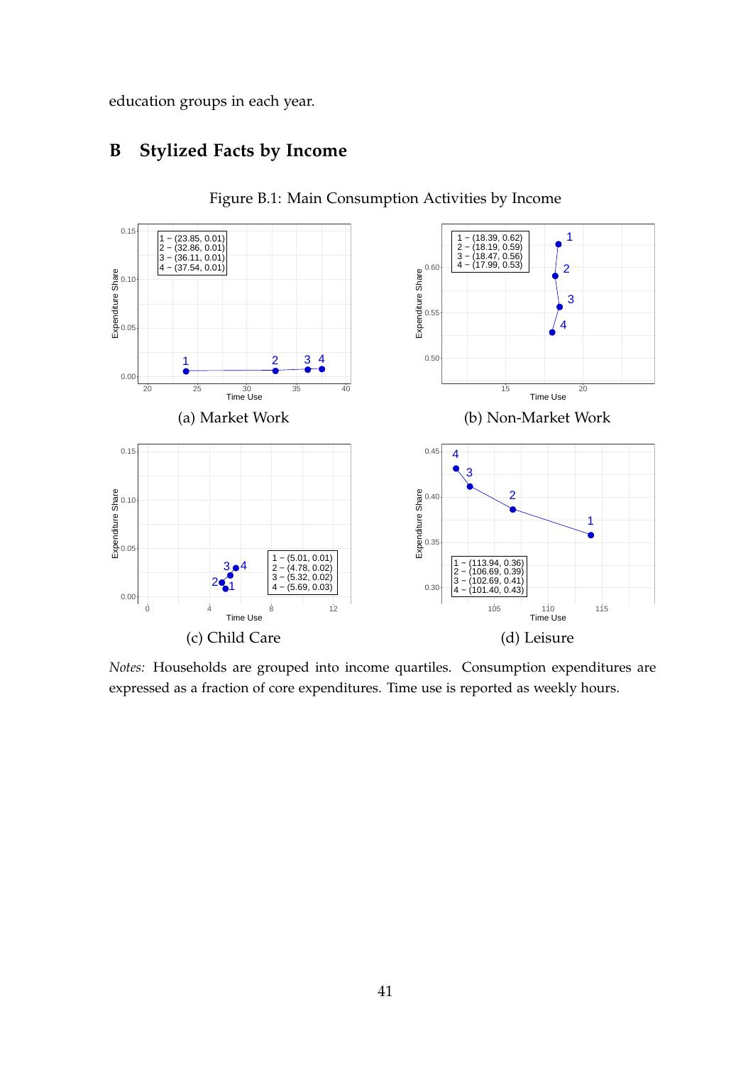education groups in each year.

## B Stylized Facts by Income

Figure B.1: Main Consumption Activities by Income

(a) Market Work

(b) Non-Market Work

(c) Child Care

(d) Leisure

*Notes:* Households are grouped into income quartiles. Consumption expenditures are expressed as a fraction of core expenditures. Time use is reported as weekly hours.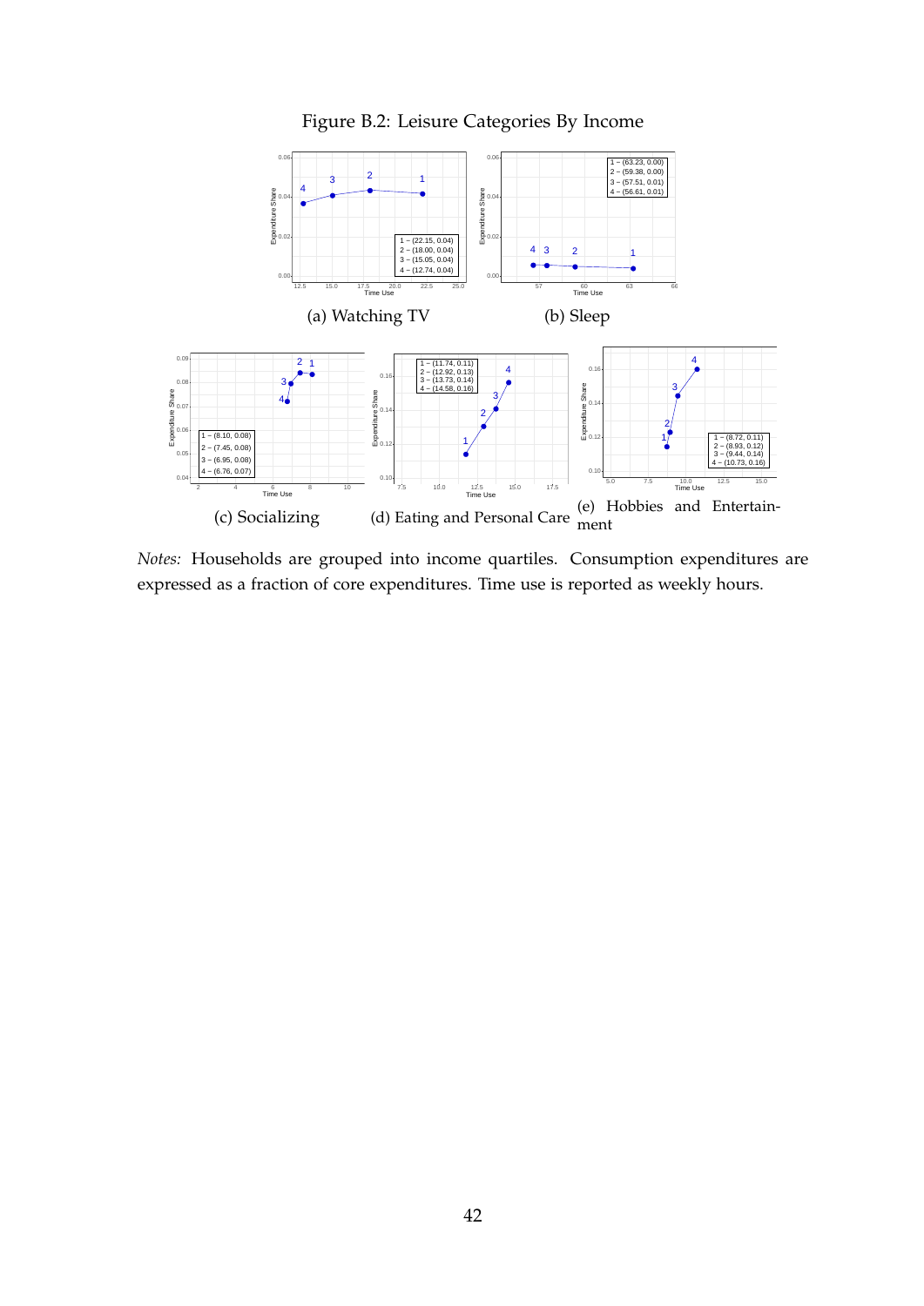Figure B.2: Leisure Categories By Income

| | Time Use | Expenditure Share |
|---|---|---|
| 1 | 22.15 | 0.04 |
| 2 | 18.00 | 0.04 |
| 3 | 15.05 | 0.04 |
| 4 | 12.74 | 0.04 |

(a) Watching TV

| | Time Use | Expenditure Share |
|---|---|---|
| 1 | 63.23 | 0.00 |
| 2 | 59.38 | 0.00 |
| 3 | 57.51 | 0.01 |
| 4 | 56.61 | 0.01 |

(b) Sleep

| | Time Use | Expenditure Share |
|---|---|---|
| 1 | 8.10 | 0.08 |
| 2 | 7.45 | 0.08 |
| 3 | 6.95 | 0.08 |
| 4 | 6.76 | 0.07 |

(c) Socializing

| | Time Use | Expenditure Share |
|---|---|---|
| 1 | 11.74 | 0.11 |
| 2 | 12.92 | 0.13 |
| 3 | 13.73 | 0.14 |
| 4 | 14.58 | 0.16 |

(d) Eating and Personal Care

| | Time Use | Expenditure Share |
|---|---|---|
| 1 | 8.72 | 0.11 |
| 2 | 8.93 | 0.12 |
| 3 | 9.44 | 0.14 |
| 4 | 10.73 | 0.16 |

(e) Hobbies and Entertainment

*Notes:* Households are grouped into income quartiles. Consumption expenditures are expressed as a fraction of core expenditures. Time use is reported as weekly hours.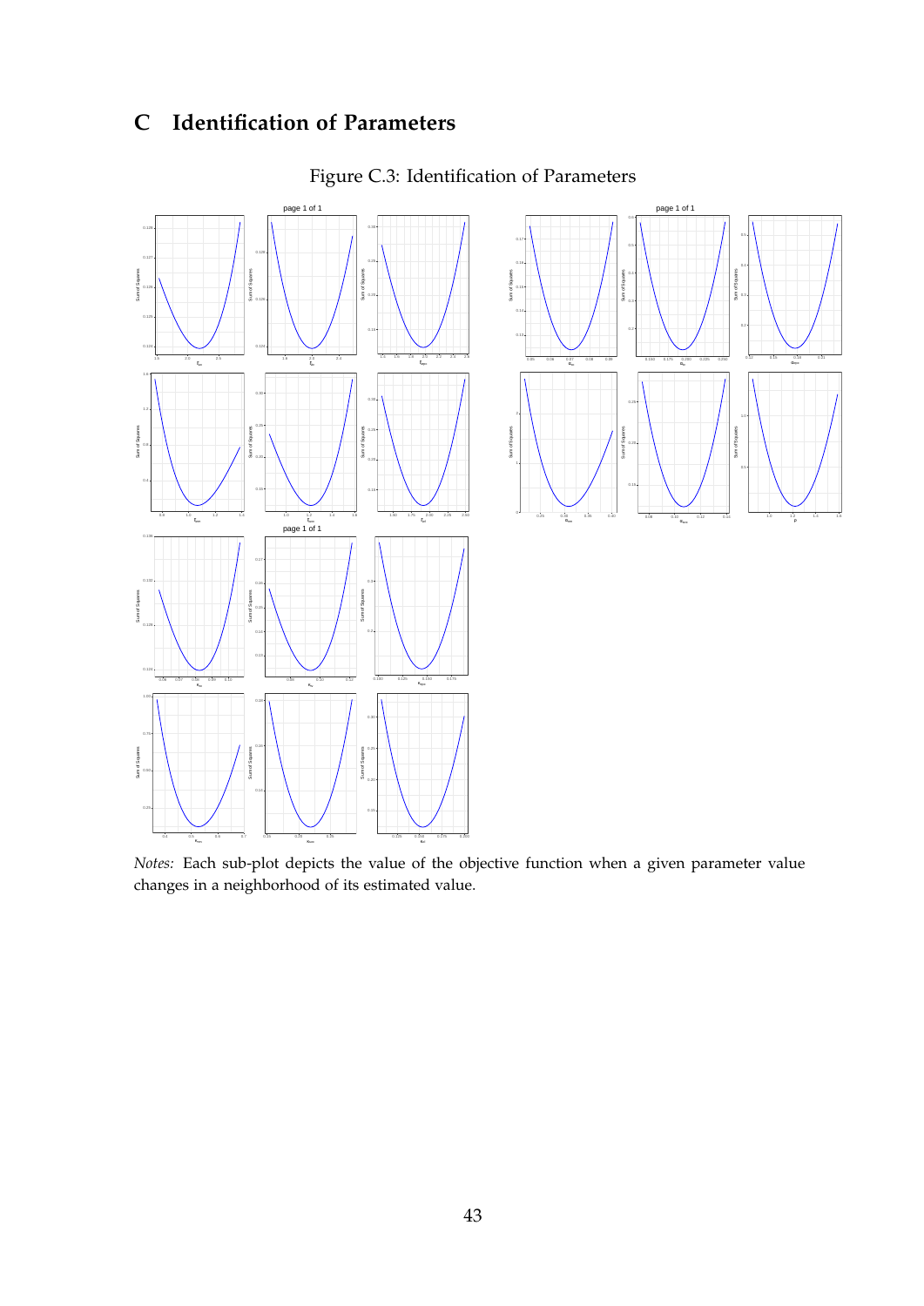# C Identification of Parameters

Figure C.3: Identification of Parameters

*Notes:* Each sub-plot depicts the value of the objective function when a given parameter value changes in a neighborhood of its estimated value.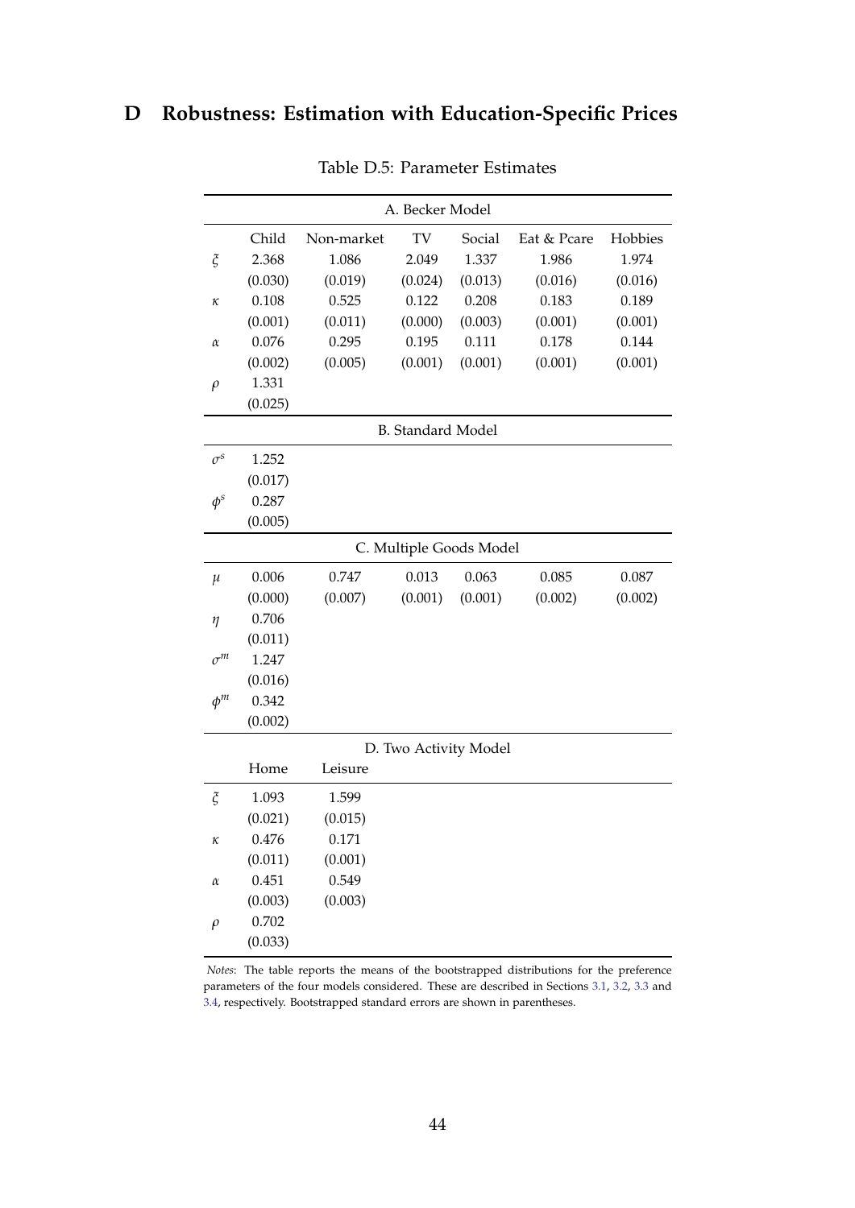# D Robustness: Estimation with Education-Specific Prices

Table D.5: Parameter Estimates

| | | | | | | |
|---|---|---|---|---|---|---|
| **A. Becker Model** | | | | | | |
| | Child | Non-market | TV | Social | Eat & Pcare | Hobbies |
| $\xi$ | 2.368 | 1.086 | 2.049 | 1.337 | 1.986 | 1.974 |
| | (0.030) | (0.019) | (0.024) | (0.013) | (0.016) | (0.016) |
| $\kappa$ | 0.108 | 0.525 | 0.122 | 0.208 | 0.183 | 0.189 |
| | (0.001) | (0.011) | (0.000) | (0.003) | (0.001) | (0.001) |
| $\alpha$ | 0.076 | 0.295 | 0.195 | 0.111 | 0.178 | 0.144 |
| | (0.002) | (0.005) | (0.001) | (0.001) | (0.001) | (0.001) |
| $\rho$ | 1.331 | | | | | |
| | (0.025) | | | | | |
| **B. Standard Model** | | | | | | |
| $\sigma^s$ | 1.252 | | | | | |
| | (0.017) | | | | | |
| $\phi^s$ | 0.287 | | | | | |
| | (0.005) | | | | | |
| **C. Multiple Goods Model** | | | | | | |
| $\mu$ | 0.006 | 0.747 | 0.013 | 0.063 | 0.085 | 0.087 |
| | (0.000) | (0.007) | (0.001) | (0.001) | (0.002) | (0.002) |
| $\eta$ | 0.706 | | | | | |
| | (0.011) | | | | | |
| $\sigma^m$ | 1.247 | | | | | |
| | (0.016) | | | | | |
| $\phi^m$ | 0.342 | | | | | |
| | (0.002) | | | | | |
| **D. Two Activity Model** | | | | | | |
| | Home | Leisure | | | | |
| $\xi$ | 1.093 | 1.599 | | | | |
| | (0.021) | (0.015) | | | | |
| $\kappa$ | 0.476 | 0.171 | | | | |
| | (0.011) | (0.001) | | | | |
| $\alpha$ | 0.451 | 0.549 | | | | |
| | (0.003) | (0.003) | | | | |
| $\rho$ | 0.702 | | | | | |
| | (0.033) | | | | | |

*Notes*: The table reports the means of the bootstrapped distributions for the preference parameters of the four models considered. These are described in Sections 3.1, 3.2, 3.3 and 3.4, respectively. Bootstrapped standard errors are shown in parentheses.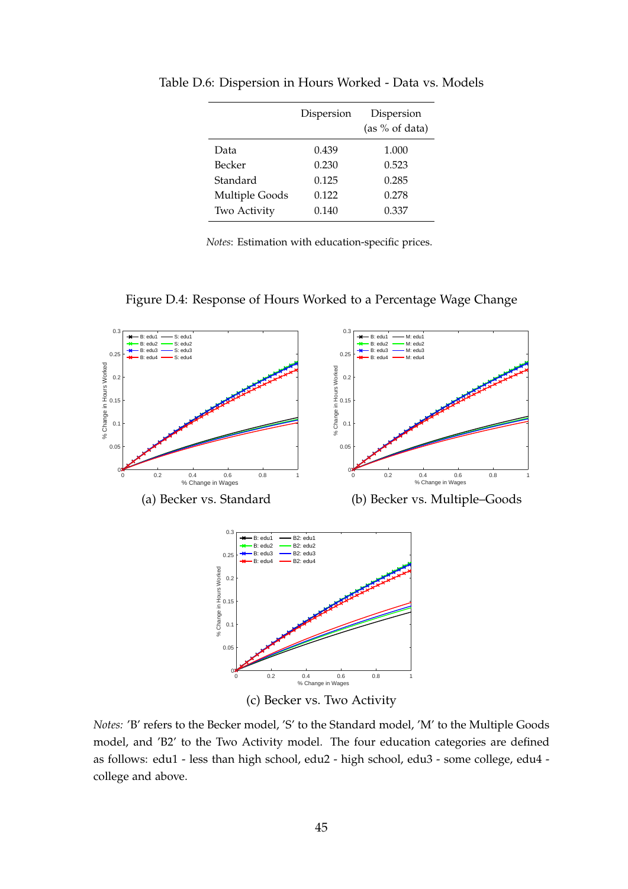Table D.6: Dispersion in Hours Worked - Data vs. Models

| | Dispersion | Dispersion (as % of data) |
|---|---|---|
| Data | 0.439 | 1.000 |
| Becker | 0.230 | 0.523 |
| Standard | 0.125 | 0.285 |
| Multiple Goods | 0.122 | 0.278 |
| Two Activity | 0.140 | 0.337 |

*Notes*: Estimation with education-specific prices.

Figure D.4: Response of Hours Worked to a Percentage Wage Change

(a) Becker vs. Standard

(b) Becker vs. Multiple–Goods

(c) Becker vs. Two Activity

*Notes:* 'B' refers to the Becker model, 'S' to the Standard model, 'M' to the Multiple Goods model, and 'B2' to the Two Activity model. The four education categories are defined as follows: edu1 - less than high school, edu2 - high school, edu3 - some college, edu4 - college and above.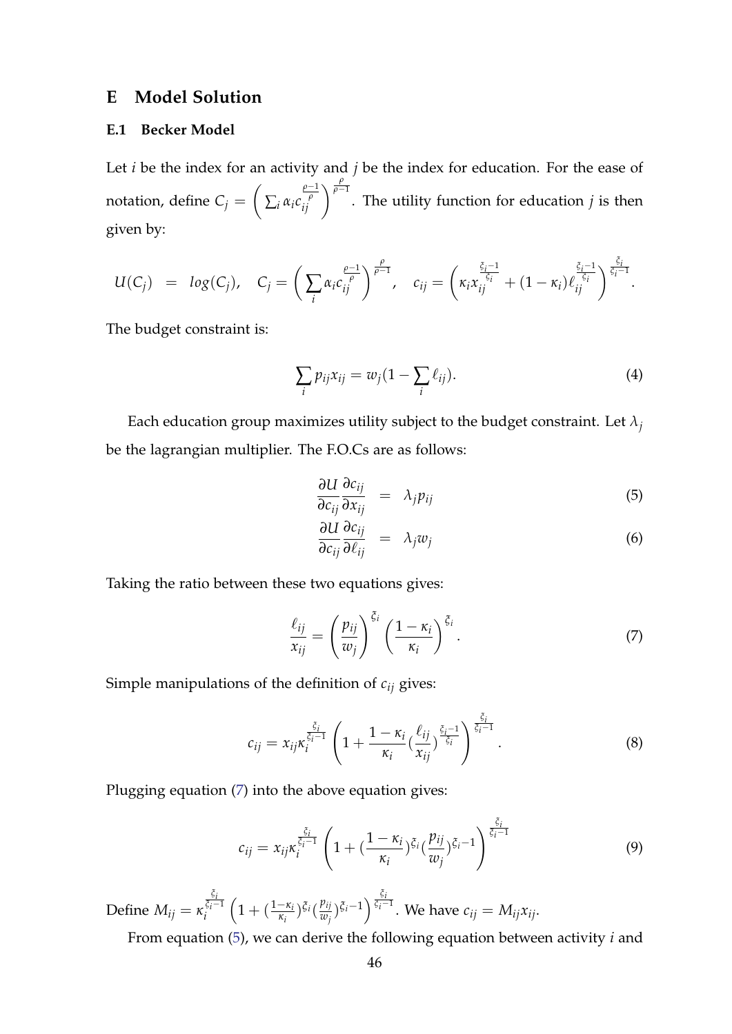## E Model Solution

### E.1 Becker Model

Let $i$ be the index for an activity and $j$ be the index for education. For the ease of notation, define $C_j = \left( \sum_i \alpha_i c_{ij}^{\frac{\rho-1}{\rho}} \right)^{\frac{\rho}{\rho-1}}$. The utility function for education $j$ is then given by:

$$U(C_j) = log(C_j), \quad C_j = \left( \sum_i \alpha_i c_{ij}^{\frac{\rho-1}{\rho}} \right)^{\frac{\rho}{\rho-1}}, \quad c_{ij} = \left( \kappa_i x_{ij}^{\frac{\xi_i - 1}{\xi_i}} + (1-\kappa_i) \ell_{ij}^{\frac{\xi_i - 1}{\xi_i}} \right)^{\frac{\xi_i}{\xi_i - 1}}.$$

The budget constraint is:

$$\sum_i p_{ij} x_{ij} = w_j (1 - \sum_i \ell_{ij}). \tag{4}$$

Each education group maximizes utility subject to the budget constraint. Let $\lambda_j$ be the lagrangian multiplier. The F.O.Cs are as follows:

$$\frac{\partial U}{\partial c_{ij}} \frac{\partial c_{ij}}{\partial x_{ij}} = \lambda_j p_{ij} \tag{5}$$

$$\frac{\partial U}{\partial c_{ij}} \frac{\partial c_{ij}}{\partial \ell_{ij}} = \lambda_j w_j \tag{6}$$

Taking the ratio between these two equations gives:

$$\frac{\ell_{ij}}{x_{ij}} = \left( \frac{p_{ij}}{w_j} \right)^{\xi_i} \left( \frac{1-\kappa_i}{\kappa_i} \right)^{\xi_i}. \tag{7}$$

Simple manipulations of the definition of $c_{ij}$ gives:

$$c_{ij} = x_{ij} \kappa_i^{\frac{\xi_i}{\xi_i - 1}} \left( 1 + \frac{1-\kappa_i}{\kappa_i} \left( \frac{\ell_{ij}}{x_{ij}} \right)^{\frac{\xi_i - 1}{\xi_i}} \right)^{\frac{\xi_i}{\xi_i - 1}}. \tag{8}$$

Plugging equation (7) into the above equation gives:

$$c_{ij} = x_{ij} \kappa_i^{\frac{\xi_i}{\xi_i - 1}} \left( 1 + \left( \frac{1-\kappa_i}{\kappa_i} \right)^{\xi_i} \left( \frac{p_{ij}}{w_j} \right)^{\xi_i - 1} \right)^{\frac{\xi_i}{\xi_i - 1}} \tag{9}$$

Define $M_{ij} = \kappa_i^{\frac{\xi_i}{\xi_i - 1}} \left( 1 + \left( \frac{1-\kappa_i}{\kappa_i} \right)^{\xi_i} \left( \frac{p_{ij}}{w_j} \right)^{\xi_i - 1} \right)^{\frac{\xi_i}{\xi_i - 1}}$. We have $c_{ij} = M_{ij} x_{ij}$.

From equation (5), we can derive the following equation between activity $i$ and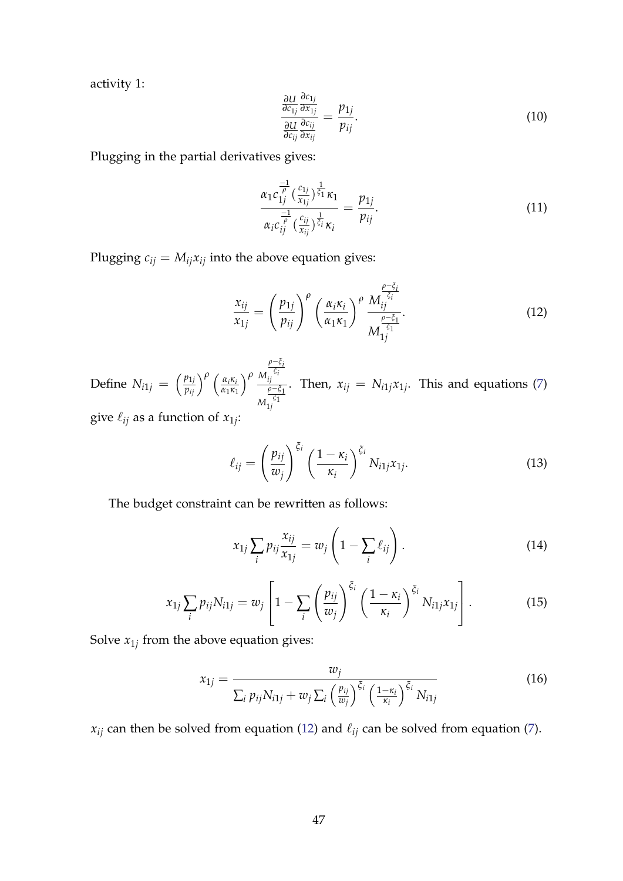activity 1:

$$\frac{\frac{\partial U}{\partial c_{1j}}\frac{\partial c_{1j}}{\partial x_{1j}}}{\frac{\partial U}{\partial c_{ij}}\frac{\partial c_{ij}}{\partial x_{ij}}} = \frac{p_{1j}}{p_{ij}}. \tag{10}$$

Plugging in the partial derivatives gives:

$$\frac{\alpha_1 c_{1j}^{\frac{-1}{\rho}} \left(\frac{c_{1j}}{x_{1j}}\right)^{\frac{1}{\xi_1}} \kappa_1}{\alpha_i c_{ij}^{\frac{-1}{\rho}} \left(\frac{c_{ij}}{x_{ij}}\right)^{\frac{1}{\xi_i}} \kappa_i} = \frac{p_{1j}}{p_{ij}}. \tag{11}$$

Plugging $c_{ij} = M_{ij} x_{ij}$ into the above equation gives:

$$\frac{x_{ij}}{x_{1j}} = \left(\frac{p_{1j}}{p_{ij}}\right)^{\rho} \left(\frac{\alpha_i \kappa_i}{\alpha_1 \kappa_1}\right)^{\rho} \frac{M_{ij}^{\frac{\rho-\xi_i}{\xi_i}}}{M_{1j}^{\frac{\rho-\xi_1}{\xi_1}}}. \tag{12}$$

Define $N_{i1j} = \left(\frac{p_{1j}}{p_{ij}}\right)^{\rho} \left(\frac{\alpha_i \kappa_i}{\alpha_1 \kappa_1}\right)^{\rho} \frac{M_{ij}^{\frac{\rho-\xi_i}{\xi_i}}}{M_{1j}^{\frac{\rho-\xi_1}{\xi_1}}}$. Then, $x_{ij} = N_{i1j} x_{1j}$. This and equations (7) give $\ell_{ij}$ as a function of $x_{1j}$:

$$\ell_{ij} = \left(\frac{p_{ij}}{w_j}\right)^{\xi_i} \left(\frac{1-\kappa_i}{\kappa_i}\right)^{\xi_i} N_{i1j} x_{1j}. \tag{13}$$

The budget constraint can be rewritten as follows:

$$x_{1j} \sum_i p_{ij} \frac{x_{ij}}{x_{1j}} = w_j \left(1 - \sum_i \ell_{ij}\right). \tag{14}$$

$$x_{1j} \sum_i p_{ij} N_{i1j} = w_j \left[1 - \sum_i \left(\frac{p_{ij}}{w_j}\right)^{\xi_i} \left(\frac{1-\kappa_i}{\kappa_i}\right)^{\xi_i} N_{i1j} x_{1j}\right]. \tag{15}$$

Solve $x_{1j}$ from the above equation gives:

$$x_{1j} = \frac{w_j}{\sum_i p_{ij} N_{i1j} + w_j \sum_i \left(\frac{p_{ij}}{w_j}\right)^{\xi_i} \left(\frac{1-\kappa_i}{\kappa_i}\right)^{\xi_i} N_{i1j}} \tag{16}$$

$x_{ij}$ can then be solved from equation (12) and $\ell_{ij}$ can be solved from equation (7).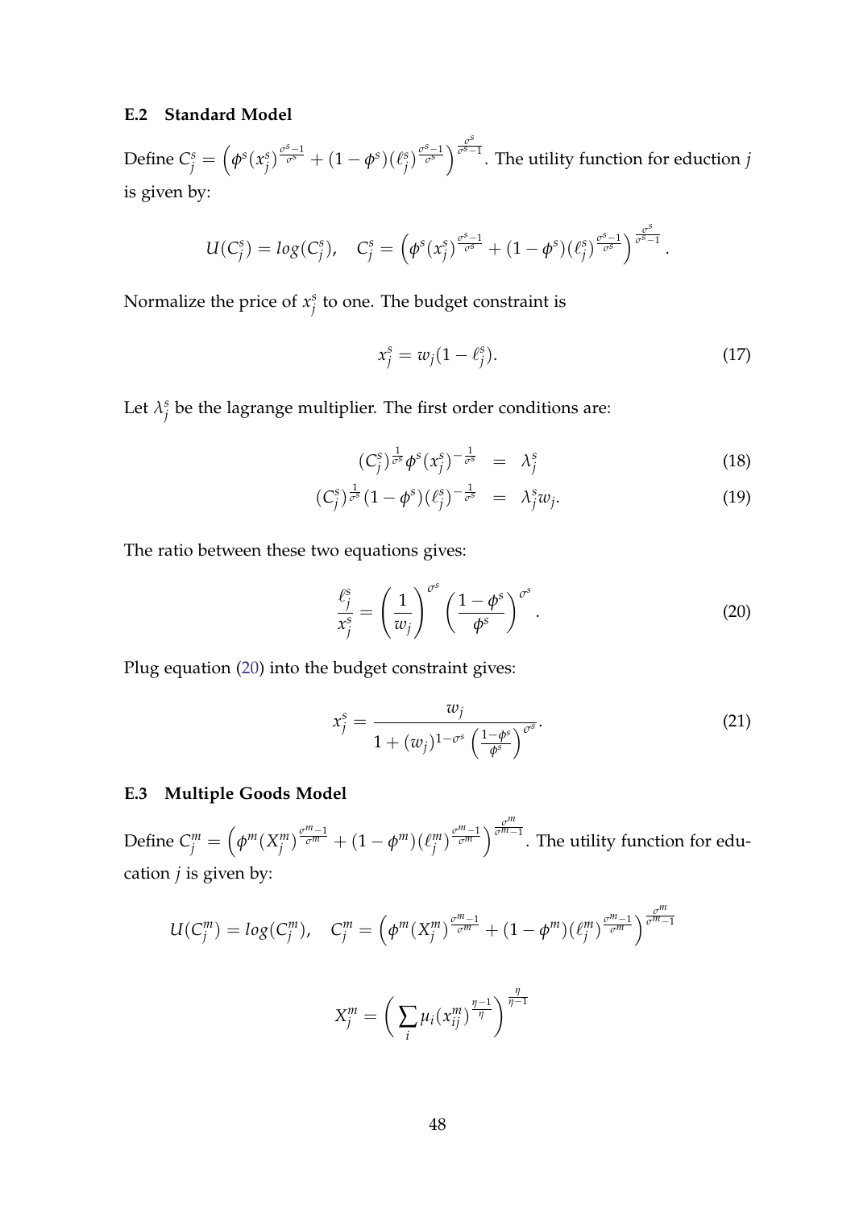### E.2 Standard Model

Define $C_j^s = \left(\phi^s (x_j^s)^{\frac{\sigma^s-1}{\sigma^s}} + (1-\phi^s)(\ell_j^s)^{\frac{\sigma^s-1}{\sigma^s}}\right)^{\frac{\sigma^s}{\sigma^s-1}}$. The utility function for eduction $j$ is given by:

$$U(C_j^s) = log(C_j^s), \quad C_j^s = \left(\phi^s (x_j^s)^{\frac{\sigma^s-1}{\sigma^s}} + (1-\phi^s)(\ell_j^s)^{\frac{\sigma^s-1}{\sigma^s}}\right)^{\frac{\sigma^s}{\sigma^s-1}}.$$

Normalize the price of $x_j^s$ to one. The budget constraint is

$$x_j^s = w_j(1-\ell_j^s). \tag{17}$$

Let $\lambda_j^s$ be the lagrange multiplier. The first order conditions are:

$$(C_j^s)^{\frac{1}{\sigma^s}} \phi^s (x_j^s)^{-\frac{1}{\sigma^s}} = \lambda_j^s \tag{18}$$

$$(C_j^s)^{\frac{1}{\sigma^s}} (1-\phi^s)(\ell_j^s)^{-\frac{1}{\sigma^s}} = \lambda_j^s w_j. \tag{19}$$

The ratio between these two equations gives:

$$\frac{\ell_j^s}{x_j^s} = \left(\frac{1}{w_j}\right)^{\sigma^s} \left(\frac{1-\phi^s}{\phi^s}\right)^{\sigma^s}. \tag{20}$$

Plug equation (20) into the budget constraint gives:

$$x_j^s = \frac{w_j}{1 + (w_j)^{1-\sigma^s}\left(\frac{1-\phi^s}{\phi^s}\right)^{\sigma^s}}. \tag{21}$$

### E.3 Multiple Goods Model

Define $C_j^m = \left(\phi^m (X_j^m)^{\frac{\sigma^m-1}{\sigma^m}} + (1-\phi^m)(\ell_j^m)^{\frac{\sigma^m-1}{\sigma^m}}\right)^{\frac{\sigma^m}{\sigma^m-1}}$. The utility function for education $j$ is given by:

$$U(C_j^m) = log(C_j^m), \quad C_j^m = \left(\phi^m (X_j^m)^{\frac{\sigma^m-1}{\sigma^m}} + (1-\phi^m)(\ell_j^m)^{\frac{\sigma^m-1}{\sigma^m}}\right)^{\frac{\sigma^m}{\sigma^m-1}}$$

$$X_j^m = \left(\sum_i \mu_i (x_{ij}^m)^{\frac{\eta-1}{\eta}}\right)^{\frac{\eta}{\eta-1}}$$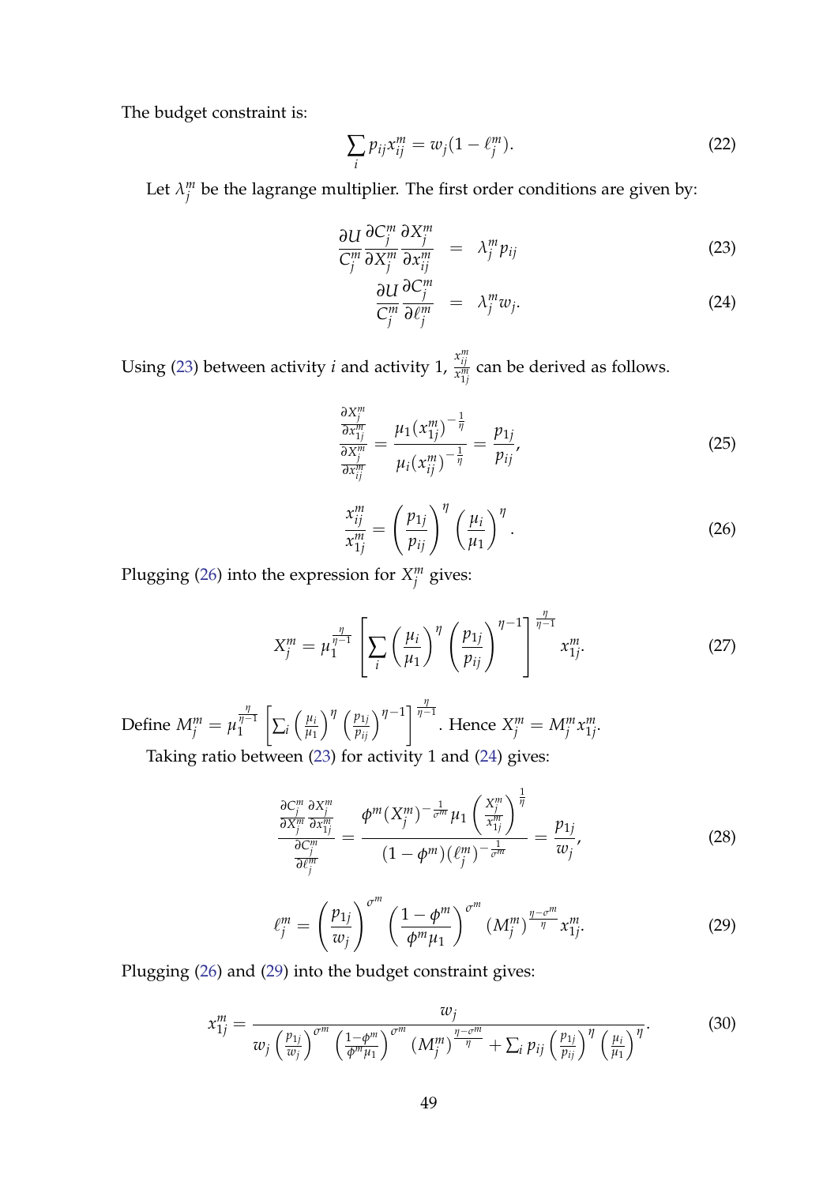The budget constraint is:

$$\sum_i p_{ij} x_{ij}^m = w_j(1 - \ell_j^m). \tag{22}$$

Let $\lambda_j^m$ be the lagrange multiplier. The first order conditions are given by:

$$\frac{\partial U}{C_j^m} \frac{\partial C_j^m}{\partial X_j^m} \frac{\partial X_j^m}{\partial x_{ij}^m} = \lambda_j^m p_{ij} \tag{23}$$

$$\frac{\partial U}{C_j^m} \frac{\partial C_j^m}{\partial \ell_j^m} = \lambda_j^m w_j. \tag{24}$$

Using (23) between activity $i$ and activity 1, $\frac{x_{ij}^m}{x_{1j}^m}$ can be derived as follows.

$$\frac{\frac{\partial X_j^m}{\partial x_{1j}^m}}{\frac{\partial X_j^m}{\partial x_{ij}^m}} = \frac{\mu_1 (x_{1j}^m)^{-\frac{1}{\eta}}}{\mu_i (x_{ij}^m)^{-\frac{1}{\eta}}} = \frac{p_{1j}}{p_{ij}}, \tag{25}$$

$$\frac{x_{ij}^m}{x_{1j}^m} = \left(\frac{p_{1j}}{p_{ij}}\right)^{\eta} \left(\frac{\mu_i}{\mu_1}\right)^{\eta}. \tag{26}$$

Plugging (26) into the expression for $X_j^m$ gives:

$$X_j^m = \mu_1^{\frac{\eta}{\eta-1}} \left[\sum_i \left(\frac{\mu_i}{\mu_1}\right)^{\eta} \left(\frac{p_{1j}}{p_{ij}}\right)^{\eta-1}\right]^{\frac{\eta}{\eta-1}} x_{1j}^m. \tag{27}$$

Define $M_j^m = \mu_1^{\frac{\eta}{\eta-1}} \left[\sum_i \left(\frac{\mu_i}{\mu_1}\right)^{\eta} \left(\frac{p_{1j}}{p_{ij}}\right)^{\eta-1}\right]^{\frac{\eta}{\eta-1}}$. Hence $X_j^m = M_j^m x_{1j}^m$.

Taking ratio between (23) for activity 1 and (24) gives:

$$\frac{\frac{\partial C_j^m}{\partial X_j^m} \frac{\partial X_j^m}{\partial x_{1j}^m}}{\frac{\partial C_j^m}{\partial \ell_j^m}} = \frac{\phi^m (X_j^m)^{-\frac{1}{\sigma^m}} \mu_1 \left(\frac{X_j^m}{x_{1j}^m}\right)^{\frac{1}{\eta}}}{(1 - \phi^m)(\ell_j^m)^{-\frac{1}{\sigma^m}}} = \frac{p_{1j}}{w_j}, \tag{28}$$

$$\ell_j^m = \left(\frac{p_{1j}}{w_j}\right)^{\sigma^m} \left(\frac{1 - \phi^m}{\phi^m \mu_1}\right)^{\sigma^m} (M_j^m)^{\frac{\eta - \sigma^m}{\eta}} x_{1j}^m. \tag{29}$$

Plugging (26) and (29) into the budget constraint gives:

$$x_{1j}^m = \frac{w_j}{w_j \left(\frac{p_{1j}}{w_j}\right)^{\sigma^m} \left(\frac{1-\phi^m}{\phi^m \mu_1}\right)^{\sigma^m} (M_j^m)^{\frac{\eta-\sigma^m}{\eta}} + \sum_i p_{ij} \left(\frac{p_{1j}}{p_{ij}}\right)^{\eta} \left(\frac{\mu_i}{\mu_1}\right)^{\eta}}. \tag{30}$$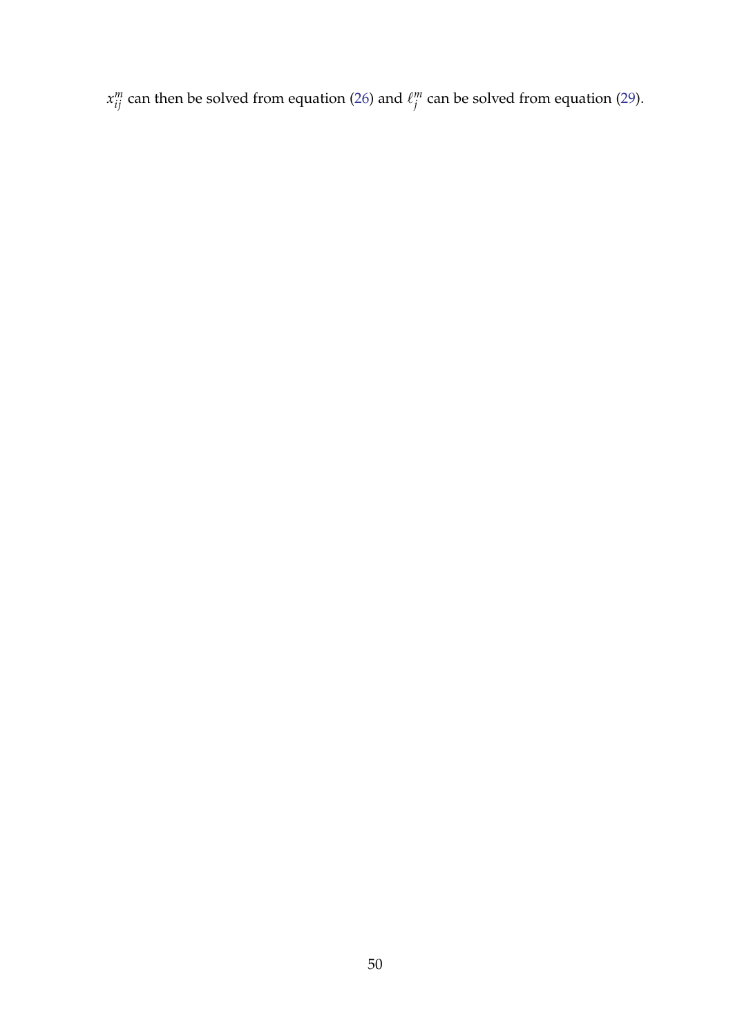$x_{ij}^m$ can then be solved from equation (26) and $\ell_j^m$ can be solved from equation (29).